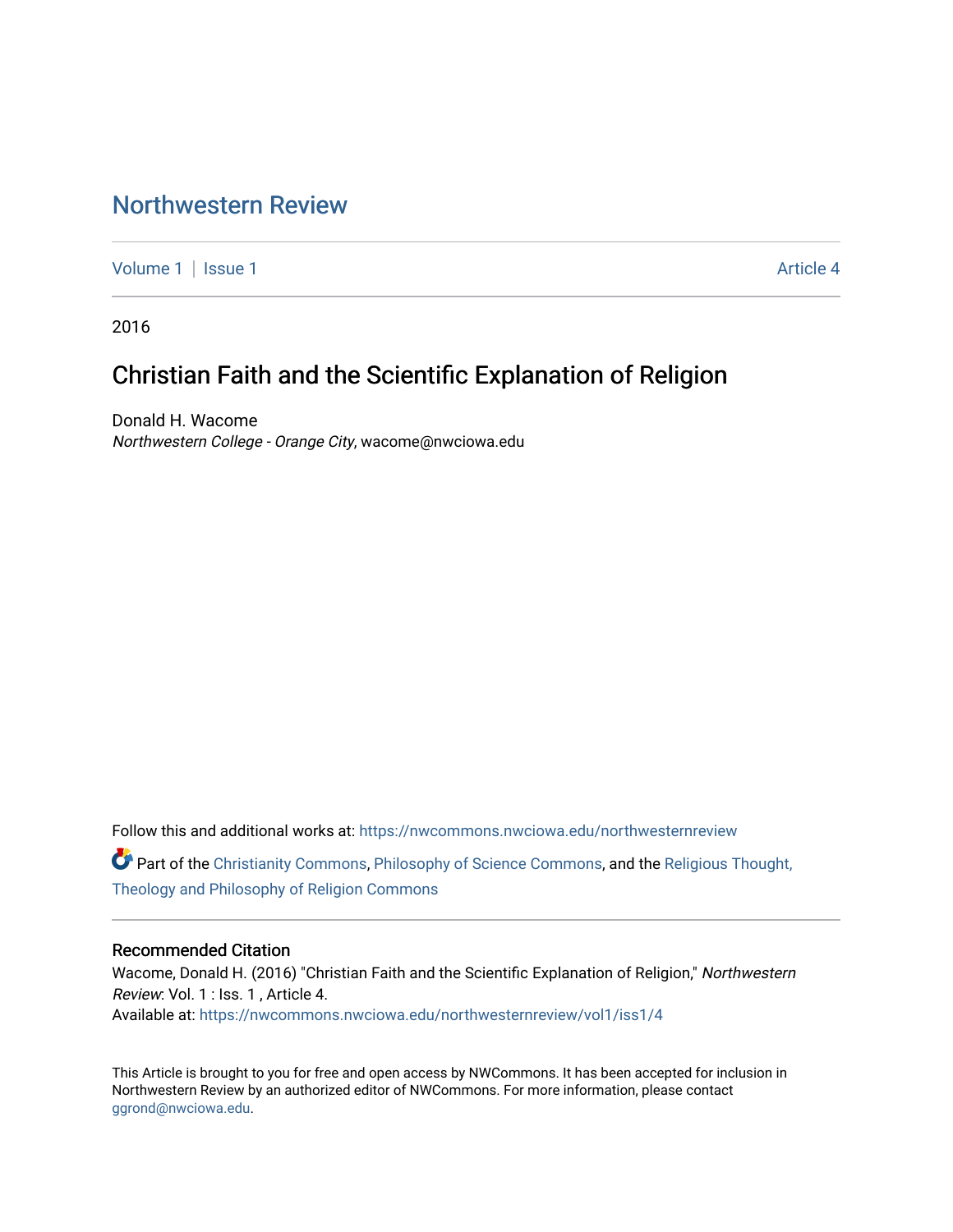# Northwestern Review

Volume 1 | Issue 1 Article 4

2016

## Christian Faith and the Scientific Explanation of Religion

Donald H. Wacome
*Northwestern College - Orange City*, wacome@nwciowa.edu

Follow this and additional works at: https://nwcommons.nwciowa.edu/northwesternreview

Part of the Christianity Commons, Philosophy of Science Commons, and the Religious Thought, Theology and Philosophy of Religion Commons

### Recommended Citation

Wacome, Donald H. (2016) "Christian Faith and the Scientific Explanation of Religion," *Northwestern Review*: Vol. 1 : Iss. 1 , Article 4.
Available at: https://nwcommons.nwciowa.edu/northwesternreview/vol1/iss1/4

This Article is brought to you for free and open access by NWCommons. It has been accepted for inclusion in Northwestern Review by an authorized editor of NWCommons. For more information, please contact ggrond@nwciowa.edu.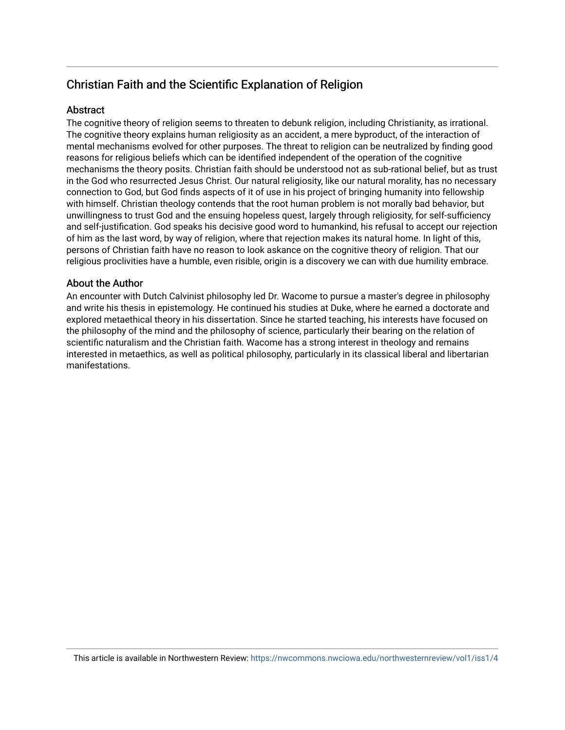## Christian Faith and the Scientific Explanation of Religion

### Abstract

The cognitive theory of religion seems to threaten to debunk religion, including Christianity, as irrational. The cognitive theory explains human religiosity as an accident, a mere byproduct, of the interaction of mental mechanisms evolved for other purposes. The threat to religion can be neutralized by finding good reasons for religious beliefs which can be identified independent of the operation of the cognitive mechanisms the theory posits. Christian faith should be understood not as sub-rational belief, but as trust in the God who resurrected Jesus Christ. Our natural religiosity, like our natural morality, has no necessary connection to God, but God finds aspects of it of use in his project of bringing humanity into fellowship with himself. Christian theology contends that the root human problem is not morally bad behavior, but unwillingness to trust God and the ensuing hopeless quest, largely through religiosity, for self-sufficiency and self-justification. God speaks his decisive good word to humankind, his refusal to accept our rejection of him as the last word, by way of religion, where that rejection makes its natural home. In light of this, persons of Christian faith have no reason to look askance on the cognitive theory of religion. That our religious proclivities have a humble, even risible, origin is a discovery we can with due humility embrace.

### About the Author

An encounter with Dutch Calvinist philosophy led Dr. Wacome to pursue a master's degree in philosophy and write his thesis in epistemology. He continued his studies at Duke, where he earned a doctorate and explored metaethical theory in his dissertation. Since he started teaching, his interests have focused on the philosophy of the mind and the philosophy of science, particularly their bearing on the relation of scientific naturalism and the Christian faith. Wacome has a strong interest in theology and remains interested in metaethics, as well as political philosophy, particularly in its classical liberal and libertarian manifestations.

This article is available in Northwestern Review: https://nwcommons.nwciowa.edu/northwesternreview/vol1/iss1/4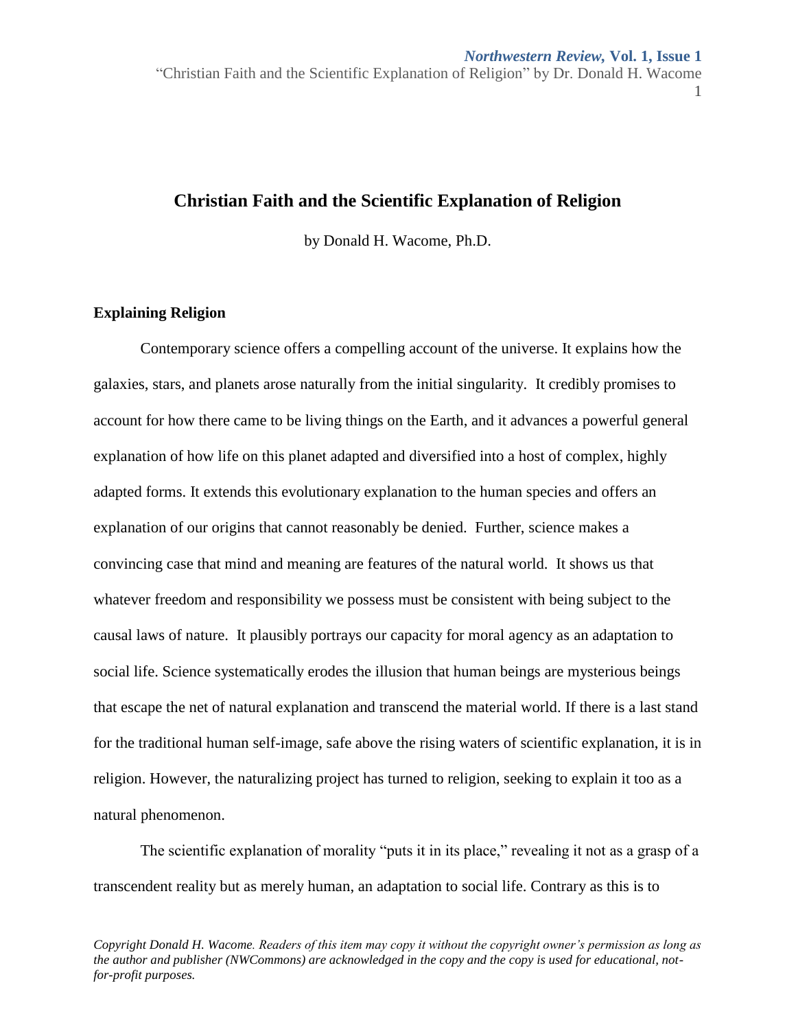# Christian Faith and the Scientific Explanation of Religion

by Donald H. Wacome, Ph.D.

## Explaining Religion

Contemporary science offers a compelling account of the universe. It explains how the galaxies, stars, and planets arose naturally from the initial singularity. It credibly promises to account for how there came to be living things on the Earth, and it advances a powerful general explanation of how life on this planet adapted and diversified into a host of complex, highly adapted forms. It extends this evolutionary explanation to the human species and offers an explanation of our origins that cannot reasonably be denied. Further, science makes a convincing case that mind and meaning are features of the natural world. It shows us that whatever freedom and responsibility we possess must be consistent with being subject to the causal laws of nature. It plausibly portrays our capacity for moral agency as an adaptation to social life. Science systematically erodes the illusion that human beings are mysterious beings that escape the net of natural explanation and transcend the material world. If there is a last stand for the traditional human self-image, safe above the rising waters of scientific explanation, it is in religion. However, the naturalizing project has turned to religion, seeking to explain it too as a natural phenomenon.

The scientific explanation of morality "puts it in its place," revealing it not as a grasp of a transcendent reality but as merely human, an adaptation to social life. Contrary as this is to

*Copyright Donald H. Wacome. Readers of this item may copy it without the copyright owner's permission as long as the author and publisher (NWCommons) are acknowledged in the copy and the copy is used for educational, not-for-profit purposes.*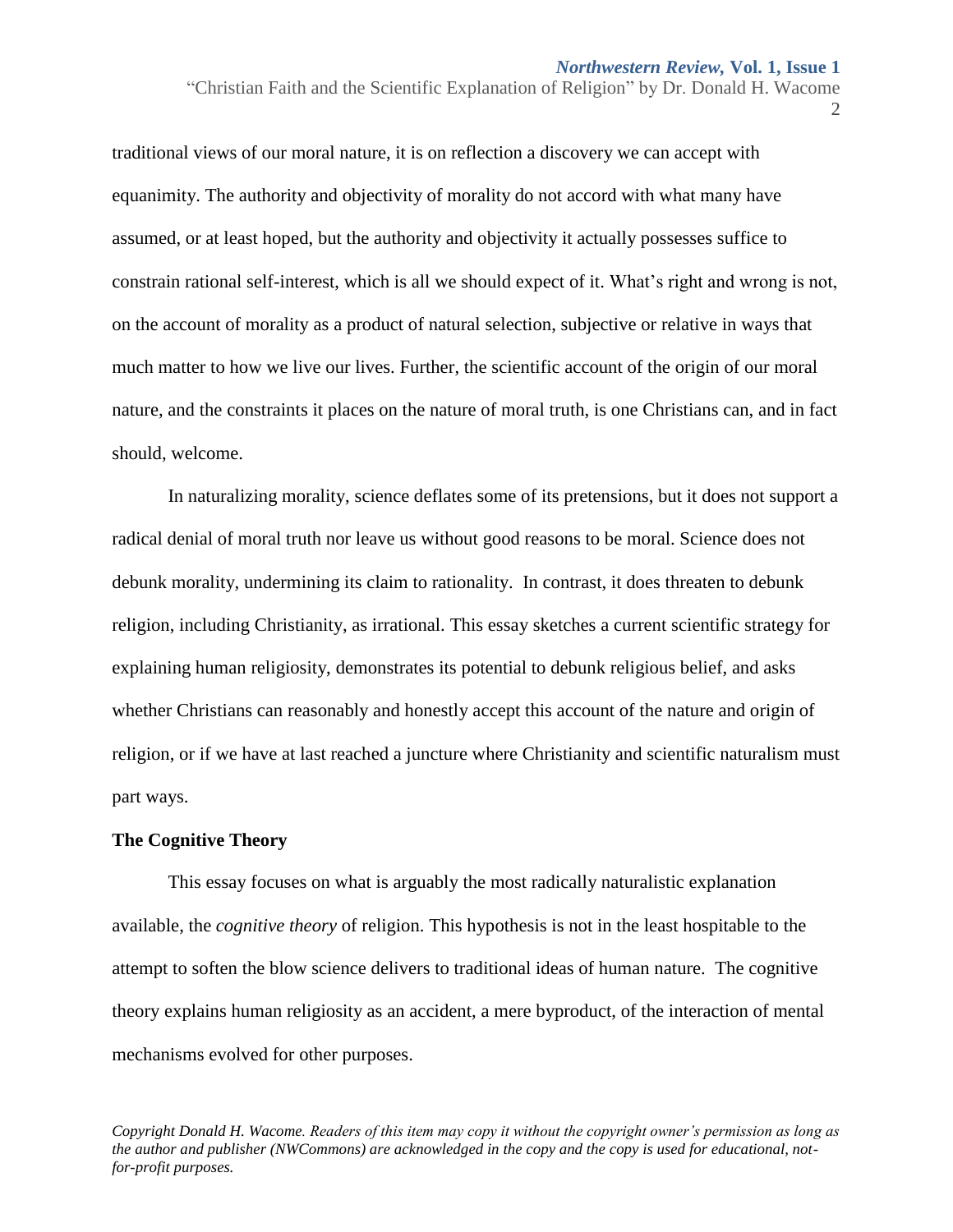traditional views of our moral nature, it is on reflection a discovery we can accept with equanimity. The authority and objectivity of morality do not accord with what many have assumed, or at least hoped, but the authority and objectivity it actually possesses suffice to constrain rational self-interest, which is all we should expect of it. What's right and wrong is not, on the account of morality as a product of natural selection, subjective or relative in ways that much matter to how we live our lives. Further, the scientific account of the origin of our moral nature, and the constraints it places on the nature of moral truth, is one Christians can, and in fact should, welcome.

In naturalizing morality, science deflates some of its pretensions, but it does not support a radical denial of moral truth nor leave us without good reasons to be moral. Science does not debunk morality, undermining its claim to rationality. In contrast, it does threaten to debunk religion, including Christianity, as irrational. This essay sketches a current scientific strategy for explaining human religiosity, demonstrates its potential to debunk religious belief, and asks whether Christians can reasonably and honestly accept this account of the nature and origin of religion, or if we have at last reached a juncture where Christianity and scientific naturalism must part ways.

**The Cognitive Theory**

This essay focuses on what is arguably the most radically naturalistic explanation available, the *cognitive theory* of religion. This hypothesis is not in the least hospitable to the attempt to soften the blow science delivers to traditional ideas of human nature. The cognitive theory explains human religiosity as an accident, a mere byproduct, of the interaction of mental mechanisms evolved for other purposes.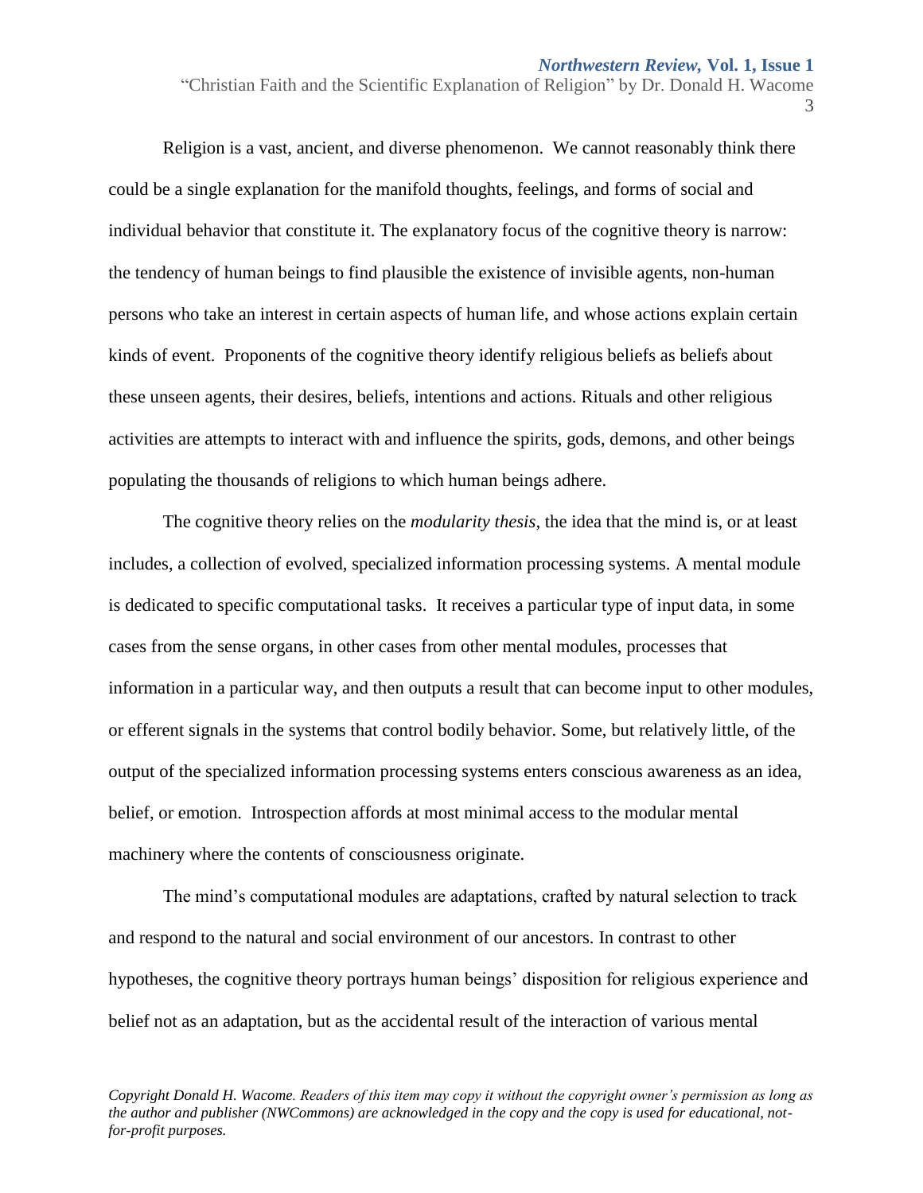Religion is a vast, ancient, and diverse phenomenon. We cannot reasonably think there could be a single explanation for the manifold thoughts, feelings, and forms of social and individual behavior that constitute it. The explanatory focus of the cognitive theory is narrow: the tendency of human beings to find plausible the existence of invisible agents, non-human persons who take an interest in certain aspects of human life, and whose actions explain certain kinds of event. Proponents of the cognitive theory identify religious beliefs as beliefs about these unseen agents, their desires, beliefs, intentions and actions. Rituals and other religious activities are attempts to interact with and influence the spirits, gods, demons, and other beings populating the thousands of religions to which human beings adhere.

The cognitive theory relies on the *modularity thesis*, the idea that the mind is, or at least includes, a collection of evolved, specialized information processing systems. A mental module is dedicated to specific computational tasks. It receives a particular type of input data, in some cases from the sense organs, in other cases from other mental modules, processes that information in a particular way, and then outputs a result that can become input to other modules, or efferent signals in the systems that control bodily behavior. Some, but relatively little, of the output of the specialized information processing systems enters conscious awareness as an idea, belief, or emotion. Introspection affords at most minimal access to the modular mental machinery where the contents of consciousness originate.

The mind's computational modules are adaptations, crafted by natural selection to track and respond to the natural and social environment of our ancestors. In contrast to other hypotheses, the cognitive theory portrays human beings' disposition for religious experience and belief not as an adaptation, but as the accidental result of the interaction of various mental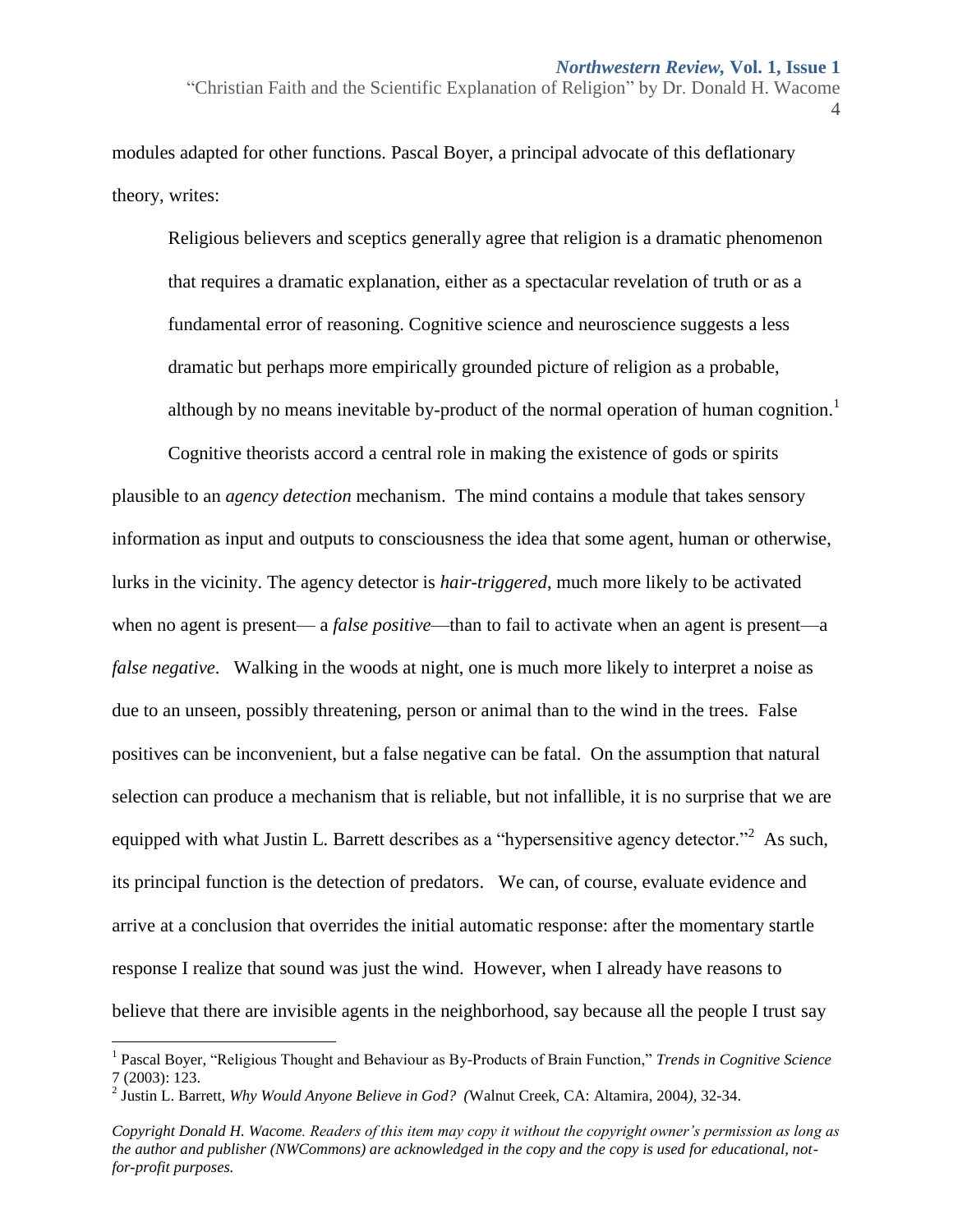modules adapted for other functions. Pascal Boyer, a principal advocate of this deflationary theory, writes:

> Religious believers and sceptics generally agree that religion is a dramatic phenomenon that requires a dramatic explanation, either as a spectacular revelation of truth or as a fundamental error of reasoning. Cognitive science and neuroscience suggests a less dramatic but perhaps more empirically grounded picture of religion as a probable, although by no means inevitable by-product of the normal operation of human cognition.[1]

Cognitive theorists accord a central role in making the existence of gods or spirits plausible to an *agency detection* mechanism. The mind contains a module that takes sensory information as input and outputs to consciousness the idea that some agent, human or otherwise, lurks in the vicinity. The agency detector is *hair-triggered*, much more likely to be activated when no agent is present— a *false positive*—than to fail to activate when an agent is present—a *false negative*. Walking in the woods at night, one is much more likely to interpret a noise as due to an unseen, possibly threatening, person or animal than to the wind in the trees. False positives can be inconvenient, but a false negative can be fatal. On the assumption that natural selection can produce a mechanism that is reliable, but not infallible, it is no surprise that we are equipped with what Justin L. Barrett describes as a "hypersensitive agency detector."[2] As such, its principal function is the detection of predators. We can, of course, evaluate evidence and arrive at a conclusion that overrides the initial automatic response: after the momentary startle response I realize that sound was just the wind. However, when I already have reasons to believe that there are invisible agents in the neighborhood, say because all the people I trust say

---

[1] Pascal Boyer, "Religious Thought and Behaviour as By-Products of Brain Function," *Trends in Cognitive Science* 7 (2003): 123.

[2] Justin L. Barrett, *Why Would Anyone Believe in God? (*Walnut Creek, CA: Altamira, 2004*)*, 32-34.

*Copyright Donald H. Wacome. Readers of this item may copy it without the copyright owner's permission as long as the author and publisher (NWCommons) are acknowledged in the copy and the copy is used for educational, not-for-profit purposes.*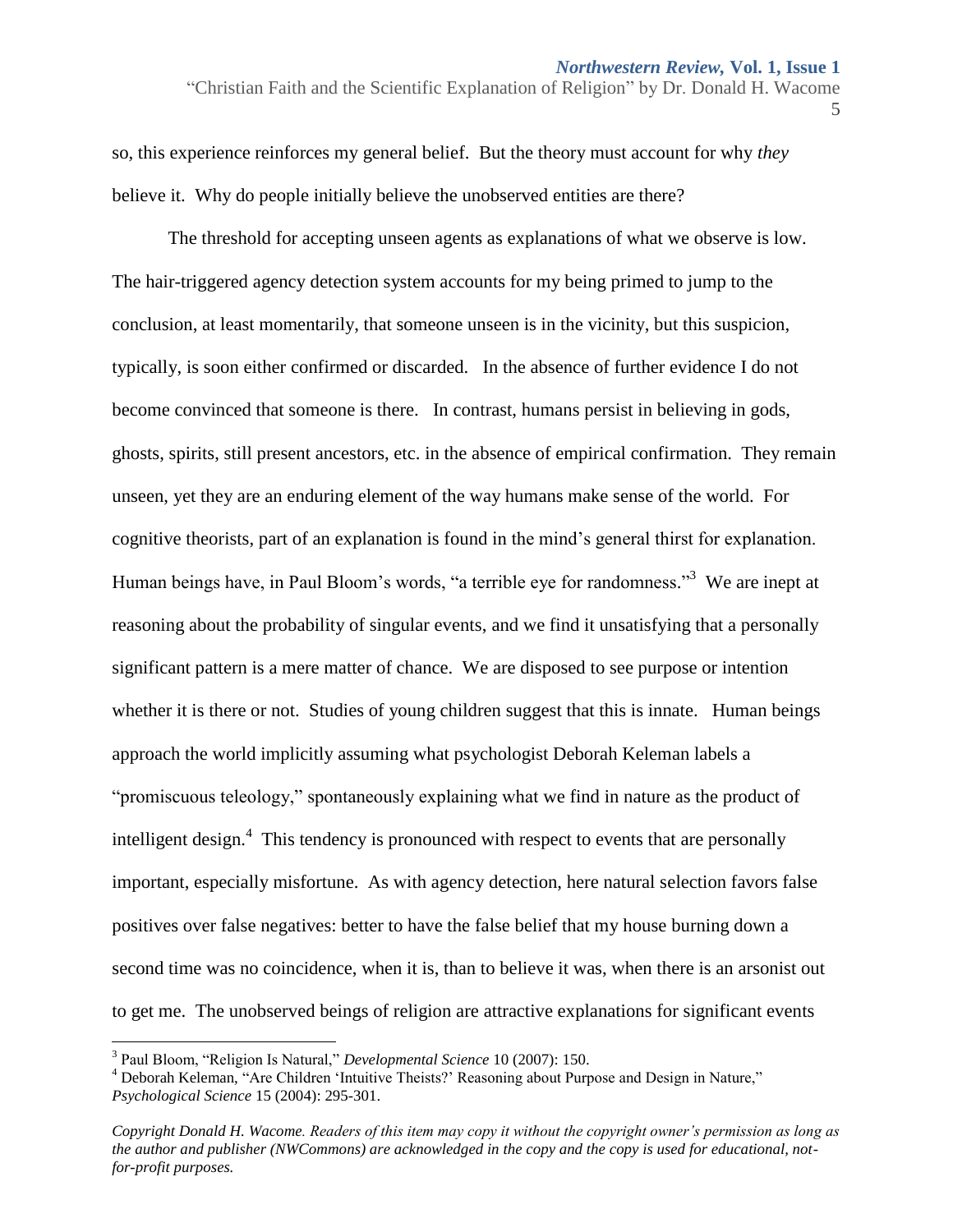so, this experience reinforces my general belief. But the theory must account for why *they* believe it. Why do people initially believe the unobserved entities are there?

The threshold for accepting unseen agents as explanations of what we observe is low. The hair-triggered agency detection system accounts for my being primed to jump to the conclusion, at least momentarily, that someone unseen is in the vicinity, but this suspicion, typically, is soon either confirmed or discarded. In the absence of further evidence I do not become convinced that someone is there. In contrast, humans persist in believing in gods, ghosts, spirits, still present ancestors, etc. in the absence of empirical confirmation. They remain unseen, yet they are an enduring element of the way humans make sense of the world. For cognitive theorists, part of an explanation is found in the mind's general thirst for explanation. Human beings have, in Paul Bloom's words, "a terrible eye for randomness."[3] We are inept at reasoning about the probability of singular events, and we find it unsatisfying that a personally significant pattern is a mere matter of chance. We are disposed to see purpose or intention whether it is there or not. Studies of young children suggest that this is innate. Human beings approach the world implicitly assuming what psychologist Deborah Keleman labels a "promiscuous teleology," spontaneously explaining what we find in nature as the product of intelligent design.[4] This tendency is pronounced with respect to events that are personally important, especially misfortune. As with agency detection, here natural selection favors false positives over false negatives: better to have the false belief that my house burning down a second time was no coincidence, when it is, than to believe it was, when there is an arsonist out to get me. The unobserved beings of religion are attractive explanations for significant events

---

[3] Paul Bloom, "Religion Is Natural," *Developmental Science* 10 (2007): 150.

[4] Deborah Keleman, "Are Children 'Intuitive Theists?' Reasoning about Purpose and Design in Nature," *Psychological Science* 15 (2004): 295-301.

*Copyright Donald H. Wacome. Readers of this item may copy it without the copyright owner's permission as long as the author and publisher (NWCommons) are acknowledged in the copy and the copy is used for educational, not-for-profit purposes.*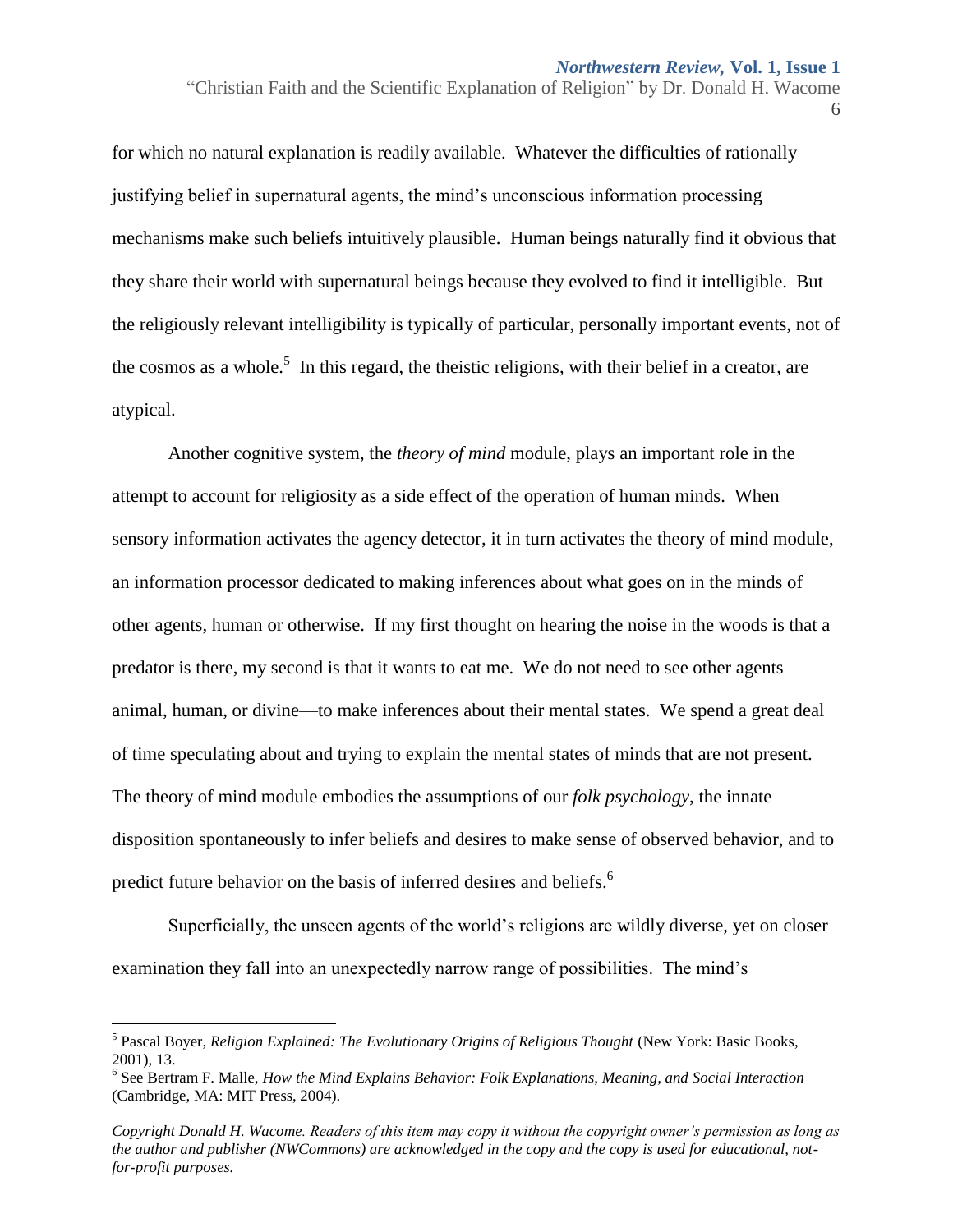for which no natural explanation is readily available. Whatever the difficulties of rationally justifying belief in supernatural agents, the mind's unconscious information processing mechanisms make such beliefs intuitively plausible. Human beings naturally find it obvious that they share their world with supernatural beings because they evolved to find it intelligible. But the religiously relevant intelligibility is typically of particular, personally important events, not of the cosmos as a whole.[5] In this regard, the theistic religions, with their belief in a creator, are atypical.

Another cognitive system, the *theory of mind* module, plays an important role in the attempt to account for religiosity as a side effect of the operation of human minds. When sensory information activates the agency detector, it in turn activates the theory of mind module, an information processor dedicated to making inferences about what goes on in the minds of other agents, human or otherwise. If my first thought on hearing the noise in the woods is that a predator is there, my second is that it wants to eat me. We do not need to see other agents—animal, human, or divine—to make inferences about their mental states. We spend a great deal of time speculating about and trying to explain the mental states of minds that are not present. The theory of mind module embodies the assumptions of our *folk psychology*, the innate disposition spontaneously to infer beliefs and desires to make sense of observed behavior, and to predict future behavior on the basis of inferred desires and beliefs.[6]

Superficially, the unseen agents of the world's religions are wildly diverse, yet on closer examination they fall into an unexpectedly narrow range of possibilities. The mind's

---

[5] Pascal Boyer, *Religion Explained: The Evolutionary Origins of Religious Thought* (New York: Basic Books, 2001), 13.

[6] See Bertram F. Malle, *How the Mind Explains Behavior: Folk Explanations, Meaning, and Social Interaction* (Cambridge, MA: MIT Press, 2004).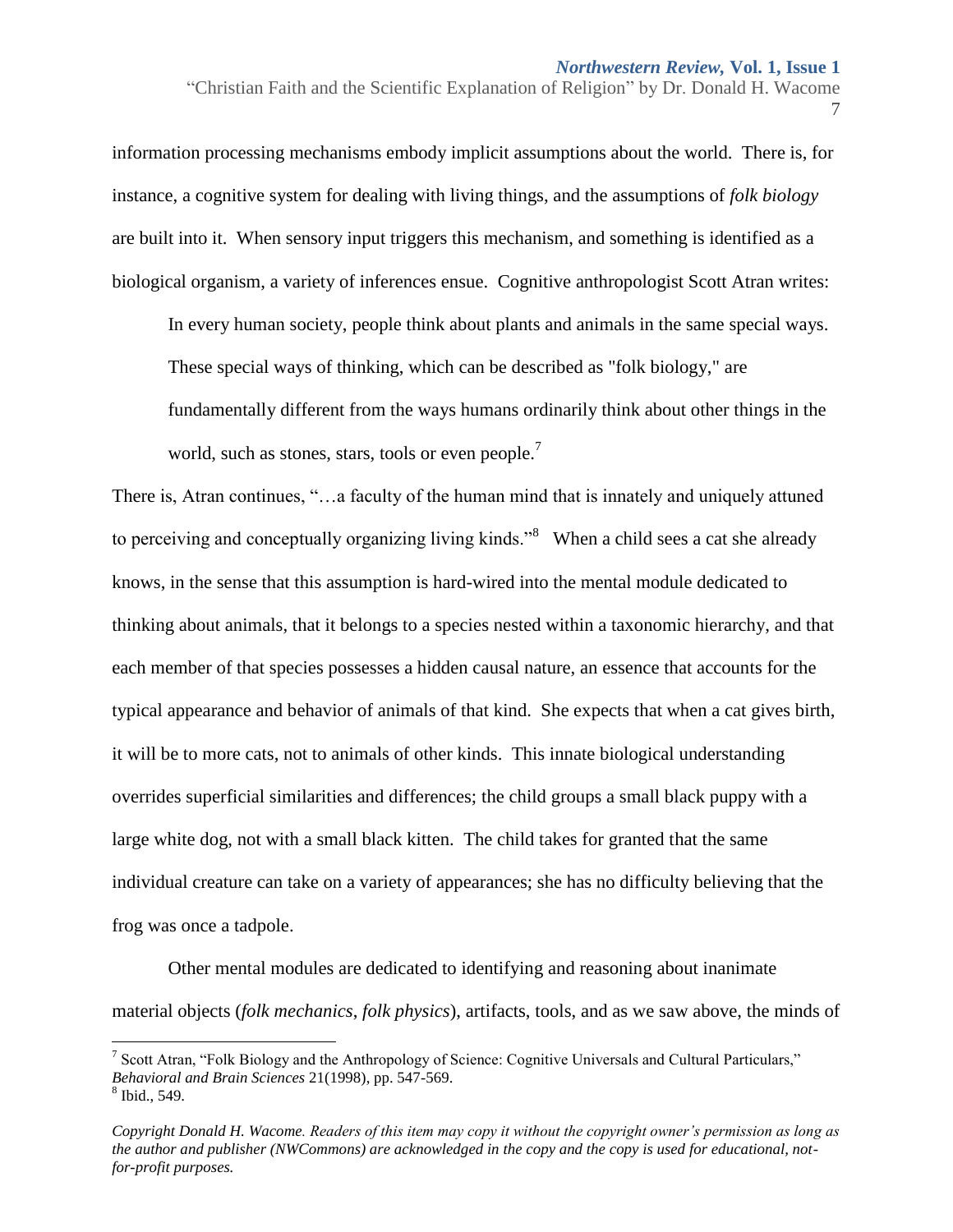information processing mechanisms embody implicit assumptions about the world. There is, for instance, a cognitive system for dealing with living things, and the assumptions of *folk biology* are built into it. When sensory input triggers this mechanism, and something is identified as a biological organism, a variety of inferences ensue. Cognitive anthropologist Scott Atran writes:

> In every human society, people think about plants and animals in the same special ways. These special ways of thinking, which can be described as "folk biology," are fundamentally different from the ways humans ordinarily think about other things in the world, such as stones, stars, tools or even people.[7]

There is, Atran continues, "…a faculty of the human mind that is innately and uniquely attuned to perceiving and conceptually organizing living kinds."[8] When a child sees a cat she already knows, in the sense that this assumption is hard-wired into the mental module dedicated to thinking about animals, that it belongs to a species nested within a taxonomic hierarchy, and that each member of that species possesses a hidden causal nature, an essence that accounts for the typical appearance and behavior of animals of that kind. She expects that when a cat gives birth, it will be to more cats, not to animals of other kinds. This innate biological understanding overrides superficial similarities and differences; the child groups a small black puppy with a large white dog, not with a small black kitten. The child takes for granted that the same individual creature can take on a variety of appearances; she has no difficulty believing that the frog was once a tadpole.

Other mental modules are dedicated to identifying and reasoning about inanimate material objects (*folk mechanics*, *folk physics*), artifacts, tools, and as we saw above, the minds of

---

[7] Scott Atran, "Folk Biology and the Anthropology of Science: Cognitive Universals and Cultural Particulars," *Behavioral and Brain Sciences* 21(1998), pp. 547-569.

[8] Ibid., 549.

*Copyright Donald H. Wacome. Readers of this item may copy it without the copyright owner's permission as long as the author and publisher (NWCommons) are acknowledged in the copy and the copy is used for educational, not-for-profit purposes.*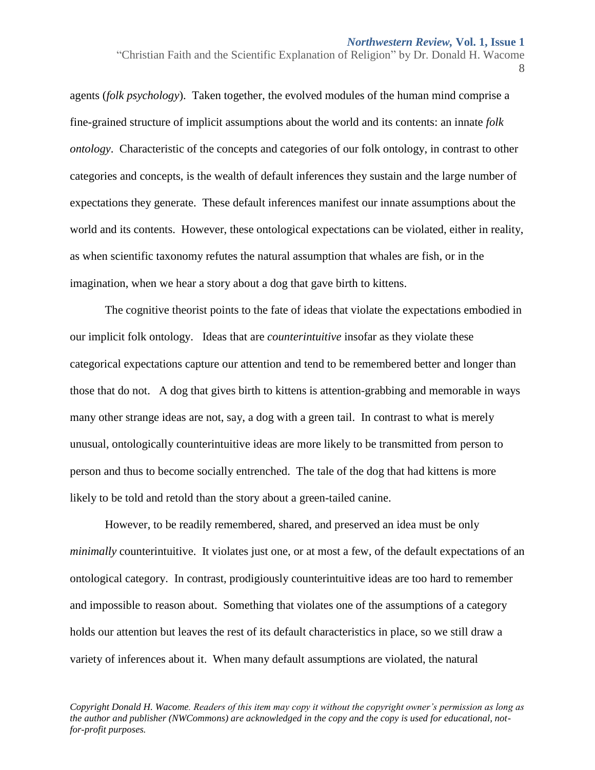agents (*folk psychology*). Taken together, the evolved modules of the human mind comprise a fine-grained structure of implicit assumptions about the world and its contents: an innate *folk ontology*. Characteristic of the concepts and categories of our folk ontology, in contrast to other categories and concepts, is the wealth of default inferences they sustain and the large number of expectations they generate. These default inferences manifest our innate assumptions about the world and its contents. However, these ontological expectations can be violated, either in reality, as when scientific taxonomy refutes the natural assumption that whales are fish, or in the imagination, when we hear a story about a dog that gave birth to kittens.

The cognitive theorist points to the fate of ideas that violate the expectations embodied in our implicit folk ontology. Ideas that are *counterintuitive* insofar as they violate these categorical expectations capture our attention and tend to be remembered better and longer than those that do not. A dog that gives birth to kittens is attention-grabbing and memorable in ways many other strange ideas are not, say, a dog with a green tail. In contrast to what is merely unusual, ontologically counterintuitive ideas are more likely to be transmitted from person to person and thus to become socially entrenched. The tale of the dog that had kittens is more likely to be told and retold than the story about a green-tailed canine.

However, to be readily remembered, shared, and preserved an idea must be only *minimally* counterintuitive. It violates just one, or at most a few, of the default expectations of an ontological category. In contrast, prodigiously counterintuitive ideas are too hard to remember and impossible to reason about. Something that violates one of the assumptions of a category holds our attention but leaves the rest of its default characteristics in place, so we still draw a variety of inferences about it. When many default assumptions are violated, the natural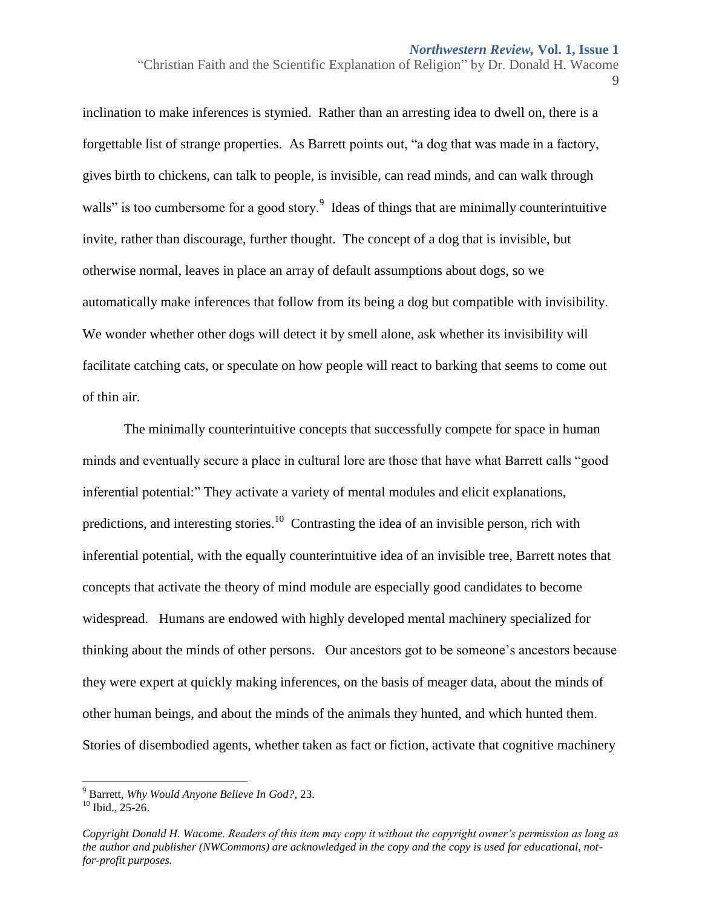inclination to make inferences is stymied. Rather than an arresting idea to dwell on, there is a forgettable list of strange properties. As Barrett points out, "a dog that was made in a factory, gives birth to chickens, can talk to people, is invisible, can read minds, and can walk through walls" is too cumbersome for a good story.[9] Ideas of things that are minimally counterintuitive invite, rather than discourage, further thought. The concept of a dog that is invisible, but otherwise normal, leaves in place an array of default assumptions about dogs, so we automatically make inferences that follow from its being a dog but compatible with invisibility. We wonder whether other dogs will detect it by smell alone, ask whether its invisibility will facilitate catching cats, or speculate on how people will react to barking that seems to come out of thin air.

The minimally counterintuitive concepts that successfully compete for space in human minds and eventually secure a place in cultural lore are those that have what Barrett calls "good inferential potential:" They activate a variety of mental modules and elicit explanations, predictions, and interesting stories.[10] Contrasting the idea of an invisible person, rich with inferential potential, with the equally counterintuitive idea of an invisible tree, Barrett notes that concepts that activate the theory of mind module are especially good candidates to become widespread. Humans are endowed with highly developed mental machinery specialized for thinking about the minds of other persons. Our ancestors got to be someone's ancestors because they were expert at quickly making inferences, on the basis of meager data, about the minds of other human beings, and about the minds of the animals they hunted, and which hunted them. Stories of disembodied agents, whether taken as fact or fiction, activate that cognitive machinery

---

[9] Barrett, *Why Would Anyone Believe In God?,* 23.

[10] Ibid., 25-26.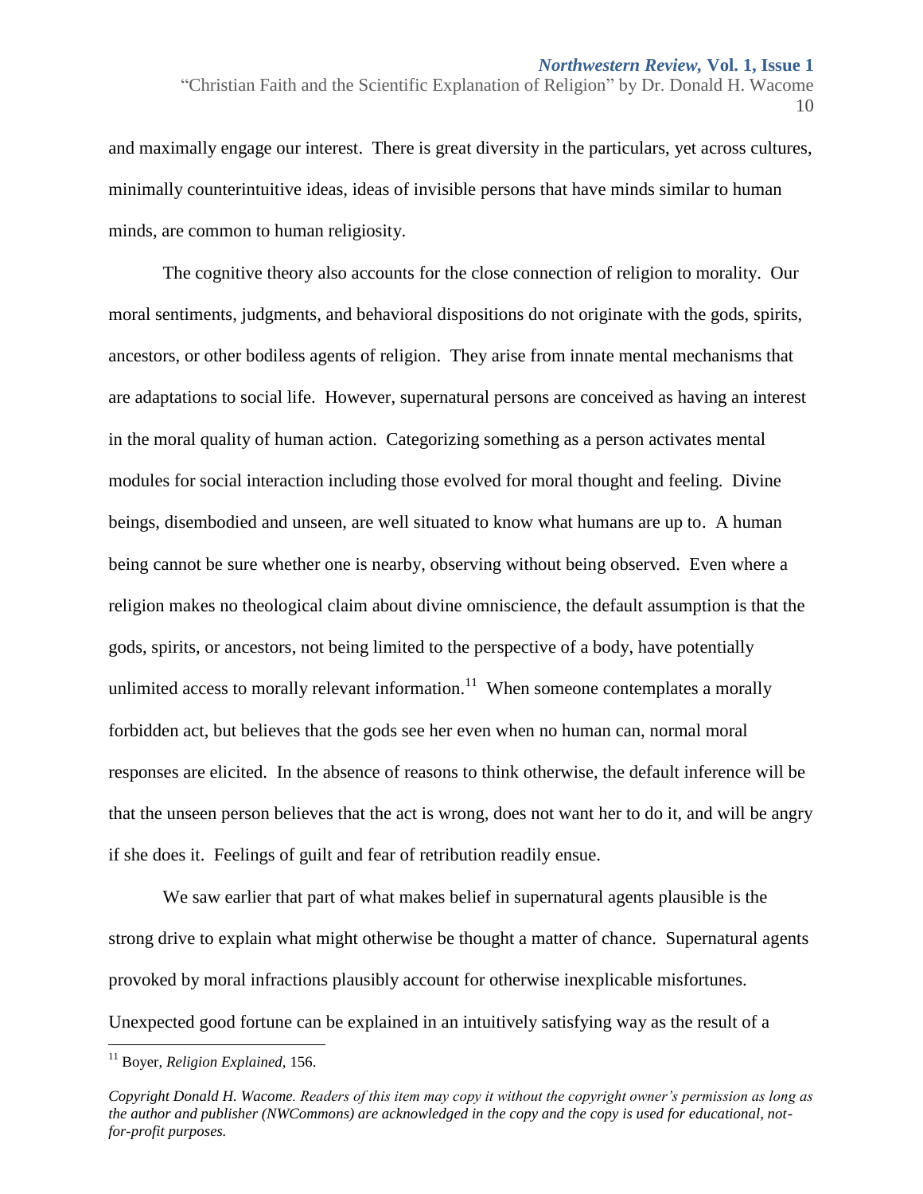and maximally engage our interest. There is great diversity in the particulars, yet across cultures, minimally counterintuitive ideas, ideas of invisible persons that have minds similar to human minds, are common to human religiosity.

The cognitive theory also accounts for the close connection of religion to morality. Our moral sentiments, judgments, and behavioral dispositions do not originate with the gods, spirits, ancestors, or other bodiless agents of religion. They arise from innate mental mechanisms that are adaptations to social life. However, supernatural persons are conceived as having an interest in the moral quality of human action. Categorizing something as a person activates mental modules for social interaction including those evolved for moral thought and feeling. Divine beings, disembodied and unseen, are well situated to know what humans are up to. A human being cannot be sure whether one is nearby, observing without being observed. Even where a religion makes no theological claim about divine omniscience, the default assumption is that the gods, spirits, or ancestors, not being limited to the perspective of a body, have potentially unlimited access to morally relevant information.[11] When someone contemplates a morally forbidden act, but believes that the gods see her even when no human can, normal moral responses are elicited. In the absence of reasons to think otherwise, the default inference will be that the unseen person believes that the act is wrong, does not want her to do it, and will be angry if she does it. Feelings of guilt and fear of retribution readily ensue.

We saw earlier that part of what makes belief in supernatural agents plausible is the strong drive to explain what might otherwise be thought a matter of chance. Supernatural agents provoked by moral infractions plausibly account for otherwise inexplicable misfortunes. Unexpected good fortune can be explained in an intuitively satisfying way as the result of a

---

[11] Boyer, *Religion Explained*, 156.

*Copyright Donald H. Wacome. Readers of this item may copy it without the copyright owner's permission as long as the author and publisher (NWCommons) are acknowledged in the copy and the copy is used for educational, not-for-profit purposes.*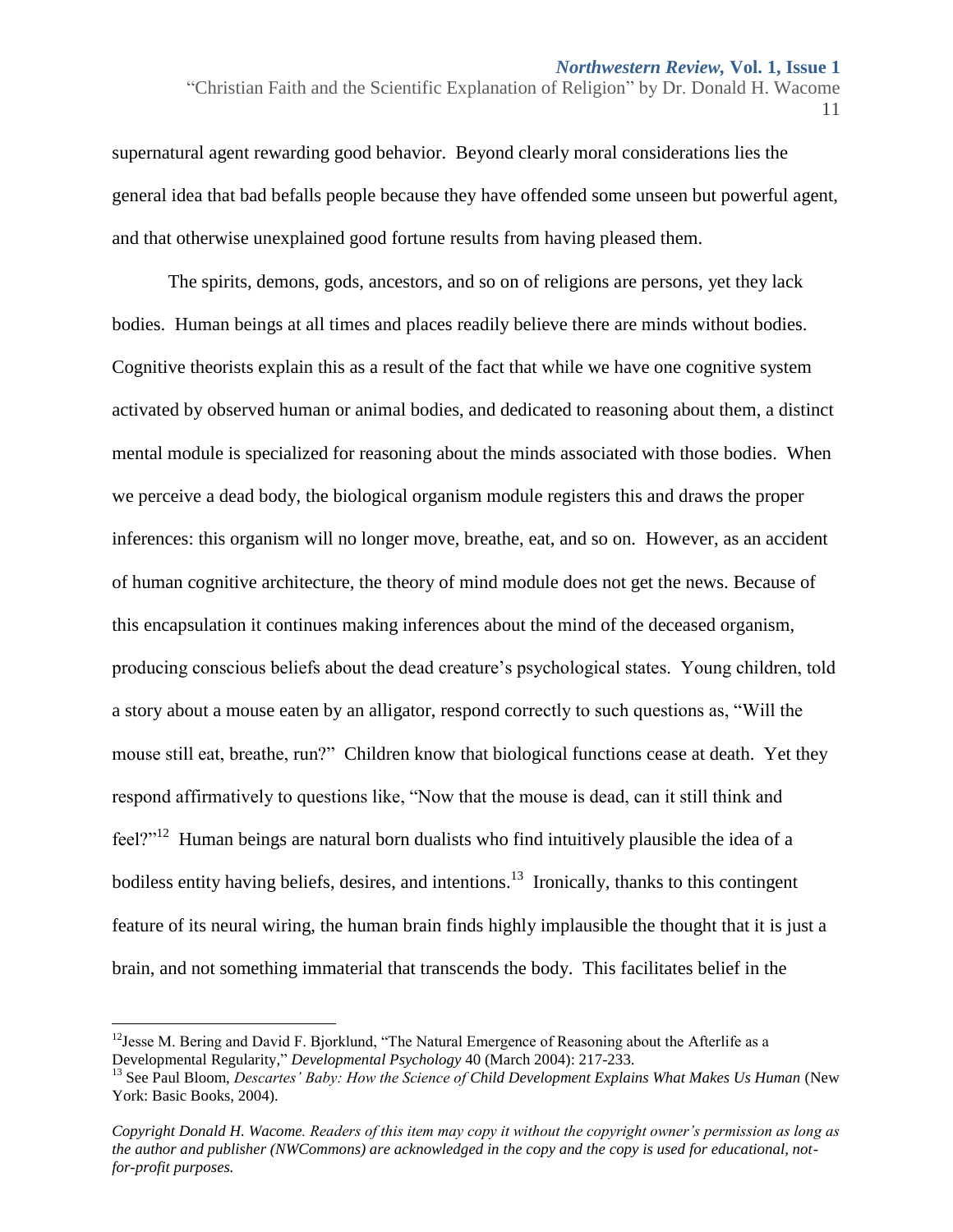supernatural agent rewarding good behavior. Beyond clearly moral considerations lies the general idea that bad befalls people because they have offended some unseen but powerful agent, and that otherwise unexplained good fortune results from having pleased them.

The spirits, demons, gods, ancestors, and so on of religions are persons, yet they lack bodies. Human beings at all times and places readily believe there are minds without bodies. Cognitive theorists explain this as a result of the fact that while we have one cognitive system activated by observed human or animal bodies, and dedicated to reasoning about them, a distinct mental module is specialized for reasoning about the minds associated with those bodies. When we perceive a dead body, the biological organism module registers this and draws the proper inferences: this organism will no longer move, breathe, eat, and so on. However, as an accident of human cognitive architecture, the theory of mind module does not get the news. Because of this encapsulation it continues making inferences about the mind of the deceased organism, producing conscious beliefs about the dead creature's psychological states. Young children, told a story about a mouse eaten by an alligator, respond correctly to such questions as, "Will the mouse still eat, breathe, run?" Children know that biological functions cease at death. Yet they respond affirmatively to questions like, "Now that the mouse is dead, can it still think and feel?"[12] Human beings are natural born dualists who find intuitively plausible the idea of a bodiless entity having beliefs, desires, and intentions.[13] Ironically, thanks to this contingent feature of its neural wiring, the human brain finds highly implausible the thought that it is just a brain, and not something immaterial that transcends the body. This facilitates belief in the

---

[12] Jesse M. Bering and David F. Bjorklund, "The Natural Emergence of Reasoning about the Afterlife as a Developmental Regularity," *Developmental Psychology* 40 (March 2004): 217-233.

[13] See Paul Bloom, *Descartes' Baby: How the Science of Child Development Explains What Makes Us Human* (New York: Basic Books, 2004).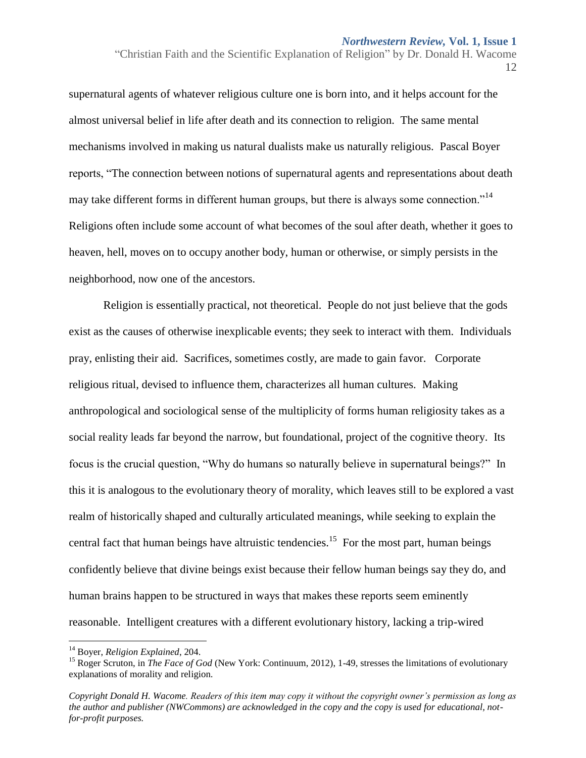supernatural agents of whatever religious culture one is born into, and it helps account for the almost universal belief in life after death and its connection to religion. The same mental mechanisms involved in making us natural dualists make us naturally religious. Pascal Boyer reports, "The connection between notions of supernatural agents and representations about death may take different forms in different human groups, but there is always some connection."[14] Religions often include some account of what becomes of the soul after death, whether it goes to heaven, hell, moves on to occupy another body, human or otherwise, or simply persists in the neighborhood, now one of the ancestors.

Religion is essentially practical, not theoretical. People do not just believe that the gods exist as the causes of otherwise inexplicable events; they seek to interact with them. Individuals pray, enlisting their aid. Sacrifices, sometimes costly, are made to gain favor. Corporate religious ritual, devised to influence them, characterizes all human cultures. Making anthropological and sociological sense of the multiplicity of forms human religiosity takes as a social reality leads far beyond the narrow, but foundational, project of the cognitive theory. Its focus is the crucial question, "Why do humans so naturally believe in supernatural beings?" In this it is analogous to the evolutionary theory of morality, which leaves still to be explored a vast realm of historically shaped and culturally articulated meanings, while seeking to explain the central fact that human beings have altruistic tendencies.[15] For the most part, human beings confidently believe that divine beings exist because their fellow human beings say they do, and human brains happen to be structured in ways that makes these reports seem eminently reasonable. Intelligent creatures with a different evolutionary history, lacking a trip-wired

---

[14] Boyer, *Religion Explained*, 204.

[15] Roger Scruton, in *The Face of God* (New York: Continuum, 2012), 1-49, stresses the limitations of evolutionary explanations of morality and religion.

*Copyright Donald H. Wacome. Readers of this item may copy it without the copyright owner's permission as long as the author and publisher (NWCommons) are acknowledged in the copy and the copy is used for educational, not-for-profit purposes.*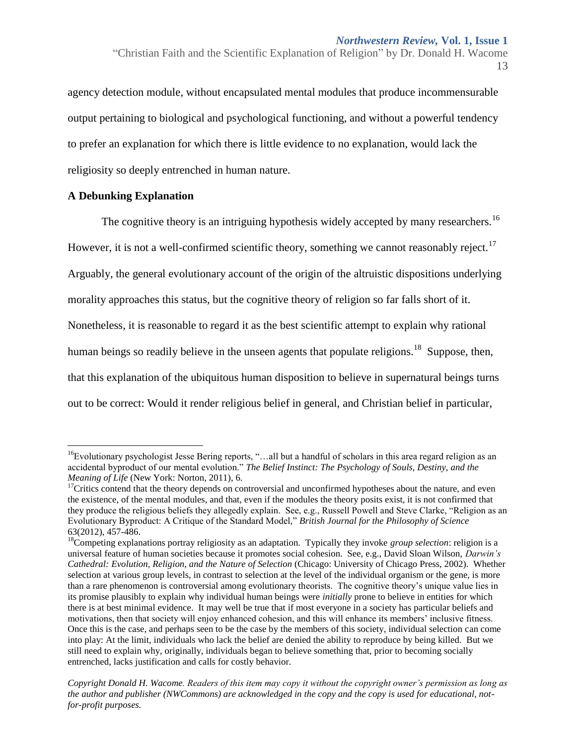agency detection module, without encapsulated mental modules that produce incommensurable output pertaining to biological and psychological functioning, and without a powerful tendency to prefer an explanation for which there is little evidence to no explanation, would lack the religiosity so deeply entrenched in human nature.

### A Debunking Explanation

The cognitive theory is an intriguing hypothesis widely accepted by many researchers.[16] However, it is not a well-confirmed scientific theory, something we cannot reasonably reject.[17] Arguably, the general evolutionary account of the origin of the altruistic dispositions underlying morality approaches this status, but the cognitive theory of religion so far falls short of it. Nonetheless, it is reasonable to regard it as the best scientific attempt to explain why rational human beings so readily believe in the unseen agents that populate religions.[18] Suppose, then, that this explanation of the ubiquitous human disposition to believe in supernatural beings turns out to be correct: Would it render religious belief in general, and Christian belief in particular,

---

[16]Evolutionary psychologist Jesse Bering reports, "…all but a handful of scholars in this area regard religion as an accidental byproduct of our mental evolution." *The Belief Instinct: The Psychology of Souls, Destiny, and the Meaning of Life* (New York: Norton, 2011), 6.

[17]Critics contend that the theory depends on controversial and unconfirmed hypotheses about the nature, and even the existence, of the mental modules, and that, even if the modules the theory posits exist, it is not confirmed that they produce the religious beliefs they allegedly explain. See, e.g., Russell Powell and Steve Clarke, "Religion as an Evolutionary Byproduct: A Critique of the Standard Model," *British Journal for the Philosophy of Science* 63(2012), 457-486.

[18]Competing explanations portray religiosity as an adaptation. Typically they invoke *group selection*: religion is a universal feature of human societies because it promotes social cohesion. See, e.g., David Sloan Wilson, *Darwin's Cathedral: Evolution, Religion, and the Nature of Selection* (Chicago: University of Chicago Press, 2002). Whether selection at various group levels, in contrast to selection at the level of the individual organism or the gene, is more than a rare phenomenon is controversial among evolutionary theorists. The cognitive theory's unique value lies in its promise plausibly to explain why individual human beings were *initially* prone to believe in entities for which there is at best minimal evidence. It may well be true that if most everyone in a society has particular beliefs and motivations, then that society will enjoy enhanced cohesion, and this will enhance its members' inclusive fitness. Once this is the case, and perhaps seen to be the case by the members of this society, individual selection can come into play: At the limit, individuals who lack the belief are denied the ability to reproduce by being killed. But we still need to explain why, originally, individuals began to believe something that, prior to becoming socially entrenched, lacks justification and calls for costly behavior.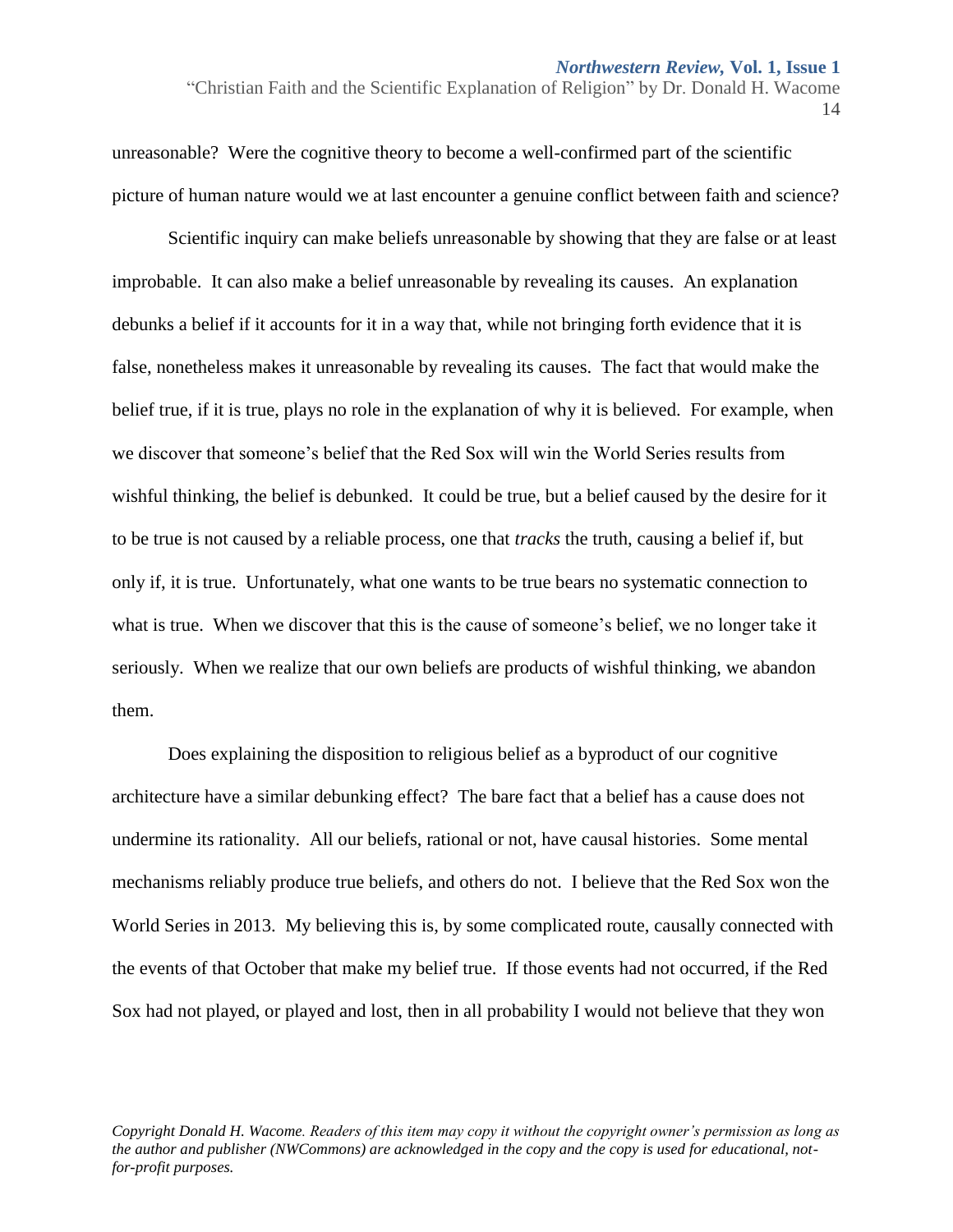unreasonable? Were the cognitive theory to become a well-confirmed part of the scientific picture of human nature would we at last encounter a genuine conflict between faith and science?

Scientific inquiry can make beliefs unreasonable by showing that they are false or at least improbable. It can also make a belief unreasonable by revealing its causes. An explanation debunks a belief if it accounts for it in a way that, while not bringing forth evidence that it is false, nonetheless makes it unreasonable by revealing its causes. The fact that would make the belief true, if it is true, plays no role in the explanation of why it is believed. For example, when we discover that someone's belief that the Red Sox will win the World Series results from wishful thinking, the belief is debunked. It could be true, but a belief caused by the desire for it to be true is not caused by a reliable process, one that *tracks* the truth, causing a belief if, but only if, it is true. Unfortunately, what one wants to be true bears no systematic connection to what is true. When we discover that this is the cause of someone's belief, we no longer take it seriously. When we realize that our own beliefs are products of wishful thinking, we abandon them.

Does explaining the disposition to religious belief as a byproduct of our cognitive architecture have a similar debunking effect? The bare fact that a belief has a cause does not undermine its rationality. All our beliefs, rational or not, have causal histories. Some mental mechanisms reliably produce true beliefs, and others do not. I believe that the Red Sox won the World Series in 2013. My believing this is, by some complicated route, causally connected with the events of that October that make my belief true. If those events had not occurred, if the Red Sox had not played, or played and lost, then in all probability I would not believe that they won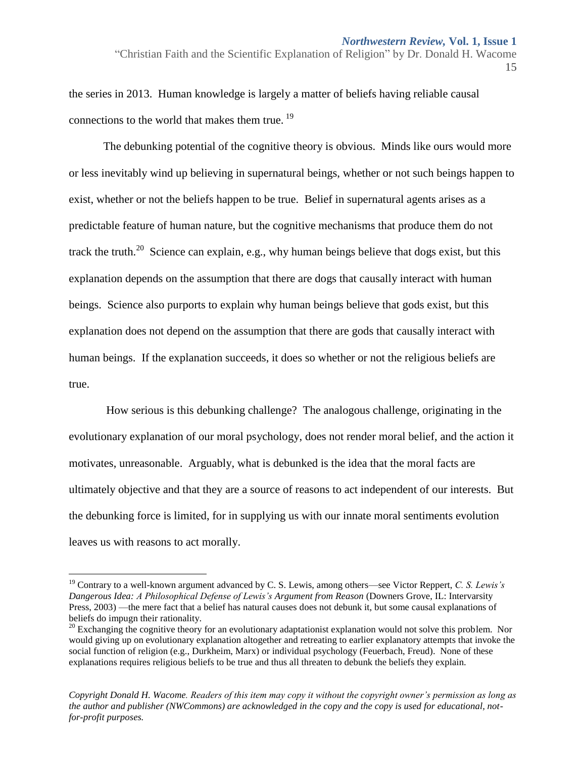the series in 2013. Human knowledge is largely a matter of beliefs having reliable causal connections to the world that makes them true. [19]

The debunking potential of the cognitive theory is obvious. Minds like ours would more or less inevitably wind up believing in supernatural beings, whether or not such beings happen to exist, whether or not the beliefs happen to be true. Belief in supernatural agents arises as a predictable feature of human nature, but the cognitive mechanisms that produce them do not track the truth.[20] Science can explain, e.g., why human beings believe that dogs exist, but this explanation depends on the assumption that there are dogs that causally interact with human beings. Science also purports to explain why human beings believe that gods exist, but this explanation does not depend on the assumption that there are gods that causally interact with human beings. If the explanation succeeds, it does so whether or not the religious beliefs are true.

How serious is this debunking challenge? The analogous challenge, originating in the evolutionary explanation of our moral psychology, does not render moral belief, and the action it motivates, unreasonable. Arguably, what is debunked is the idea that the moral facts are ultimately objective and that they are a source of reasons to act independent of our interests. But the debunking force is limited, for in supplying us with our innate moral sentiments evolution leaves us with reasons to act morally.

---

[19] Contrary to a well-known argument advanced by C. S. Lewis, among others—see Victor Reppert, *C. S. Lewis's Dangerous Idea: A Philosophical Defense of Lewis's Argument from Reason* (Downers Grove, IL: Intervarsity Press, 2003) —the mere fact that a belief has natural causes does not debunk it, but some causal explanations of beliefs do impugn their rationality.

[20] Exchanging the cognitive theory for an evolutionary adaptationist explanation would not solve this problem. Nor would giving up on evolutionary explanation altogether and retreating to earlier explanatory attempts that invoke the social function of religion (e.g., Durkheim, Marx) or individual psychology (Feuerbach, Freud). None of these explanations requires religious beliefs to be true and thus all threaten to debunk the beliefs they explain.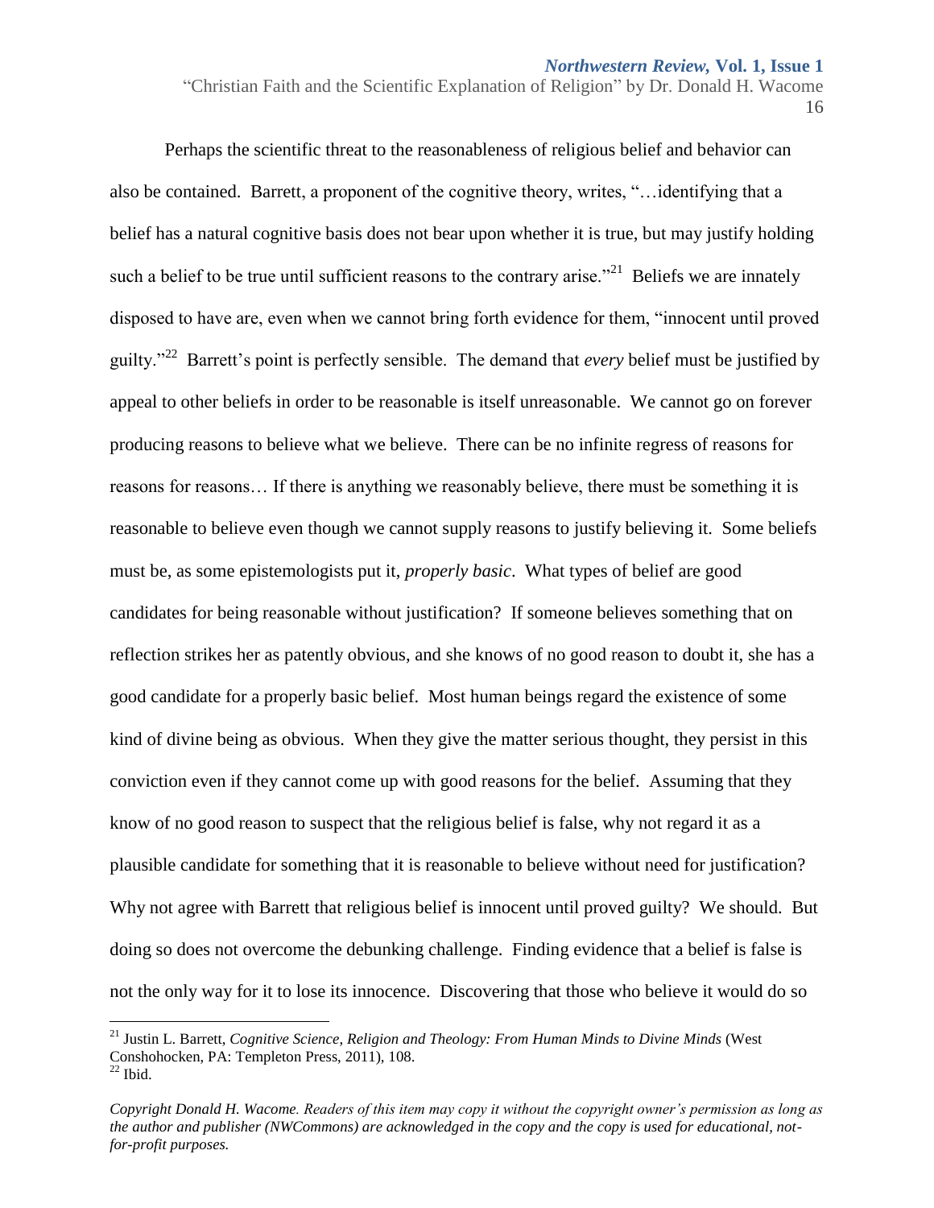Perhaps the scientific threat to the reasonableness of religious belief and behavior can also be contained. Barrett, a proponent of the cognitive theory, writes, "…identifying that a belief has a natural cognitive basis does not bear upon whether it is true, but may justify holding such a belief to be true until sufficient reasons to the contrary arise."[21] Beliefs we are innately disposed to have are, even when we cannot bring forth evidence for them, "innocent until proved guilty."[22] Barrett's point is perfectly sensible. The demand that *every* belief must be justified by appeal to other beliefs in order to be reasonable is itself unreasonable. We cannot go on forever producing reasons to believe what we believe. There can be no infinite regress of reasons for reasons for reasons… If there is anything we reasonably believe, there must be something it is reasonable to believe even though we cannot supply reasons to justify believing it. Some beliefs must be, as some epistemologists put it, *properly basic*. What types of belief are good candidates for being reasonable without justification? If someone believes something that on reflection strikes her as patently obvious, and she knows of no good reason to doubt it, she has a good candidate for a properly basic belief. Most human beings regard the existence of some kind of divine being as obvious. When they give the matter serious thought, they persist in this conviction even if they cannot come up with good reasons for the belief. Assuming that they know of no good reason to suspect that the religious belief is false, why not regard it as a plausible candidate for something that it is reasonable to believe without need for justification? Why not agree with Barrett that religious belief is innocent until proved guilty? We should. But doing so does not overcome the debunking challenge. Finding evidence that a belief is false is not the only way for it to lose its innocence. Discovering that those who believe it would do so

---

[21] Justin L. Barrett, *Cognitive Science, Religion and Theology: From Human Minds to Divine Minds* (West Conshohocken, PA: Templeton Press, 2011), 108.

[22] Ibid.

*Copyright Donald H. Wacome. Readers of this item may copy it without the copyright owner's permission as long as the author and publisher (NWCommons) are acknowledged in the copy and the copy is used for educational, not-for-profit purposes.*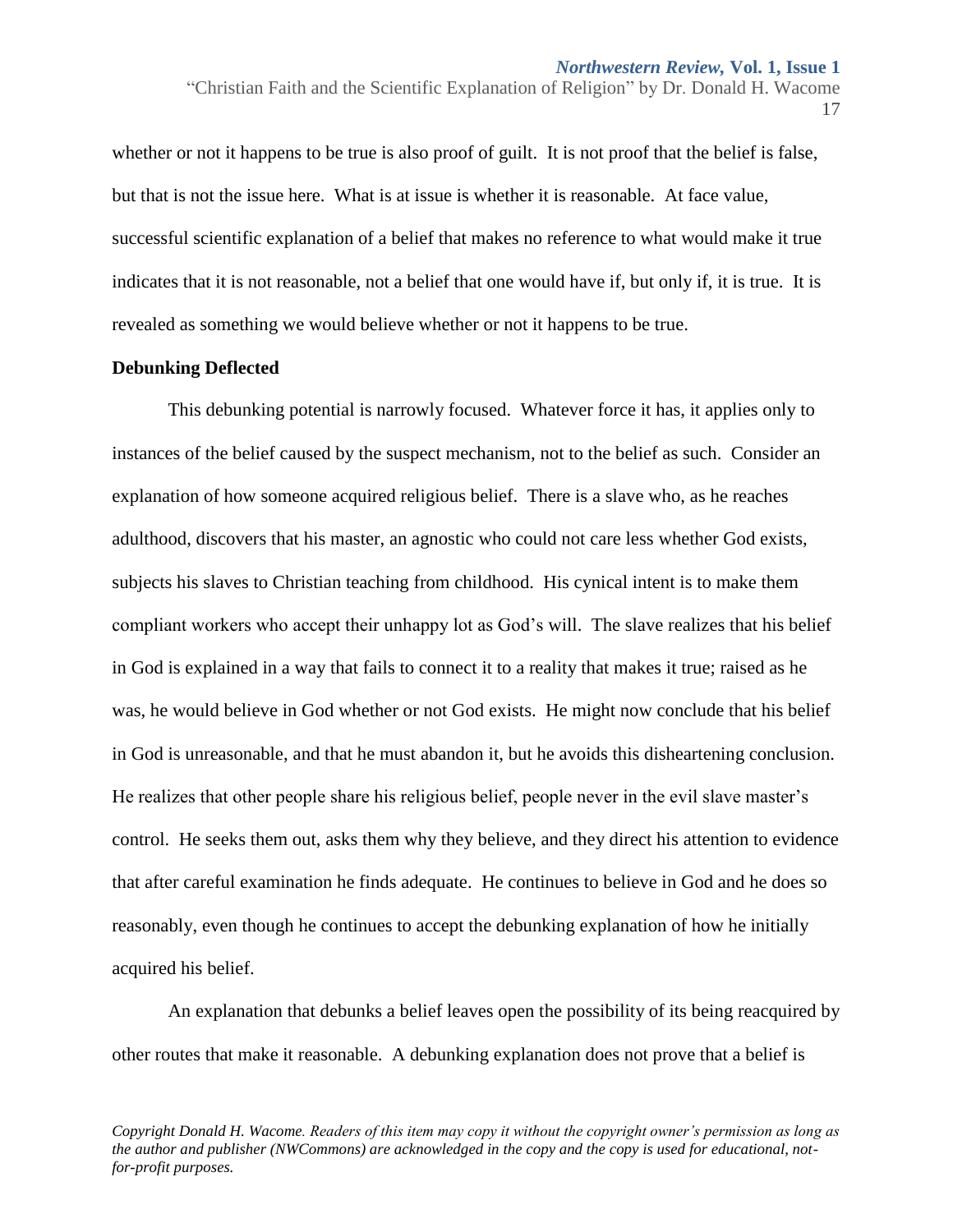whether or not it happens to be true is also proof of guilt. It is not proof that the belief is false, but that is not the issue here. What is at issue is whether it is reasonable. At face value, successful scientific explanation of a belief that makes no reference to what would make it true indicates that it is not reasonable, not a belief that one would have if, but only if, it is true. It is revealed as something we would believe whether or not it happens to be true.

**Debunking Deflected**

This debunking potential is narrowly focused. Whatever force it has, it applies only to instances of the belief caused by the suspect mechanism, not to the belief as such. Consider an explanation of how someone acquired religious belief. There is a slave who, as he reaches adulthood, discovers that his master, an agnostic who could not care less whether God exists, subjects his slaves to Christian teaching from childhood. His cynical intent is to make them compliant workers who accept their unhappy lot as God's will. The slave realizes that his belief in God is explained in a way that fails to connect it to a reality that makes it true; raised as he was, he would believe in God whether or not God exists. He might now conclude that his belief in God is unreasonable, and that he must abandon it, but he avoids this disheartening conclusion. He realizes that other people share his religious belief, people never in the evil slave master's control. He seeks them out, asks them why they believe, and they direct his attention to evidence that after careful examination he finds adequate. He continues to believe in God and he does so reasonably, even though he continues to accept the debunking explanation of how he initially acquired his belief.

An explanation that debunks a belief leaves open the possibility of its being reacquired by other routes that make it reasonable. A debunking explanation does not prove that a belief is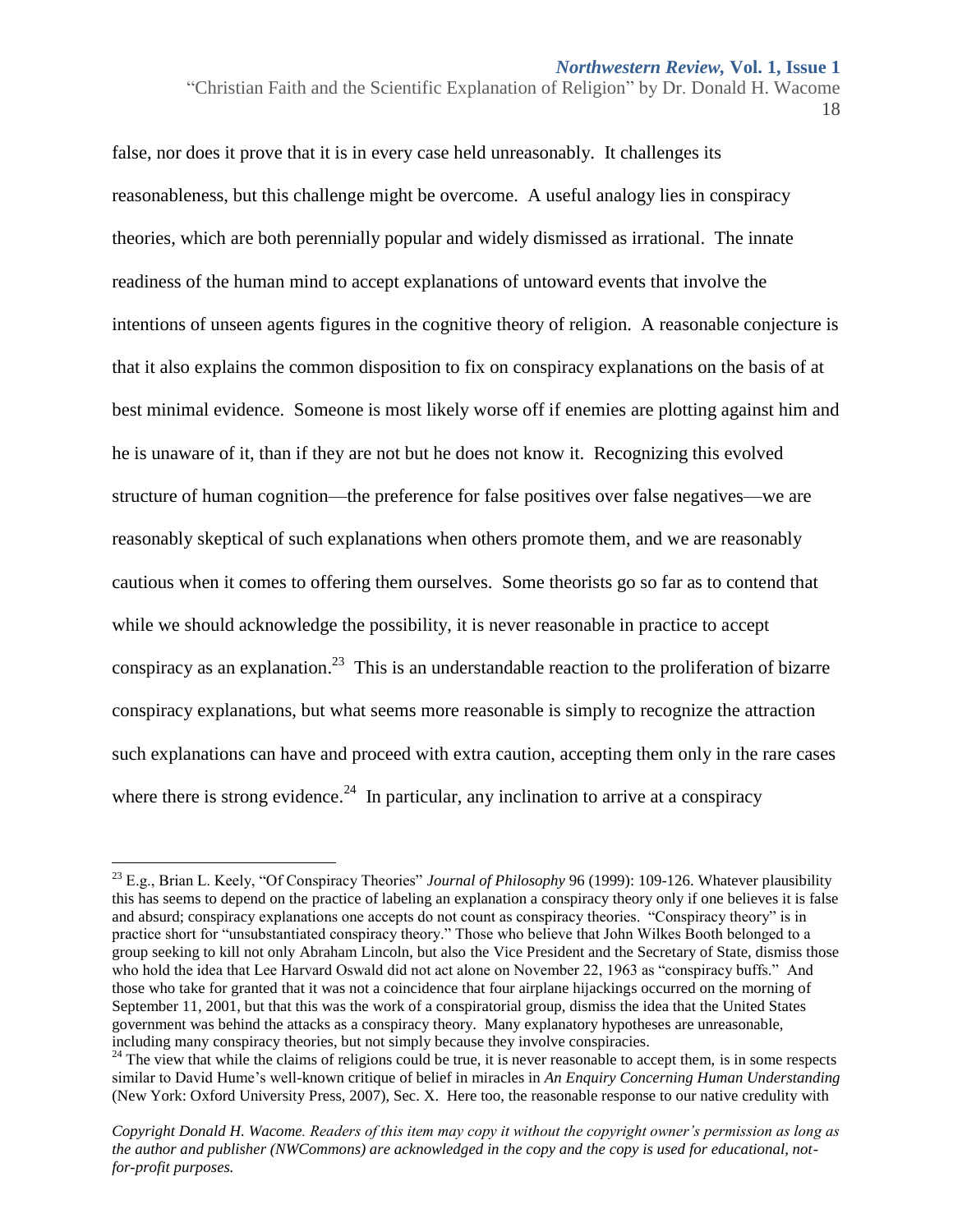false, nor does it prove that it is in every case held unreasonably. It challenges its reasonableness, but this challenge might be overcome. A useful analogy lies in conspiracy theories, which are both perennially popular and widely dismissed as irrational. The innate readiness of the human mind to accept explanations of untoward events that involve the intentions of unseen agents figures in the cognitive theory of religion. A reasonable conjecture is that it also explains the common disposition to fix on conspiracy explanations on the basis of at best minimal evidence. Someone is most likely worse off if enemies are plotting against him and he is unaware of it, than if they are not but he does not know it. Recognizing this evolved structure of human cognition—the preference for false positives over false negatives—we are reasonably skeptical of such explanations when others promote them, and we are reasonably cautious when it comes to offering them ourselves. Some theorists go so far as to contend that while we should acknowledge the possibility, it is never reasonable in practice to accept conspiracy as an explanation.[23] This is an understandable reaction to the proliferation of bizarre conspiracy explanations, but what seems more reasonable is simply to recognize the attraction such explanations can have and proceed with extra caution, accepting them only in the rare cases where there is strong evidence.[24] In particular, any inclination to arrive at a conspiracy

---

[23] E.g., Brian L. Keely, "Of Conspiracy Theories" *Journal of Philosophy* 96 (1999): 109-126. Whatever plausibility this has seems to depend on the practice of labeling an explanation a conspiracy theory only if one believes it is false and absurd; conspiracy explanations one accepts do not count as conspiracy theories. "Conspiracy theory" is in practice short for "unsubstantiated conspiracy theory." Those who believe that John Wilkes Booth belonged to a group seeking to kill not only Abraham Lincoln, but also the Vice President and the Secretary of State, dismiss those who hold the idea that Lee Harvard Oswald did not act alone on November 22, 1963 as "conspiracy buffs." And those who take for granted that it was not a coincidence that four airplane hijackings occurred on the morning of September 11, 2001, but that this was the work of a conspiratorial group, dismiss the idea that the United States government was behind the attacks as a conspiracy theory. Many explanatory hypotheses are unreasonable, including many conspiracy theories, but not simply because they involve conspiracies.

[24] The view that while the claims of religions could be true, it is never reasonable to accept them, is in some respects similar to David Hume's well-known critique of belief in miracles in *An Enquiry Concerning Human Understanding* (New York: Oxford University Press, 2007), Sec. X. Here too, the reasonable response to our native credulity with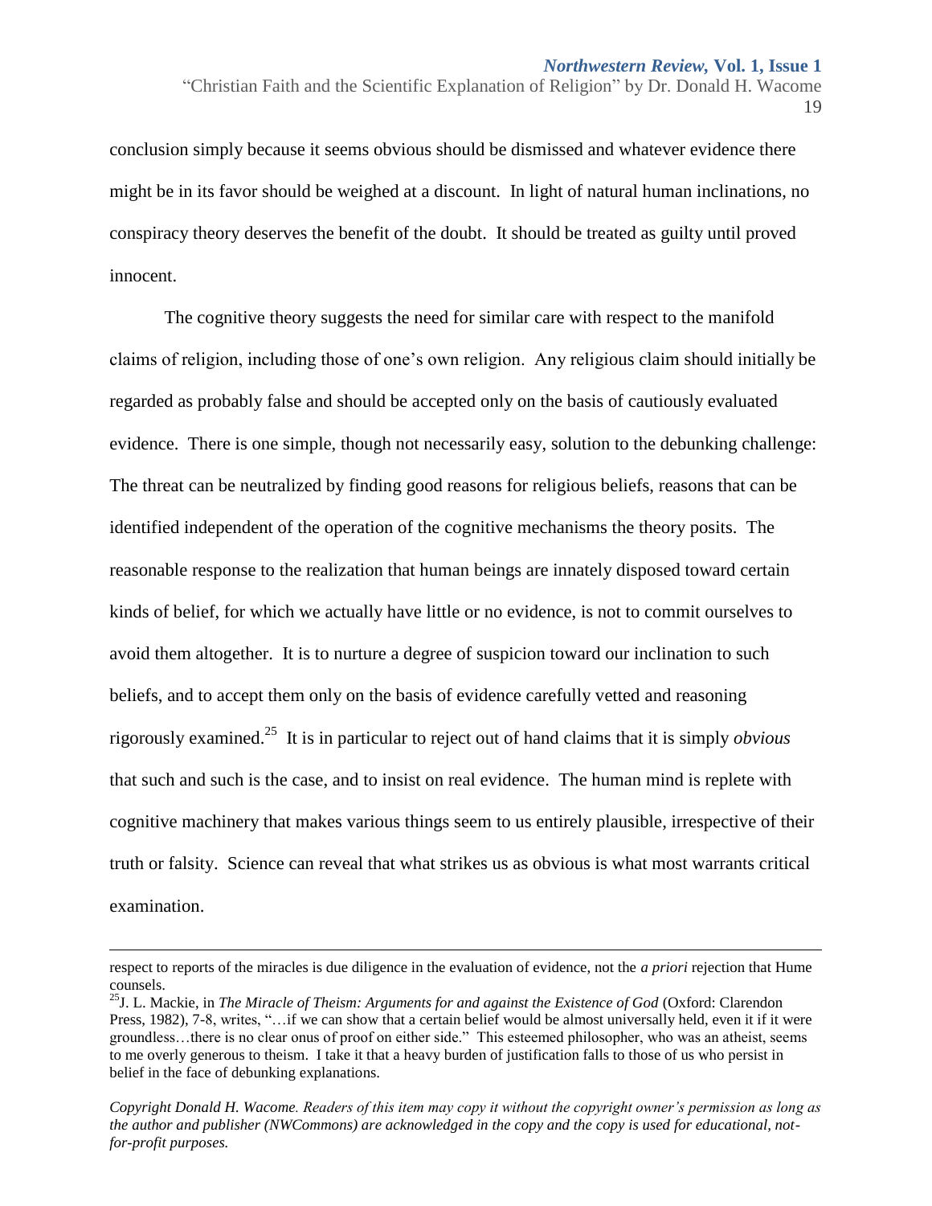conclusion simply because it seems obvious should be dismissed and whatever evidence there might be in its favor should be weighed at a discount. In light of natural human inclinations, no conspiracy theory deserves the benefit of the doubt. It should be treated as guilty until proved innocent.

The cognitive theory suggests the need for similar care with respect to the manifold claims of religion, including those of one's own religion. Any religious claim should initially be regarded as probably false and should be accepted only on the basis of cautiously evaluated evidence. There is one simple, though not necessarily easy, solution to the debunking challenge: The threat can be neutralized by finding good reasons for religious beliefs, reasons that can be identified independent of the operation of the cognitive mechanisms the theory posits. The reasonable response to the realization that human beings are innately disposed toward certain kinds of belief, for which we actually have little or no evidence, is not to commit ourselves to avoid them altogether. It is to nurture a degree of suspicion toward our inclination to such beliefs, and to accept them only on the basis of evidence carefully vetted and reasoning rigorously examined.[25] It is in particular to reject out of hand claims that it is simply *obvious* that such and such is the case, and to insist on real evidence. The human mind is replete with cognitive machinery that makes various things seem to us entirely plausible, irrespective of their truth or falsity. Science can reveal that what strikes us as obvious is what most warrants critical examination.

---

respect to reports of the miracles is due diligence in the evaluation of evidence, not the *a priori* rejection that Hume counsels.

[25] J. L. Mackie, in *The Miracle of Theism: Arguments for and against the Existence of God* (Oxford: Clarendon Press, 1982), 7-8, writes, "…if we can show that a certain belief would be almost universally held, even it if it were groundless…there is no clear onus of proof on either side." This esteemed philosopher, who was an atheist, seems to me overly generous to theism. I take it that a heavy burden of justification falls to those of us who persist in belief in the face of debunking explanations.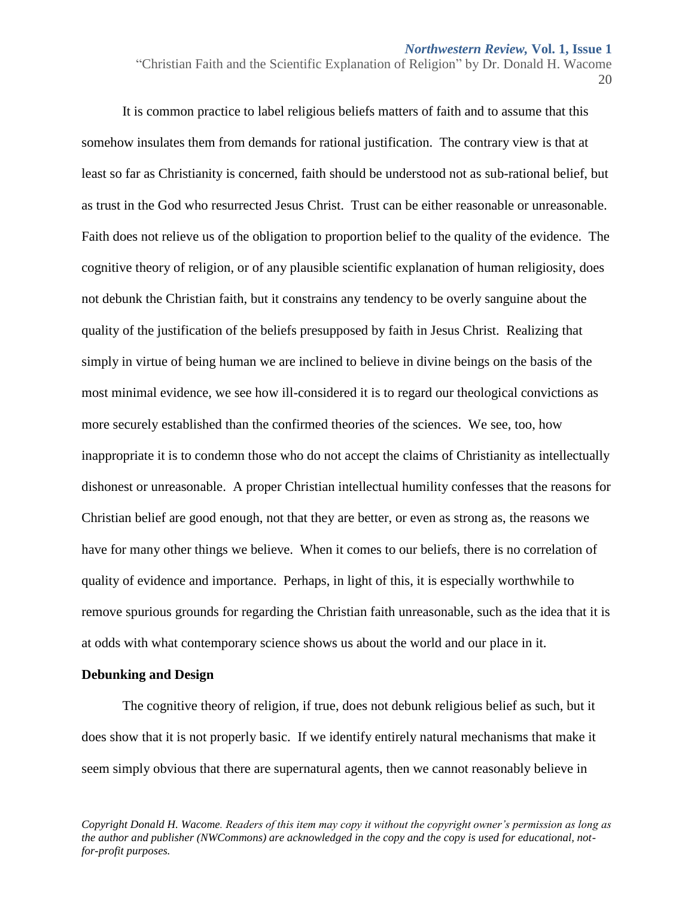It is common practice to label religious beliefs matters of faith and to assume that this somehow insulates them from demands for rational justification. The contrary view is that at least so far as Christianity is concerned, faith should be understood not as sub-rational belief, but as trust in the God who resurrected Jesus Christ. Trust can be either reasonable or unreasonable. Faith does not relieve us of the obligation to proportion belief to the quality of the evidence. The cognitive theory of religion, or of any plausible scientific explanation of human religiosity, does not debunk the Christian faith, but it constrains any tendency to be overly sanguine about the quality of the justification of the beliefs presupposed by faith in Jesus Christ. Realizing that simply in virtue of being human we are inclined to believe in divine beings on the basis of the most minimal evidence, we see how ill-considered it is to regard our theological convictions as more securely established than the confirmed theories of the sciences. We see, too, how inappropriate it is to condemn those who do not accept the claims of Christianity as intellectually dishonest or unreasonable. A proper Christian intellectual humility confesses that the reasons for Christian belief are good enough, not that they are better, or even as strong as, the reasons we have for many other things we believe. When it comes to our beliefs, there is no correlation of quality of evidence and importance. Perhaps, in light of this, it is especially worthwhile to remove spurious grounds for regarding the Christian faith unreasonable, such as the idea that it is at odds with what contemporary science shows us about the world and our place in it.

**Debunking and Design**

The cognitive theory of religion, if true, does not debunk religious belief as such, but it does show that it is not properly basic. If we identify entirely natural mechanisms that make it seem simply obvious that there are supernatural agents, then we cannot reasonably believe in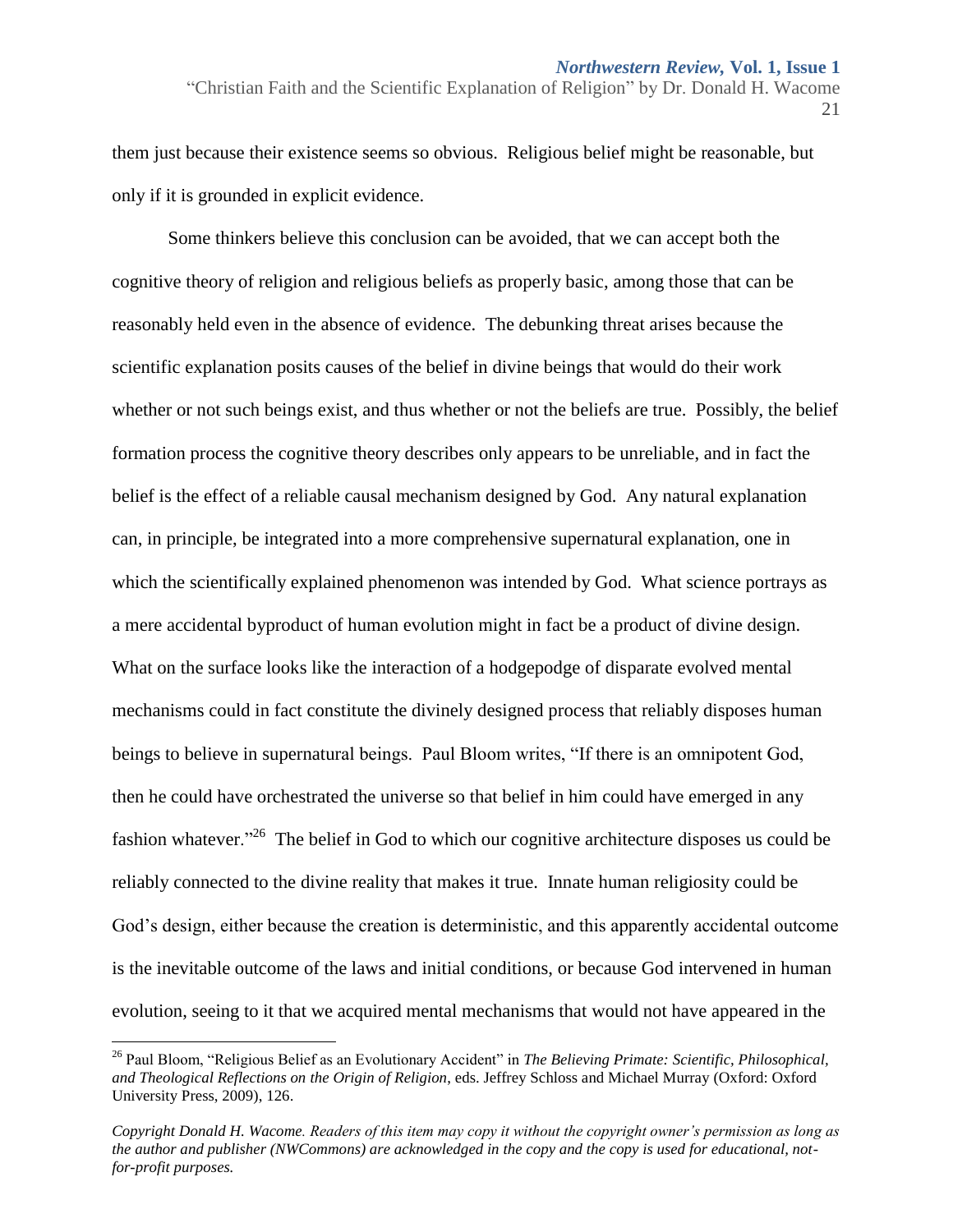them just because their existence seems so obvious. Religious belief might be reasonable, but only if it is grounded in explicit evidence.

Some thinkers believe this conclusion can be avoided, that we can accept both the cognitive theory of religion and religious beliefs as properly basic, among those that can be reasonably held even in the absence of evidence. The debunking threat arises because the scientific explanation posits causes of the belief in divine beings that would do their work whether or not such beings exist, and thus whether or not the beliefs are true. Possibly, the belief formation process the cognitive theory describes only appears to be unreliable, and in fact the belief is the effect of a reliable causal mechanism designed by God. Any natural explanation can, in principle, be integrated into a more comprehensive supernatural explanation, one in which the scientifically explained phenomenon was intended by God. What science portrays as a mere accidental byproduct of human evolution might in fact be a product of divine design. What on the surface looks like the interaction of a hodgepodge of disparate evolved mental mechanisms could in fact constitute the divinely designed process that reliably disposes human beings to believe in supernatural beings. Paul Bloom writes, "If there is an omnipotent God, then he could have orchestrated the universe so that belief in him could have emerged in any fashion whatever."[26] The belief in God to which our cognitive architecture disposes us could be reliably connected to the divine reality that makes it true. Innate human religiosity could be God's design, either because the creation is deterministic, and this apparently accidental outcome is the inevitable outcome of the laws and initial conditions, or because God intervened in human evolution, seeing to it that we acquired mental mechanisms that would not have appeared in the

---

[26] Paul Bloom, "Religious Belief as an Evolutionary Accident" in *The Believing Primate: Scientific, Philosophical, and Theological Reflections on the Origin of Religion*, eds. Jeffrey Schloss and Michael Murray (Oxford: Oxford University Press, 2009), 126.

*Copyright Donald H. Wacome. Readers of this item may copy it without the copyright owner's permission as long as the author and publisher (NWCommons) are acknowledged in the copy and the copy is used for educational, not-for-profit purposes.*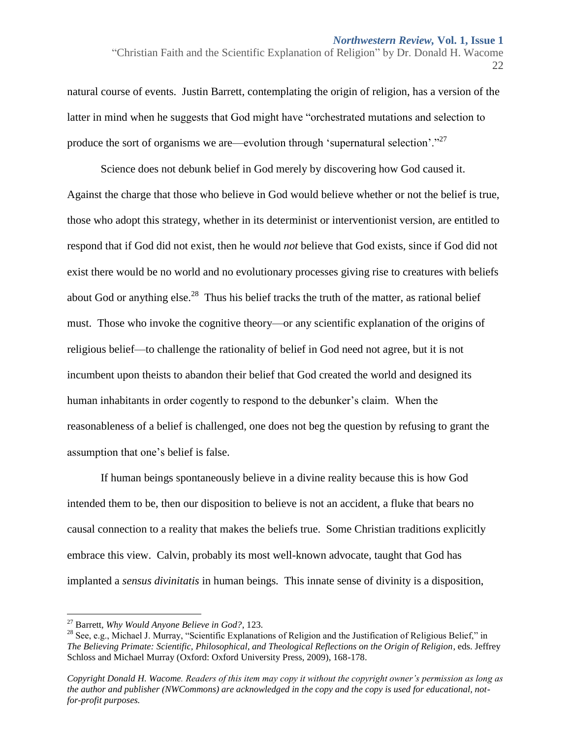natural course of events. Justin Barrett, contemplating the origin of religion, has a version of the latter in mind when he suggests that God might have "orchestrated mutations and selection to produce the sort of organisms we are—evolution through 'supernatural selection'."[27]

Science does not debunk belief in God merely by discovering how God caused it. Against the charge that those who believe in God would believe whether or not the belief is true, those who adopt this strategy, whether in its determinist or interventionist version, are entitled to respond that if God did not exist, then he would *not* believe that God exists, since if God did not exist there would be no world and no evolutionary processes giving rise to creatures with beliefs about God or anything else.[28] Thus his belief tracks the truth of the matter, as rational belief must. Those who invoke the cognitive theory—or any scientific explanation of the origins of religious belief—to challenge the rationality of belief in God need not agree, but it is not incumbent upon theists to abandon their belief that God created the world and designed its human inhabitants in order cogently to respond to the debunker's claim. When the reasonableness of a belief is challenged, one does not beg the question by refusing to grant the assumption that one's belief is false.

If human beings spontaneously believe in a divine reality because this is how God intended them to be, then our disposition to believe is not an accident, a fluke that bears no causal connection to a reality that makes the beliefs true. Some Christian traditions explicitly embrace this view. Calvin, probably its most well-known advocate, taught that God has implanted a *sensus divinitatis* in human beings. This innate sense of divinity is a disposition,

---

[27] Barrett, *Why Would Anyone Believe in God?*, 123.

[28] See, e.g., Michael J. Murray, "Scientific Explanations of Religion and the Justification of Religious Belief," in *The Believing Primate: Scientific, Philosophical, and Theological Reflections on the Origin of Religion*, eds. Jeffrey Schloss and Michael Murray (Oxford: Oxford University Press, 2009), 168-178.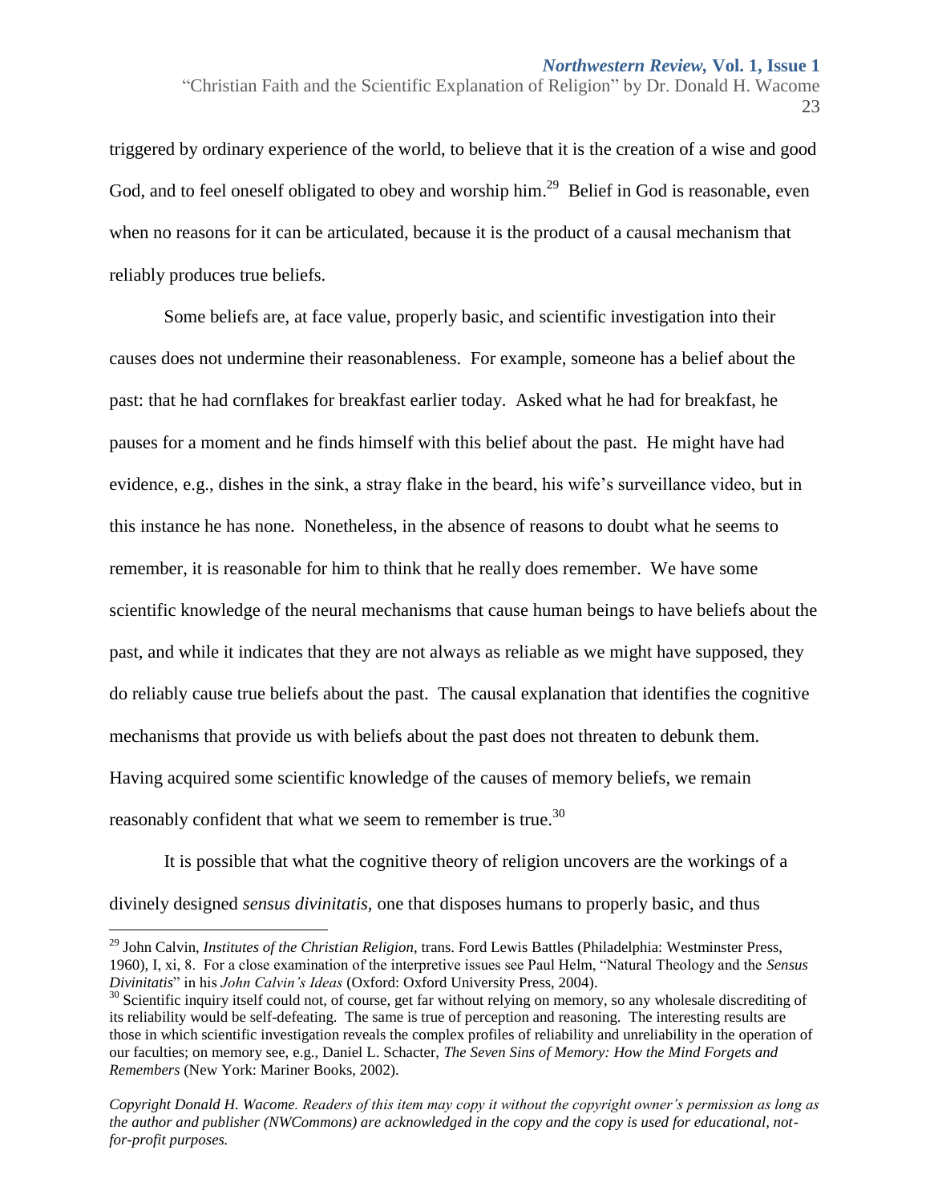triggered by ordinary experience of the world, to believe that it is the creation of a wise and good God, and to feel oneself obligated to obey and worship him.[29] Belief in God is reasonable, even when no reasons for it can be articulated, because it is the product of a causal mechanism that reliably produces true beliefs.

Some beliefs are, at face value, properly basic, and scientific investigation into their causes does not undermine their reasonableness. For example, someone has a belief about the past: that he had cornflakes for breakfast earlier today. Asked what he had for breakfast, he pauses for a moment and he finds himself with this belief about the past. He might have had evidence, e.g., dishes in the sink, a stray flake in the beard, his wife's surveillance video, but in this instance he has none. Nonetheless, in the absence of reasons to doubt what he seems to remember, it is reasonable for him to think that he really does remember. We have some scientific knowledge of the neural mechanisms that cause human beings to have beliefs about the past, and while it indicates that they are not always as reliable as we might have supposed, they do reliably cause true beliefs about the past. The causal explanation that identifies the cognitive mechanisms that provide us with beliefs about the past does not threaten to debunk them. Having acquired some scientific knowledge of the causes of memory beliefs, we remain reasonably confident that what we seem to remember is true.[30]

It is possible that what the cognitive theory of religion uncovers are the workings of a divinely designed *sensus divinitatis*, one that disposes humans to properly basic, and thus

---

[29] John Calvin, *Institutes of the Christian Religion*, trans. Ford Lewis Battles (Philadelphia: Westminster Press, 1960), I, xi, 8. For a close examination of the interpretive issues see Paul Helm, "Natural Theology and the *Sensus Divinitatis*" in his *John Calvin's Ideas* (Oxford: Oxford University Press, 2004).

[30] Scientific inquiry itself could not, of course, get far without relying on memory, so any wholesale discrediting of its reliability would be self-defeating. The same is true of perception and reasoning. The interesting results are those in which scientific investigation reveals the complex profiles of reliability and unreliability in the operation of our faculties; on memory see, e.g., Daniel L. Schacter, *The Seven Sins of Memory: How the Mind Forgets and Remembers* (New York: Mariner Books, 2002).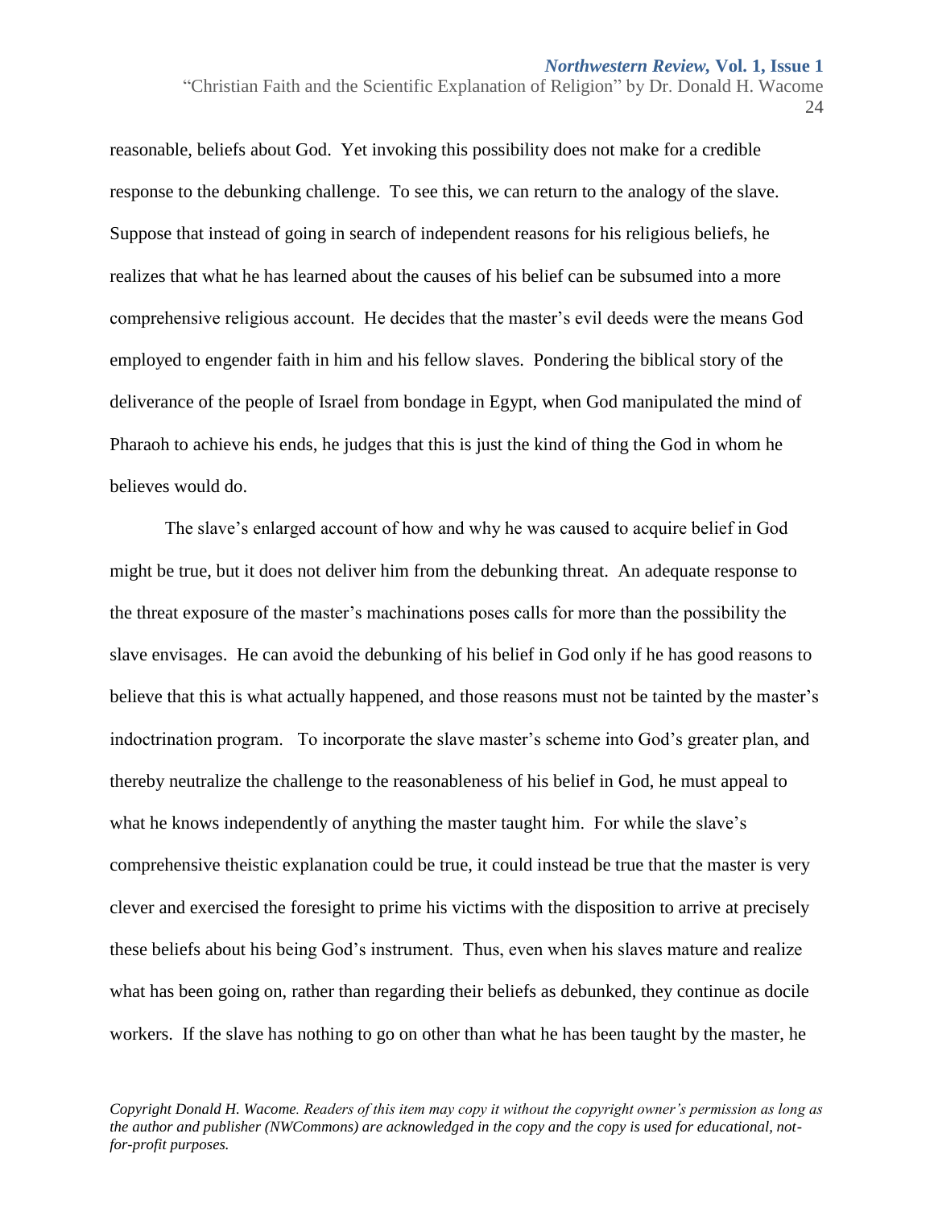reasonable, beliefs about God. Yet invoking this possibility does not make for a credible response to the debunking challenge. To see this, we can return to the analogy of the slave. Suppose that instead of going in search of independent reasons for his religious beliefs, he realizes that what he has learned about the causes of his belief can be subsumed into a more comprehensive religious account. He decides that the master's evil deeds were the means God employed to engender faith in him and his fellow slaves. Pondering the biblical story of the deliverance of the people of Israel from bondage in Egypt, when God manipulated the mind of Pharaoh to achieve his ends, he judges that this is just the kind of thing the God in whom he believes would do.

The slave's enlarged account of how and why he was caused to acquire belief in God might be true, but it does not deliver him from the debunking threat. An adequate response to the threat exposure of the master's machinations poses calls for more than the possibility the slave envisages. He can avoid the debunking of his belief in God only if he has good reasons to believe that this is what actually happened, and those reasons must not be tainted by the master's indoctrination program. To incorporate the slave master's scheme into God's greater plan, and thereby neutralize the challenge to the reasonableness of his belief in God, he must appeal to what he knows independently of anything the master taught him. For while the slave's comprehensive theistic explanation could be true, it could instead be true that the master is very clever and exercised the foresight to prime his victims with the disposition to arrive at precisely these beliefs about his being God's instrument. Thus, even when his slaves mature and realize what has been going on, rather than regarding their beliefs as debunked, they continue as docile workers. If the slave has nothing to go on other than what he has been taught by the master, he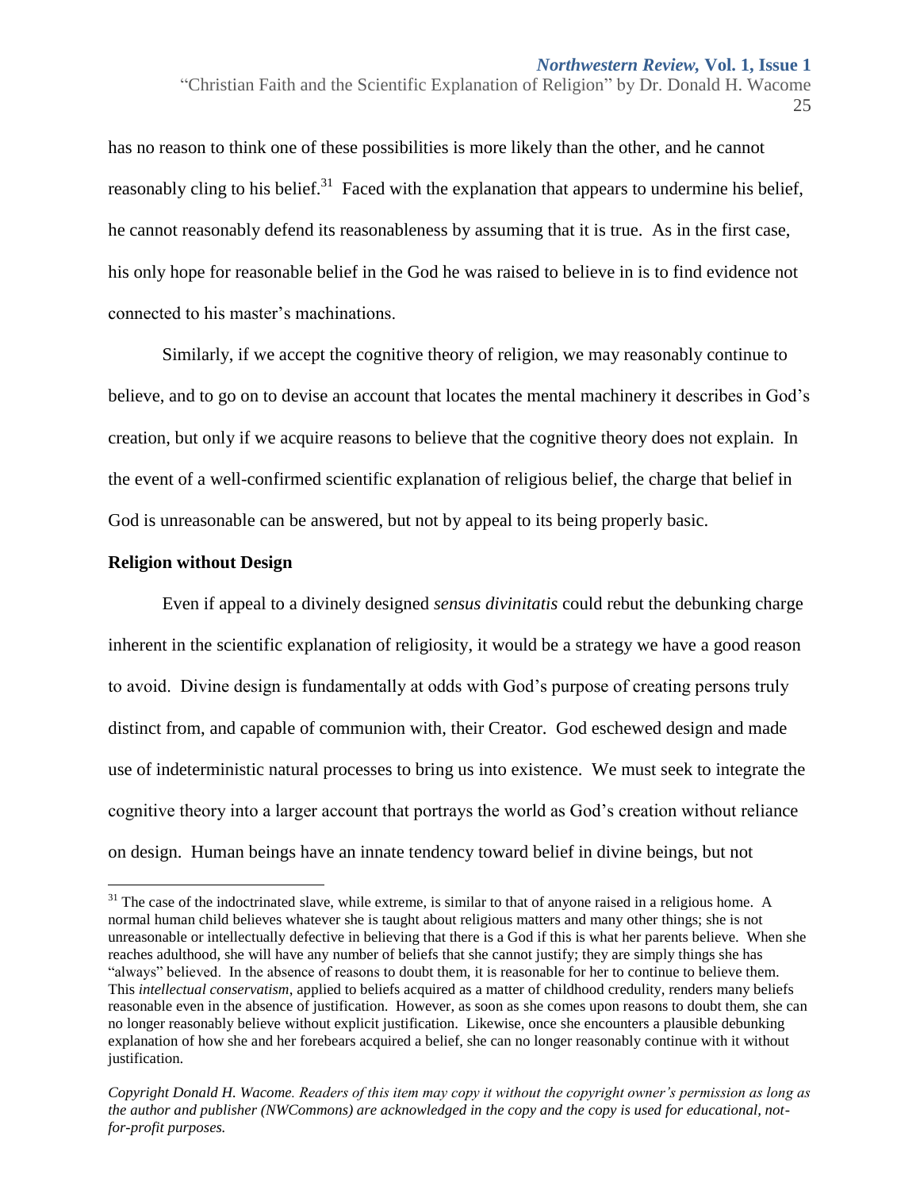has no reason to think one of these possibilities is more likely than the other, and he cannot reasonably cling to his belief.[31] Faced with the explanation that appears to undermine his belief, he cannot reasonably defend its reasonableness by assuming that it is true. As in the first case, his only hope for reasonable belief in the God he was raised to believe in is to find evidence not connected to his master's machinations.

Similarly, if we accept the cognitive theory of religion, we may reasonably continue to believe, and to go on to devise an account that locates the mental machinery it describes in God's creation, but only if we acquire reasons to believe that the cognitive theory does not explain. In the event of a well-confirmed scientific explanation of religious belief, the charge that belief in God is unreasonable can be answered, but not by appeal to its being properly basic.

**Religion without Design**

Even if appeal to a divinely designed *sensus divinitatis* could rebut the debunking charge inherent in the scientific explanation of religiosity, it would be a strategy we have a good reason to avoid. Divine design is fundamentally at odds with God's purpose of creating persons truly distinct from, and capable of communion with, their Creator. God eschewed design and made use of indeterministic natural processes to bring us into existence. We must seek to integrate the cognitive theory into a larger account that portrays the world as God's creation without reliance on design. Human beings have an innate tendency toward belief in divine beings, but not

[31] The case of the indoctrinated slave, while extreme, is similar to that of anyone raised in a religious home. A normal human child believes whatever she is taught about religious matters and many other things; she is not unreasonable or intellectually defective in believing that there is a God if this is what her parents believe. When she reaches adulthood, she will have any number of beliefs that she cannot justify; they are simply things she has "always" believed. In the absence of reasons to doubt them, it is reasonable for her to continue to believe them. This *intellectual conservatism*, applied to beliefs acquired as a matter of childhood credulity, renders many beliefs reasonable even in the absence of justification. However, as soon as she comes upon reasons to doubt them, she can no longer reasonably believe without explicit justification. Likewise, once she encounters a plausible debunking explanation of how she and her forebears acquired a belief, she can no longer reasonably continue with it without justification.

*Copyright Donald H. Wacome. Readers of this item may copy it without the copyright owner's permission as long as the author and publisher (NWCommons) are acknowledged in the copy and the copy is used for educational, not-for-profit purposes.*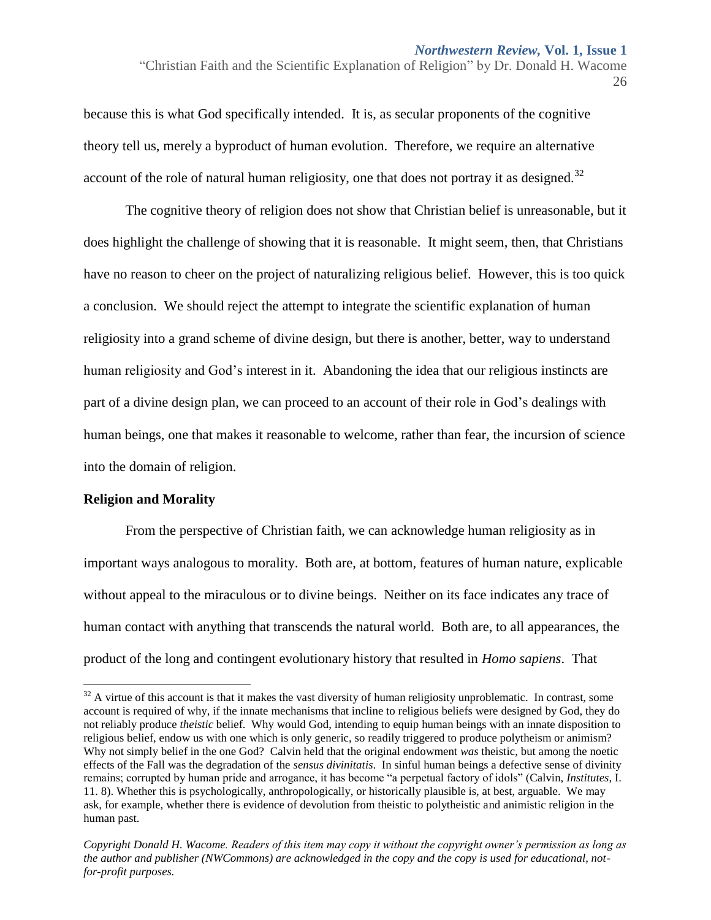because this is what God specifically intended. It is, as secular proponents of the cognitive theory tell us, merely a byproduct of human evolution. Therefore, we require an alternative account of the role of natural human religiosity, one that does not portray it as designed.[32]

The cognitive theory of religion does not show that Christian belief is unreasonable, but it does highlight the challenge of showing that it is reasonable. It might seem, then, that Christians have no reason to cheer on the project of naturalizing religious belief. However, this is too quick a conclusion. We should reject the attempt to integrate the scientific explanation of human religiosity into a grand scheme of divine design, but there is another, better, way to understand human religiosity and God's interest in it. Abandoning the idea that our religious instincts are part of a divine design plan, we can proceed to an account of their role in God's dealings with human beings, one that makes it reasonable to welcome, rather than fear, the incursion of science into the domain of religion.

## Religion and Morality

From the perspective of Christian faith, we can acknowledge human religiosity as in important ways analogous to morality. Both are, at bottom, features of human nature, explicable without appeal to the miraculous or to divine beings. Neither on its face indicates any trace of human contact with anything that transcends the natural world. Both are, to all appearances, the product of the long and contingent evolutionary history that resulted in *Homo sapiens*. That

---

[32] A virtue of this account is that it makes the vast diversity of human religiosity unproblematic. In contrast, some account is required of why, if the innate mechanisms that incline to religious beliefs were designed by God, they do not reliably produce *theistic* belief. Why would God, intending to equip human beings with an innate disposition to religious belief, endow us with one which is only generic, so readily triggered to produce polytheism or animism? Why not simply belief in the one God? Calvin held that the original endowment *was* theistic, but among the noetic effects of the Fall was the degradation of the *sensus divinitatis*. In sinful human beings a defective sense of divinity remains; corrupted by human pride and arrogance, it has become "a perpetual factory of idols" (Calvin, *Institutes*, I. 11. 8). Whether this is psychologically, anthropologically, or historically plausible is, at best, arguable. We may ask, for example, whether there is evidence of devolution from theistic to polytheistic and animistic religion in the human past.

*Copyright Donald H. Wacome. Readers of this item may copy it without the copyright owner's permission as long as the author and publisher (NWCommons) are acknowledged in the copy and the copy is used for educational, not-for-profit purposes.*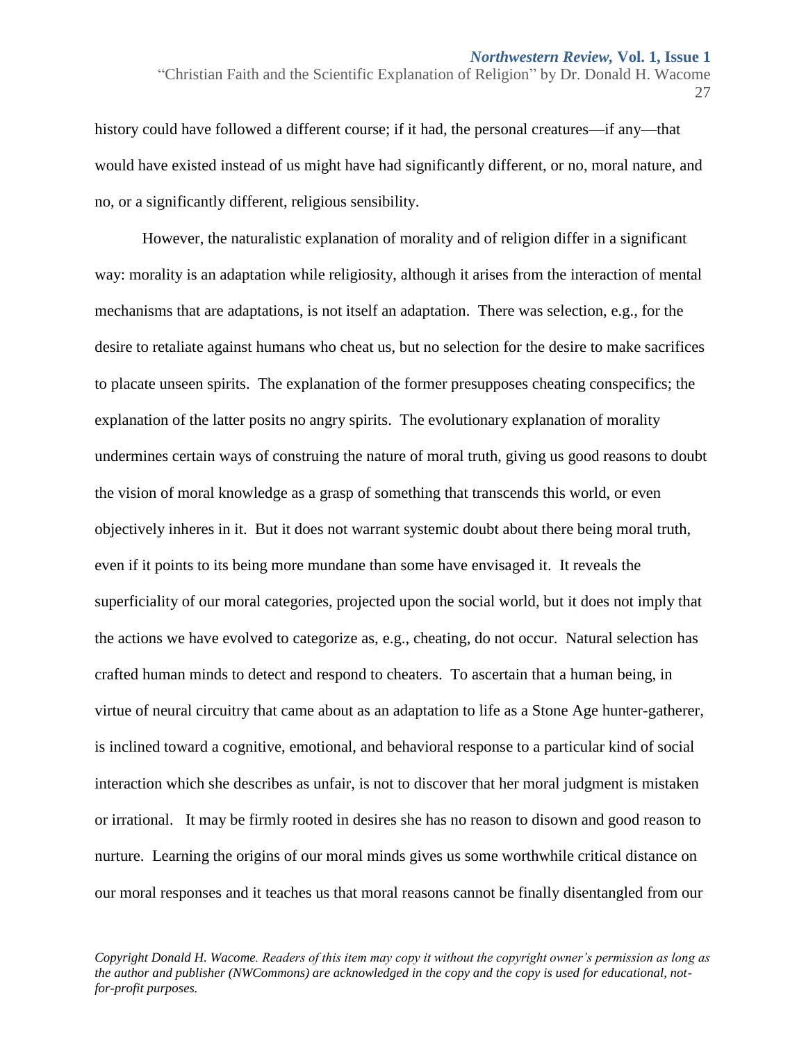history could have followed a different course; if it had, the personal creatures—if any—that would have existed instead of us might have had significantly different, or no, moral nature, and no, or a significantly different, religious sensibility.

However, the naturalistic explanation of morality and of religion differ in a significant way: morality is an adaptation while religiosity, although it arises from the interaction of mental mechanisms that are adaptations, is not itself an adaptation. There was selection, e.g., for the desire to retaliate against humans who cheat us, but no selection for the desire to make sacrifices to placate unseen spirits. The explanation of the former presupposes cheating conspecifics; the explanation of the latter posits no angry spirits. The evolutionary explanation of morality undermines certain ways of construing the nature of moral truth, giving us good reasons to doubt the vision of moral knowledge as a grasp of something that transcends this world, or even objectively inheres in it. But it does not warrant systemic doubt about there being moral truth, even if it points to its being more mundane than some have envisaged it. It reveals the superficiality of our moral categories, projected upon the social world, but it does not imply that the actions we have evolved to categorize as, e.g., cheating, do not occur. Natural selection has crafted human minds to detect and respond to cheaters. To ascertain that a human being, in virtue of neural circuitry that came about as an adaptation to life as a Stone Age hunter-gatherer, is inclined toward a cognitive, emotional, and behavioral response to a particular kind of social interaction which she describes as unfair, is not to discover that her moral judgment is mistaken or irrational. It may be firmly rooted in desires she has no reason to disown and good reason to nurture. Learning the origins of our moral minds gives us some worthwhile critical distance on our moral responses and it teaches us that moral reasons cannot be finally disentangled from our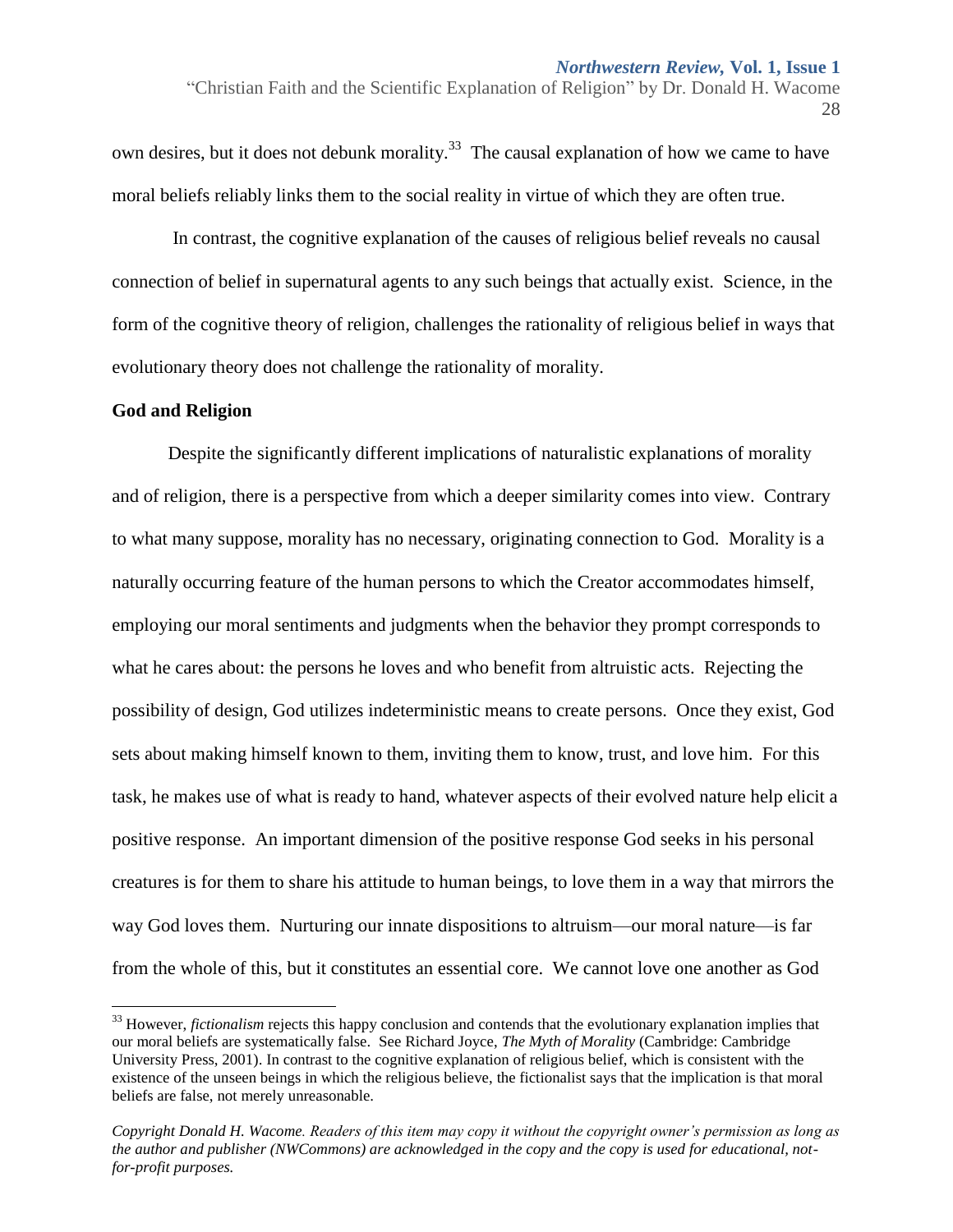own desires, but it does not debunk morality.[33] The causal explanation of how we came to have moral beliefs reliably links them to the social reality in virtue of which they are often true.

In contrast, the cognitive explanation of the causes of religious belief reveals no causal connection of belief in supernatural agents to any such beings that actually exist. Science, in the form of the cognitive theory of religion, challenges the rationality of religious belief in ways that evolutionary theory does not challenge the rationality of morality.

**God and Religion**

Despite the significantly different implications of naturalistic explanations of morality and of religion, there is a perspective from which a deeper similarity comes into view. Contrary to what many suppose, morality has no necessary, originating connection to God. Morality is a naturally occurring feature of the human persons to which the Creator accommodates himself, employing our moral sentiments and judgments when the behavior they prompt corresponds to what he cares about: the persons he loves and who benefit from altruistic acts. Rejecting the possibility of design, God utilizes indeterministic means to create persons. Once they exist, God sets about making himself known to them, inviting them to know, trust, and love him. For this task, he makes use of what is ready to hand, whatever aspects of their evolved nature help elicit a positive response. An important dimension of the positive response God seeks in his personal creatures is for them to share his attitude to human beings, to love them in a way that mirrors the way God loves them. Nurturing our innate dispositions to altruism—our moral nature—is far from the whole of this, but it constitutes an essential core. We cannot love one another as God

[33] However, *fictionalism* rejects this happy conclusion and contends that the evolutionary explanation implies that our moral beliefs are systematically false. See Richard Joyce, *The Myth of Morality* (Cambridge: Cambridge University Press, 2001). In contrast to the cognitive explanation of religious belief, which is consistent with the existence of the unseen beings in which the religious believe, the fictionalist says that the implication is that moral beliefs are false, not merely unreasonable.

*Copyright Donald H. Wacome. Readers of this item may copy it without the copyright owner's permission as long as the author and publisher (NWCommons) are acknowledged in the copy and the copy is used for educational, not-for-profit purposes.*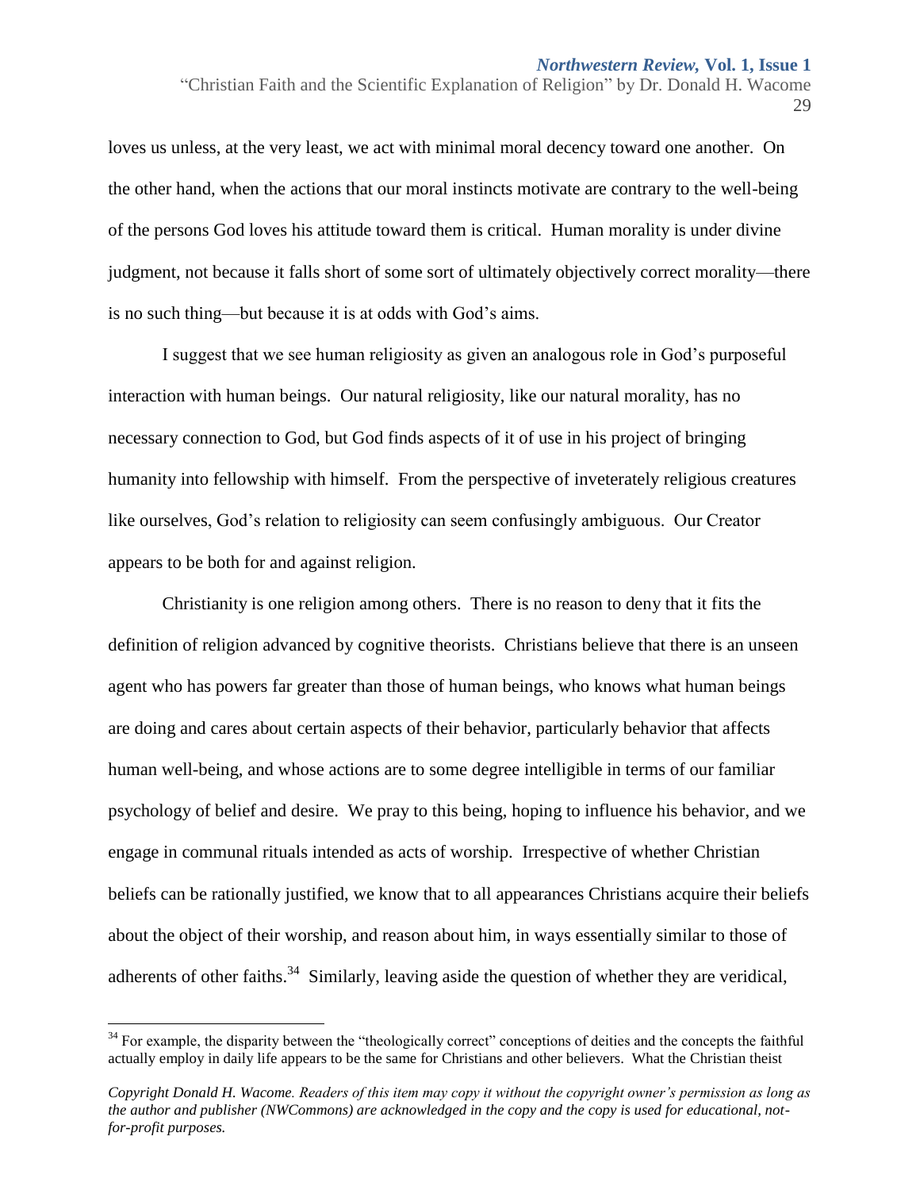loves us unless, at the very least, we act with minimal moral decency toward one another. On the other hand, when the actions that our moral instincts motivate are contrary to the well-being of the persons God loves his attitude toward them is critical. Human morality is under divine judgment, not because it falls short of some sort of ultimately objectively correct morality—there is no such thing—but because it is at odds with God's aims.

I suggest that we see human religiosity as given an analogous role in God's purposeful interaction with human beings. Our natural religiosity, like our natural morality, has no necessary connection to God, but God finds aspects of it of use in his project of bringing humanity into fellowship with himself. From the perspective of inveterately religious creatures like ourselves, God's relation to religiosity can seem confusingly ambiguous. Our Creator appears to be both for and against religion.

Christianity is one religion among others. There is no reason to deny that it fits the definition of religion advanced by cognitive theorists. Christians believe that there is an unseen agent who has powers far greater than those of human beings, who knows what human beings are doing and cares about certain aspects of their behavior, particularly behavior that affects human well-being, and whose actions are to some degree intelligible in terms of our familiar psychology of belief and desire. We pray to this being, hoping to influence his behavior, and we engage in communal rituals intended as acts of worship. Irrespective of whether Christian beliefs can be rationally justified, we know that to all appearances Christians acquire their beliefs about the object of their worship, and reason about him, in ways essentially similar to those of adherents of other faiths.[34] Similarly, leaving aside the question of whether they are veridical,

[34] For example, the disparity between the "theologically correct" conceptions of deities and the concepts the faithful actually employ in daily life appears to be the same for Christians and other believers. What the Christian theist

*Copyright Donald H. Wacome. Readers of this item may copy it without the copyright owner's permission as long as the author and publisher (NWCommons) are acknowledged in the copy and the copy is used for educational, not-for-profit purposes.*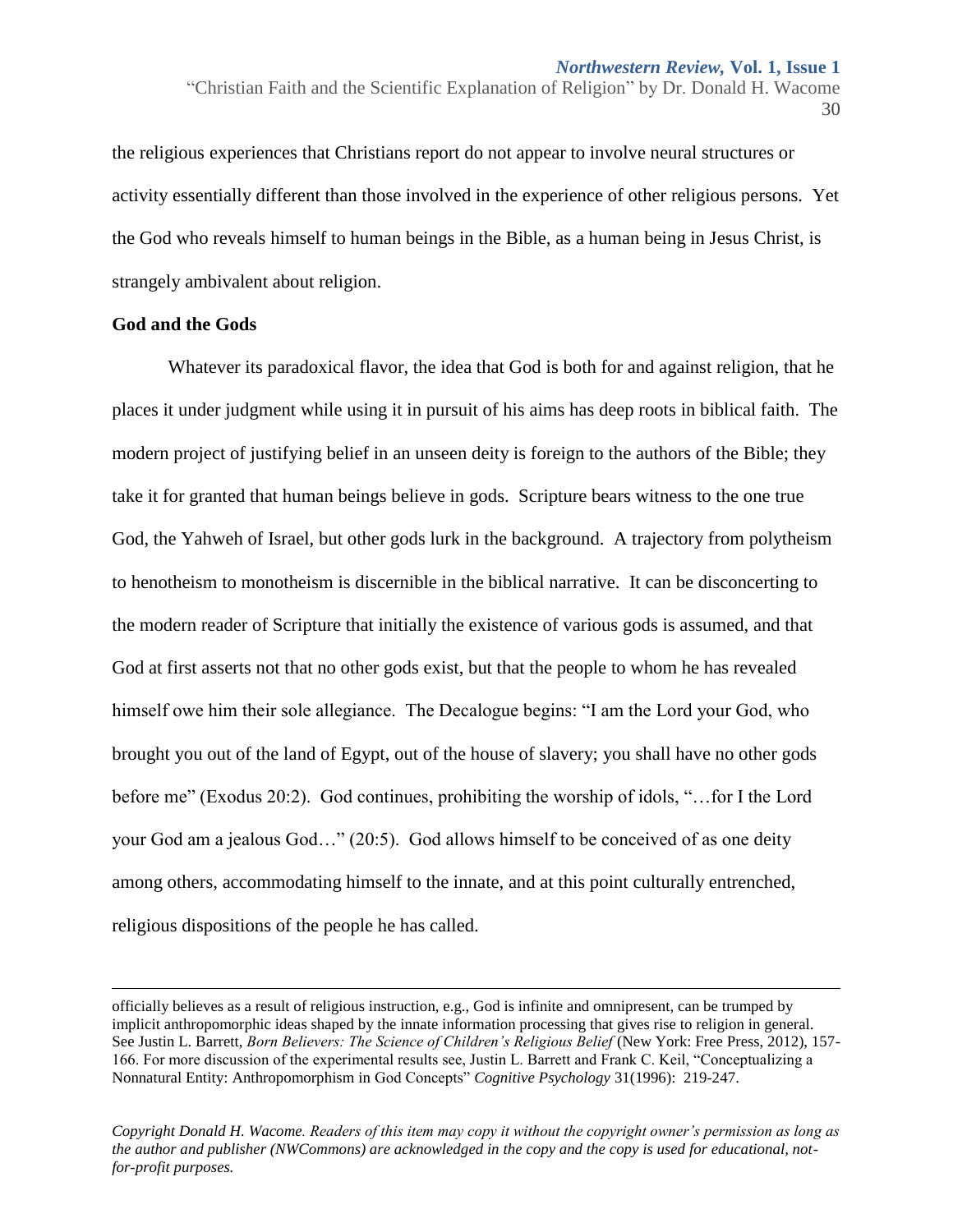the religious experiences that Christians report do not appear to involve neural structures or activity essentially different than those involved in the experience of other religious persons. Yet the God who reveals himself to human beings in the Bible, as a human being in Jesus Christ, is strangely ambivalent about religion.

**God and the Gods**

Whatever its paradoxical flavor, the idea that God is both for and against religion, that he places it under judgment while using it in pursuit of his aims has deep roots in biblical faith. The modern project of justifying belief in an unseen deity is foreign to the authors of the Bible; they take it for granted that human beings believe in gods. Scripture bears witness to the one true God, the Yahweh of Israel, but other gods lurk in the background. A trajectory from polytheism to henotheism to monotheism is discernible in the biblical narrative. It can be disconcerting to the modern reader of Scripture that initially the existence of various gods is assumed, and that God at first asserts not that no other gods exist, but that the people to whom he has revealed himself owe him their sole allegiance. The Decalogue begins: "I am the Lord your God, who brought you out of the land of Egypt, out of the house of slavery; you shall have no other gods before me" (Exodus 20:2). God continues, prohibiting the worship of idols, "…for I the Lord your God am a jealous God…" (20:5). God allows himself to be conceived of as one deity among others, accommodating himself to the innate, and at this point culturally entrenched, religious dispositions of the people he has called.

---

officially believes as a result of religious instruction, e.g., God is infinite and omnipresent, can be trumped by implicit anthropomorphic ideas shaped by the innate information processing that gives rise to religion in general. See Justin L. Barrett, *Born Believers: The Science of Children's Religious Belief* (New York: Free Press, 2012), 157-166. For more discussion of the experimental results see, Justin L. Barrett and Frank C. Keil, "Conceptualizing a Nonnatural Entity: Anthropomorphism in God Concepts" *Cognitive Psychology* 31(1996): 219-247.

*Copyright Donald H. Wacome. Readers of this item may copy it without the copyright owner's permission as long as the author and publisher (NWCommons) are acknowledged in the copy and the copy is used for educational, not-for-profit purposes.*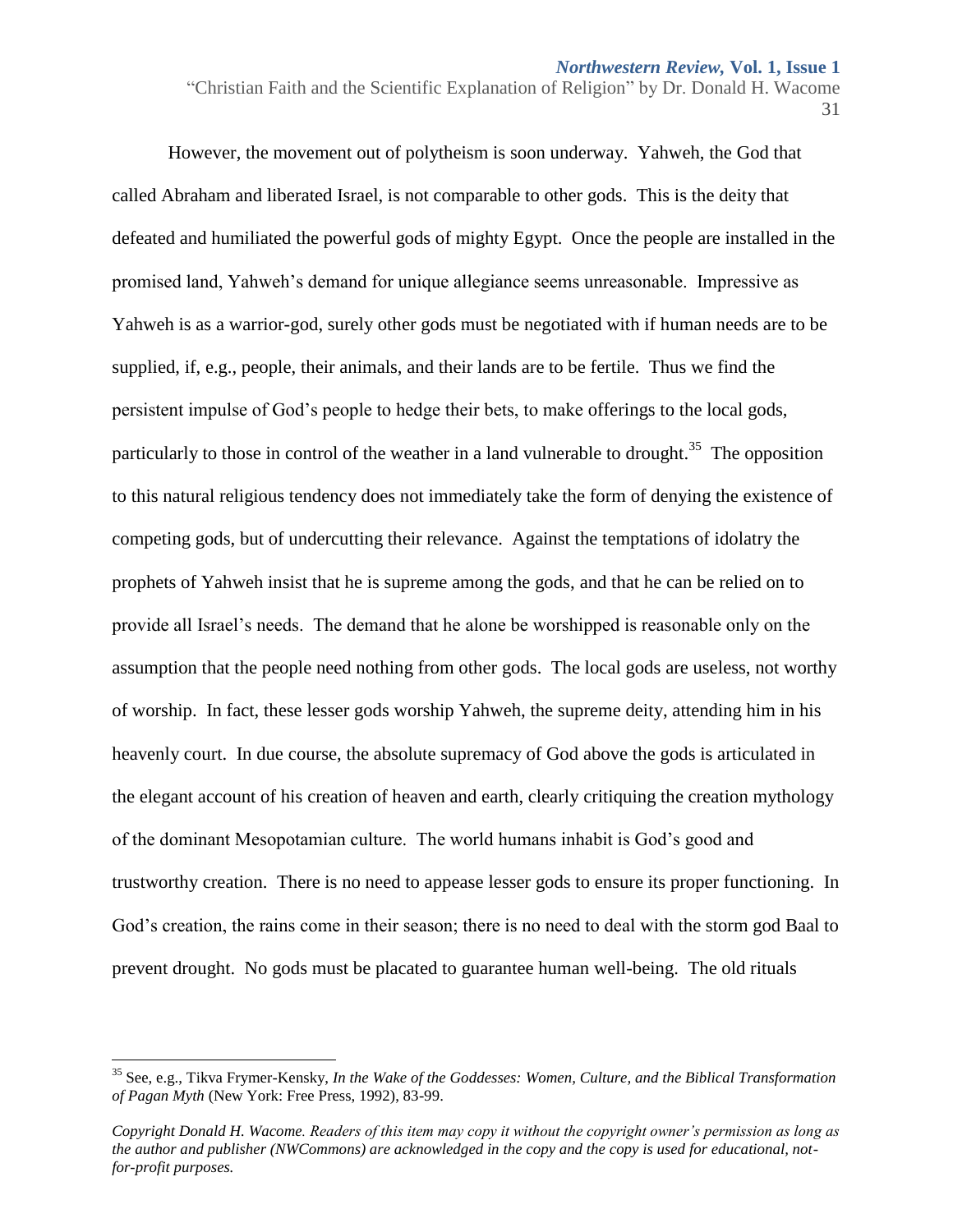However, the movement out of polytheism is soon underway. Yahweh, the God that called Abraham and liberated Israel, is not comparable to other gods. This is the deity that defeated and humiliated the powerful gods of mighty Egypt. Once the people are installed in the promised land, Yahweh's demand for unique allegiance seems unreasonable. Impressive as Yahweh is as a warrior-god, surely other gods must be negotiated with if human needs are to be supplied, if, e.g., people, their animals, and their lands are to be fertile. Thus we find the persistent impulse of God's people to hedge their bets, to make offerings to the local gods, particularly to those in control of the weather in a land vulnerable to drought.[35] The opposition to this natural religious tendency does not immediately take the form of denying the existence of competing gods, but of undercutting their relevance. Against the temptations of idolatry the prophets of Yahweh insist that he is supreme among the gods, and that he can be relied on to provide all Israel's needs. The demand that he alone be worshipped is reasonable only on the assumption that the people need nothing from other gods. The local gods are useless, not worthy of worship. In fact, these lesser gods worship Yahweh, the supreme deity, attending him in his heavenly court. In due course, the absolute supremacy of God above the gods is articulated in the elegant account of his creation of heaven and earth, clearly critiquing the creation mythology of the dominant Mesopotamian culture. The world humans inhabit is God's good and trustworthy creation. There is no need to appease lesser gods to ensure its proper functioning. In God's creation, the rains come in their season; there is no need to deal with the storm god Baal to prevent drought. No gods must be placated to guarantee human well-being. The old rituals

---

[35] See, e.g., Tikva Frymer-Kensky, *In the Wake of the Goddesses: Women, Culture, and the Biblical Transformation of Pagan Myth* (New York: Free Press, 1992), 83-99.

*Copyright Donald H. Wacome. Readers of this item may copy it without the copyright owner's permission as long as the author and publisher (NWCommons) are acknowledged in the copy and the copy is used for educational, not-for-profit purposes.*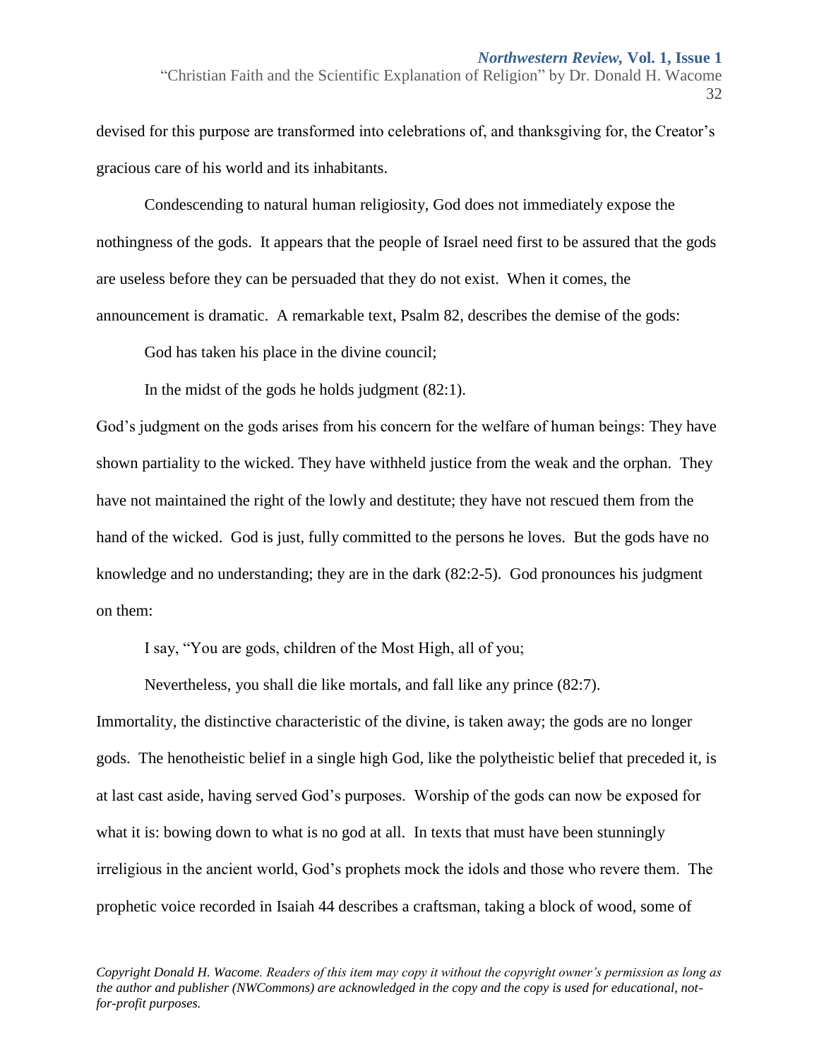devised for this purpose are transformed into celebrations of, and thanksgiving for, the Creator's gracious care of his world and its inhabitants.

Condescending to natural human religiosity, God does not immediately expose the nothingness of the gods. It appears that the people of Israel need first to be assured that the gods are useless before they can be persuaded that they do not exist. When it comes, the announcement is dramatic. A remarkable text, Psalm 82, describes the demise of the gods:

> God has taken his place in the divine council;
>
> In the midst of the gods he holds judgment (82:1).

God's judgment on the gods arises from his concern for the welfare of human beings: They have shown partiality to the wicked. They have withheld justice from the weak and the orphan. They have not maintained the right of the lowly and destitute; they have not rescued them from the hand of the wicked. God is just, fully committed to the persons he loves. But the gods have no knowledge and no understanding; they are in the dark (82:2-5). God pronounces his judgment on them:

> I say, "You are gods, children of the Most High, all of you;
>
> Nevertheless, you shall die like mortals, and fall like any prince (82:7).

Immortality, the distinctive characteristic of the divine, is taken away; the gods are no longer gods. The henotheistic belief in a single high God, like the polytheistic belief that preceded it, is at last cast aside, having served God's purposes. Worship of the gods can now be exposed for what it is: bowing down to what is no god at all. In texts that must have been stunningly irreligious in the ancient world, God's prophets mock the idols and those who revere them. The prophetic voice recorded in Isaiah 44 describes a craftsman, taking a block of wood, some of

*Copyright Donald H. Wacome. Readers of this item may copy it without the copyright owner's permission as long as the author and publisher (NWCommons) are acknowledged in the copy and the copy is used for educational, not-for-profit purposes.*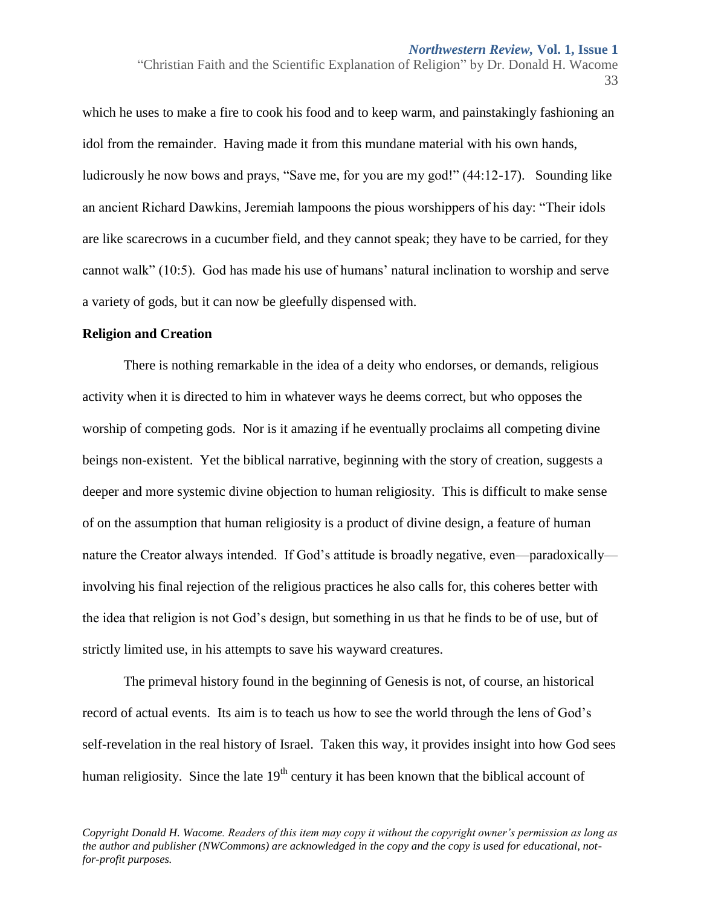which he uses to make a fire to cook his food and to keep warm, and painstakingly fashioning an idol from the remainder. Having made it from this mundane material with his own hands, ludicrously he now bows and prays, "Save me, for you are my god!" (44:12-17). Sounding like an ancient Richard Dawkins, Jeremiah lampoons the pious worshippers of his day: "Their idols are like scarecrows in a cucumber field, and they cannot speak; they have to be carried, for they cannot walk" (10:5). God has made his use of humans' natural inclination to worship and serve a variety of gods, but it can now be gleefully dispensed with.

**Religion and Creation**

There is nothing remarkable in the idea of a deity who endorses, or demands, religious activity when it is directed to him in whatever ways he deems correct, but who opposes the worship of competing gods. Nor is it amazing if he eventually proclaims all competing divine beings non-existent. Yet the biblical narrative, beginning with the story of creation, suggests a deeper and more systemic divine objection to human religiosity. This is difficult to make sense of on the assumption that human religiosity is a product of divine design, a feature of human nature the Creator always intended. If God's attitude is broadly negative, even—paradoxically—involving his final rejection of the religious practices he also calls for, this coheres better with the idea that religion is not God's design, but something in us that he finds to be of use, but of strictly limited use, in his attempts to save his wayward creatures.

The primeval history found in the beginning of Genesis is not, of course, an historical record of actual events. Its aim is to teach us how to see the world through the lens of God's self-revelation in the real history of Israel. Taken this way, it provides insight into how God sees human religiosity. Since the late 19th century it has been known that the biblical account of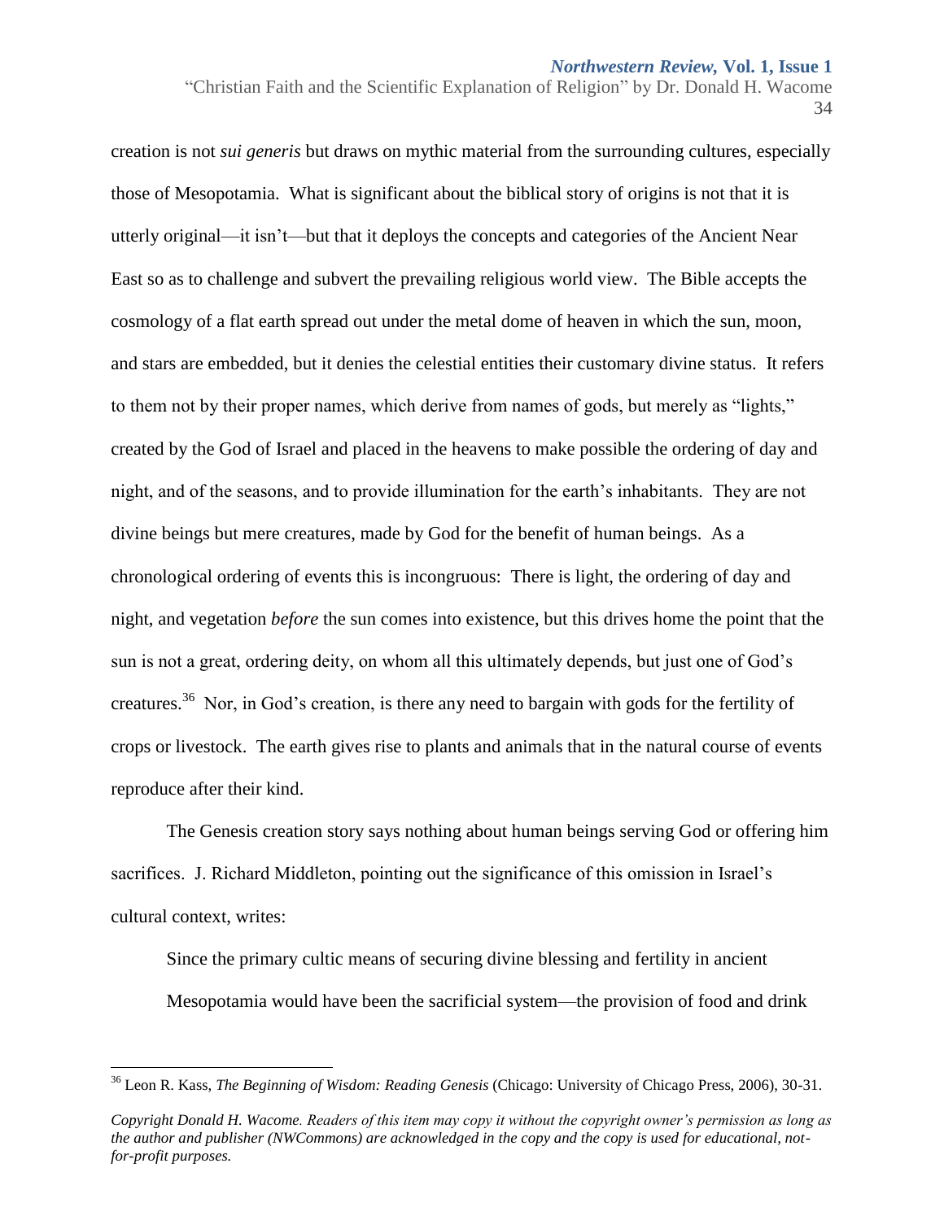creation is not *sui generis* but draws on mythic material from the surrounding cultures, especially those of Mesopotamia. What is significant about the biblical story of origins is not that it is utterly original—it isn't—but that it deploys the concepts and categories of the Ancient Near East so as to challenge and subvert the prevailing religious world view. The Bible accepts the cosmology of a flat earth spread out under the metal dome of heaven in which the sun, moon, and stars are embedded, but it denies the celestial entities their customary divine status. It refers to them not by their proper names, which derive from names of gods, but merely as "lights," created by the God of Israel and placed in the heavens to make possible the ordering of day and night, and of the seasons, and to provide illumination for the earth's inhabitants. They are not divine beings but mere creatures, made by God for the benefit of human beings. As a chronological ordering of events this is incongruous: There is light, the ordering of day and night, and vegetation *before* the sun comes into existence, but this drives home the point that the sun is not a great, ordering deity, on whom all this ultimately depends, but just one of God's creatures.[36] Nor, in God's creation, is there any need to bargain with gods for the fertility of crops or livestock. The earth gives rise to plants and animals that in the natural course of events reproduce after their kind.

The Genesis creation story says nothing about human beings serving God or offering him sacrifices. J. Richard Middleton, pointing out the significance of this omission in Israel's cultural context, writes:

> Since the primary cultic means of securing divine blessing and fertility in ancient Mesopotamia would have been the sacrificial system—the provision of food and drink

[36] Leon R. Kass, *The Beginning of Wisdom: Reading Genesis* (Chicago: University of Chicago Press, 2006), 30-31.

*Copyright Donald H. Wacome. Readers of this item may copy it without the copyright owner's permission as long as the author and publisher (NWCommons) are acknowledged in the copy and the copy is used for educational, not-for-profit purposes.*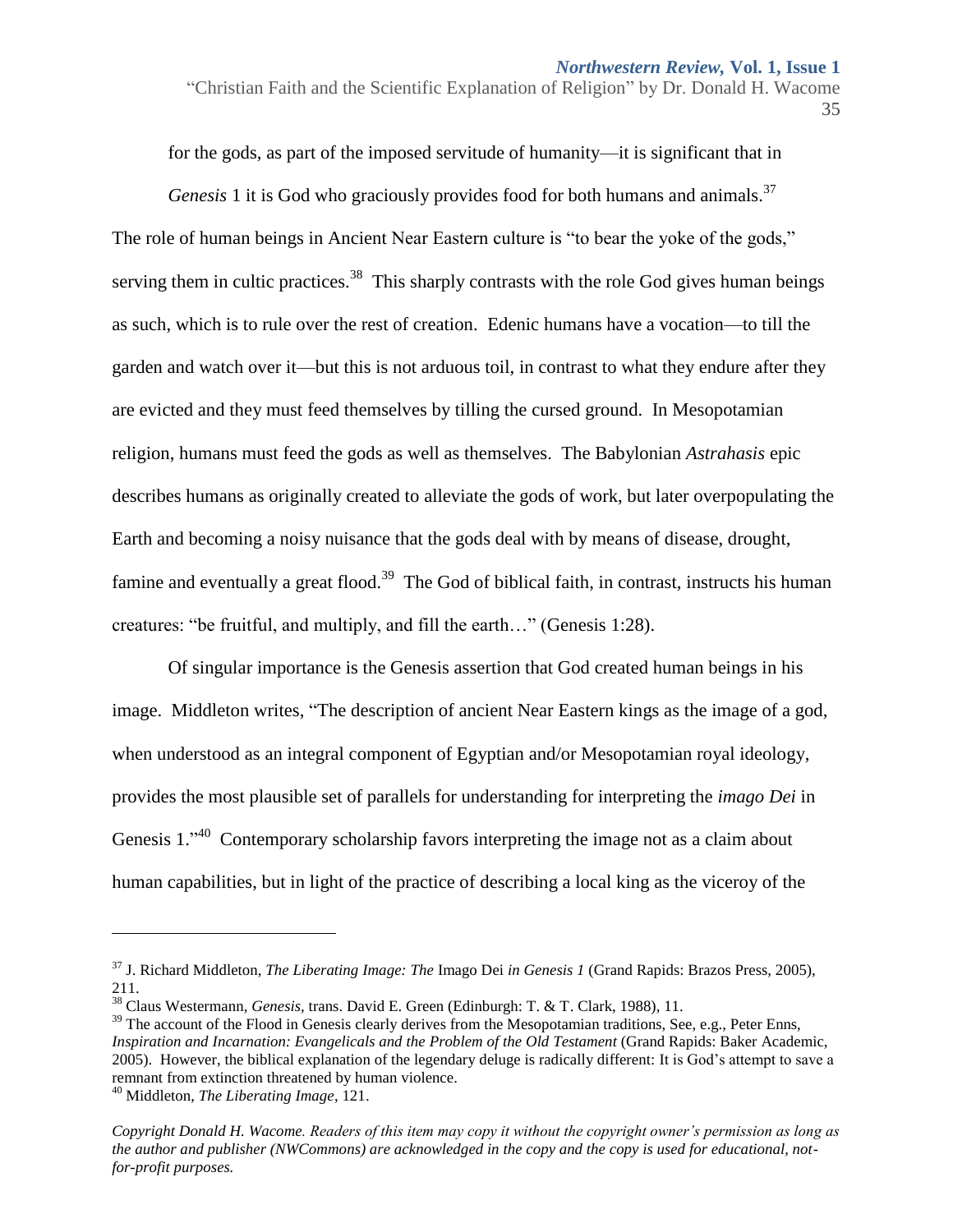for the gods, as part of the imposed servitude of humanity—it is significant that in *Genesis* 1 it is God who graciously provides food for both humans and animals.[37] The role of human beings in Ancient Near Eastern culture is "to bear the yoke of the gods," serving them in cultic practices.[38] This sharply contrasts with the role God gives human beings as such, which is to rule over the rest of creation. Edenic humans have a vocation—to till the garden and watch over it—but this is not arduous toil, in contrast to what they endure after they are evicted and they must feed themselves by tilling the cursed ground. In Mesopotamian religion, humans must feed the gods as well as themselves. The Babylonian *Astrahasis* epic describes humans as originally created to alleviate the gods of work, but later overpopulating the Earth and becoming a noisy nuisance that the gods deal with by means of disease, drought, famine and eventually a great flood.[39] The God of biblical faith, in contrast, instructs his human creatures: "be fruitful, and multiply, and fill the earth…" (Genesis 1:28).

Of singular importance is the Genesis assertion that God created human beings in his image. Middleton writes, "The description of ancient Near Eastern kings as the image of a god, when understood as an integral component of Egyptian and/or Mesopotamian royal ideology, provides the most plausible set of parallels for understanding for interpreting the *imago Dei* in Genesis 1."[40] Contemporary scholarship favors interpreting the image not as a claim about human capabilities, but in light of the practice of describing a local king as the viceroy of the

---

[37] J. Richard Middleton, *The Liberating Image: The* Imago Dei *in Genesis 1* (Grand Rapids: Brazos Press, 2005), 211.

[38] Claus Westermann, *Genesis*, trans. David E. Green (Edinburgh: T. & T. Clark, 1988), 11.

[39] The account of the Flood in Genesis clearly derives from the Mesopotamian traditions, See, e.g., Peter Enns, *Inspiration and Incarnation: Evangelicals and the Problem of the Old Testament* (Grand Rapids: Baker Academic, 2005). However, the biblical explanation of the legendary deluge is radically different: It is God's attempt to save a remnant from extinction threatened by human violence.

[40] Middleton, *The Liberating Image*, 121.

*Copyright Donald H. Wacome. Readers of this item may copy it without the copyright owner's permission as long as the author and publisher (NWCommons) are acknowledged in the copy and the copy is used for educational, not-for-profit purposes.*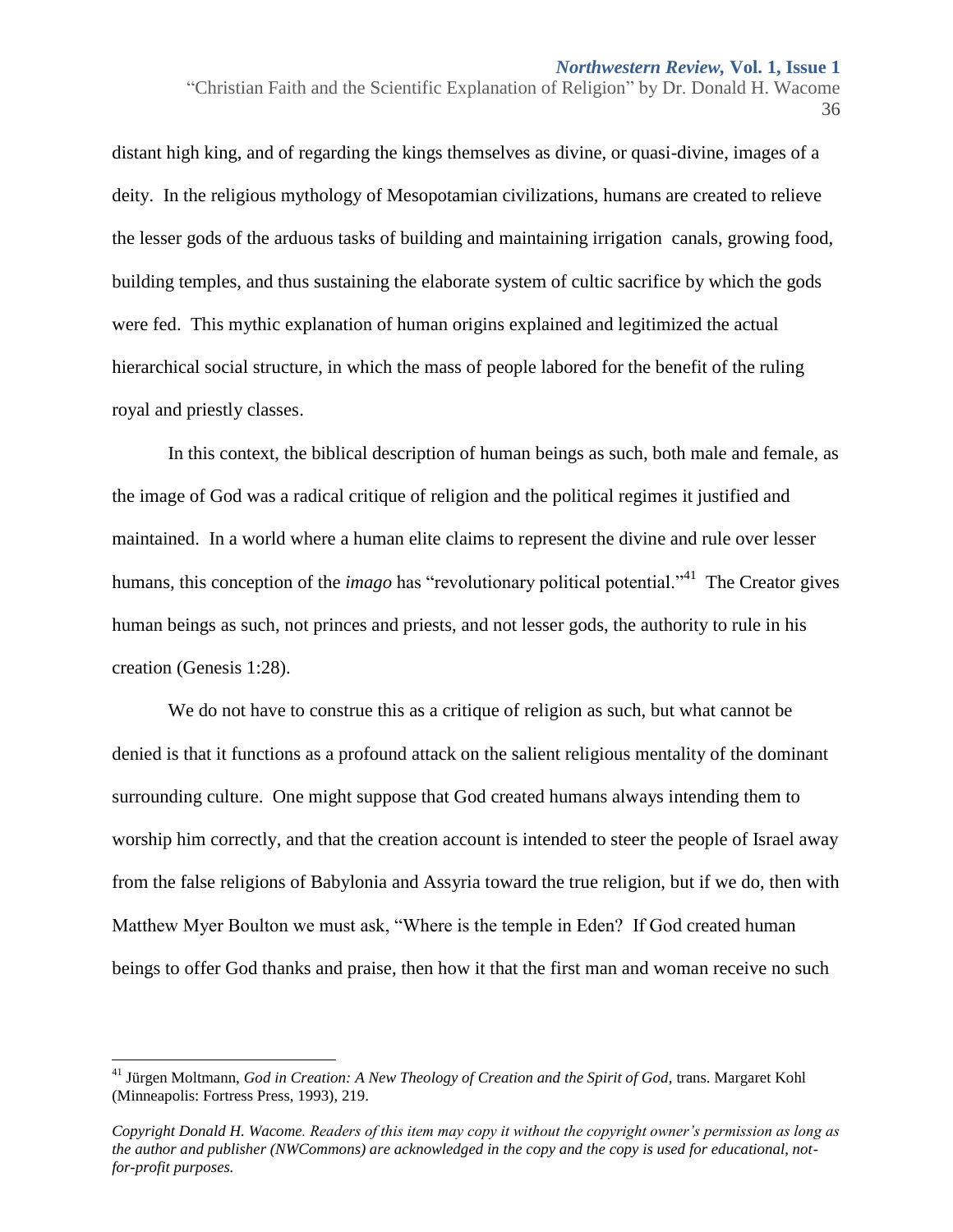distant high king, and of regarding the kings themselves as divine, or quasi-divine, images of a deity. In the religious mythology of Mesopotamian civilizations, humans are created to relieve the lesser gods of the arduous tasks of building and maintaining irrigation canals, growing food, building temples, and thus sustaining the elaborate system of cultic sacrifice by which the gods were fed. This mythic explanation of human origins explained and legitimized the actual hierarchical social structure, in which the mass of people labored for the benefit of the ruling royal and priestly classes.

In this context, the biblical description of human beings as such, both male and female, as the image of God was a radical critique of religion and the political regimes it justified and maintained. In a world where a human elite claims to represent the divine and rule over lesser humans, this conception of the *imago* has "revolutionary political potential."[41] The Creator gives human beings as such, not princes and priests, and not lesser gods, the authority to rule in his creation (Genesis 1:28).

We do not have to construe this as a critique of religion as such, but what cannot be denied is that it functions as a profound attack on the salient religious mentality of the dominant surrounding culture. One might suppose that God created humans always intending them to worship him correctly, and that the creation account is intended to steer the people of Israel away from the false religions of Babylonia and Assyria toward the true religion, but if we do, then with Matthew Myer Boulton we must ask, "Where is the temple in Eden? If God created human beings to offer God thanks and praise, then how it that the first man and woman receive no such

---

[41] Jürgen Moltmann, *God in Creation: A New Theology of Creation and the Spirit of God*, trans. Margaret Kohl (Minneapolis: Fortress Press, 1993), 219.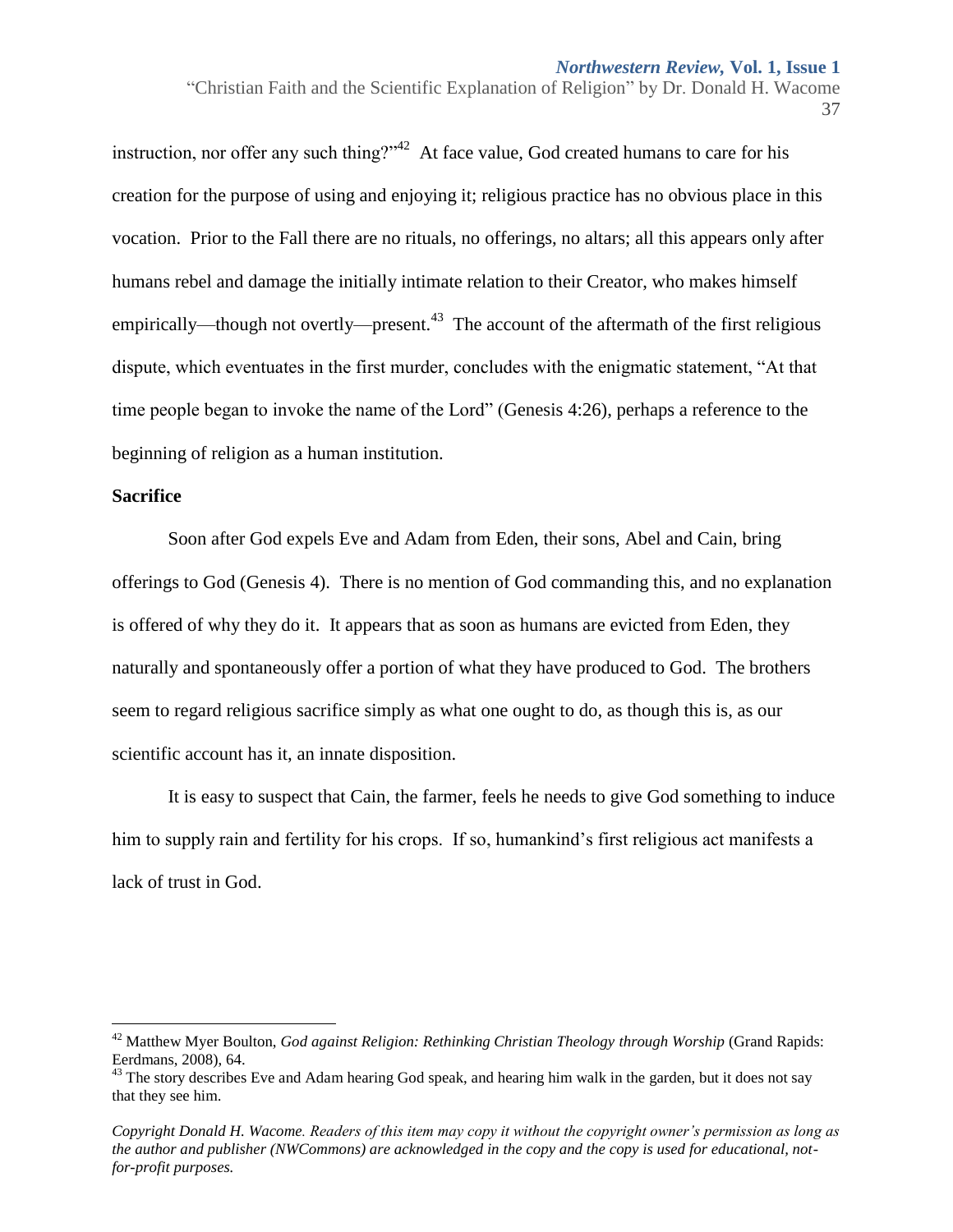instruction, nor offer any such thing?"[42] At face value, God created humans to care for his creation for the purpose of using and enjoying it; religious practice has no obvious place in this vocation. Prior to the Fall there are no rituals, no offerings, no altars; all this appears only after humans rebel and damage the initially intimate relation to their Creator, who makes himself empirically—though not overtly—present.[43] The account of the aftermath of the first religious dispute, which eventuates in the first murder, concludes with the enigmatic statement, "At that time people began to invoke the name of the Lord" (Genesis 4:26), perhaps a reference to the beginning of religion as a human institution.

**Sacrifice**

Soon after God expels Eve and Adam from Eden, their sons, Abel and Cain, bring offerings to God (Genesis 4). There is no mention of God commanding this, and no explanation is offered of why they do it. It appears that as soon as humans are evicted from Eden, they naturally and spontaneously offer a portion of what they have produced to God. The brothers seem to regard religious sacrifice simply as what one ought to do, as though this is, as our scientific account has it, an innate disposition.

It is easy to suspect that Cain, the farmer, feels he needs to give God something to induce him to supply rain and fertility for his crops. If so, humankind's first religious act manifests a lack of trust in God.

---

[42] Matthew Myer Boulton, *God against Religion: Rethinking Christian Theology through Worship* (Grand Rapids: Eerdmans, 2008), 64.

[43] The story describes Eve and Adam hearing God speak, and hearing him walk in the garden, but it does not say that they see him.

*Copyright Donald H. Wacome. Readers of this item may copy it without the copyright owner's permission as long as the author and publisher (NWCommons) are acknowledged in the copy and the copy is used for educational, not-for-profit purposes.*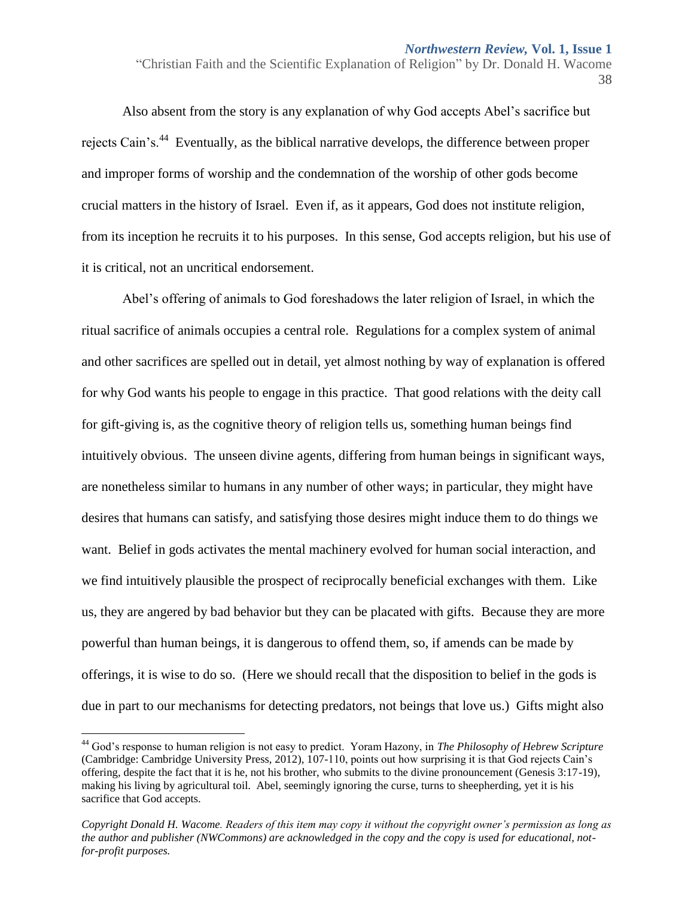Also absent from the story is any explanation of why God accepts Abel's sacrifice but rejects Cain's.[44] Eventually, as the biblical narrative develops, the difference between proper and improper forms of worship and the condemnation of the worship of other gods become crucial matters in the history of Israel. Even if, as it appears, God does not institute religion, from its inception he recruits it to his purposes. In this sense, God accepts religion, but his use of it is critical, not an uncritical endorsement.

Abel's offering of animals to God foreshadows the later religion of Israel, in which the ritual sacrifice of animals occupies a central role. Regulations for a complex system of animal and other sacrifices are spelled out in detail, yet almost nothing by way of explanation is offered for why God wants his people to engage in this practice. That good relations with the deity call for gift-giving is, as the cognitive theory of religion tells us, something human beings find intuitively obvious. The unseen divine agents, differing from human beings in significant ways, are nonetheless similar to humans in any number of other ways; in particular, they might have desires that humans can satisfy, and satisfying those desires might induce them to do things we want. Belief in gods activates the mental machinery evolved for human social interaction, and we find intuitively plausible the prospect of reciprocally beneficial exchanges with them. Like us, they are angered by bad behavior but they can be placated with gifts. Because they are more powerful than human beings, it is dangerous to offend them, so, if amends can be made by offerings, it is wise to do so. (Here we should recall that the disposition to belief in the gods is due in part to our mechanisms for detecting predators, not beings that love us.) Gifts might also

---

[44] God's response to human religion is not easy to predict. Yoram Hazony, in *The Philosophy of Hebrew Scripture* (Cambridge: Cambridge University Press, 2012), 107-110, points out how surprising it is that God rejects Cain's offering, despite the fact that it is he, not his brother, who submits to the divine pronouncement (Genesis 3:17-19), making his living by agricultural toil. Abel, seemingly ignoring the curse, turns to sheepherding, yet it is his sacrifice that God accepts.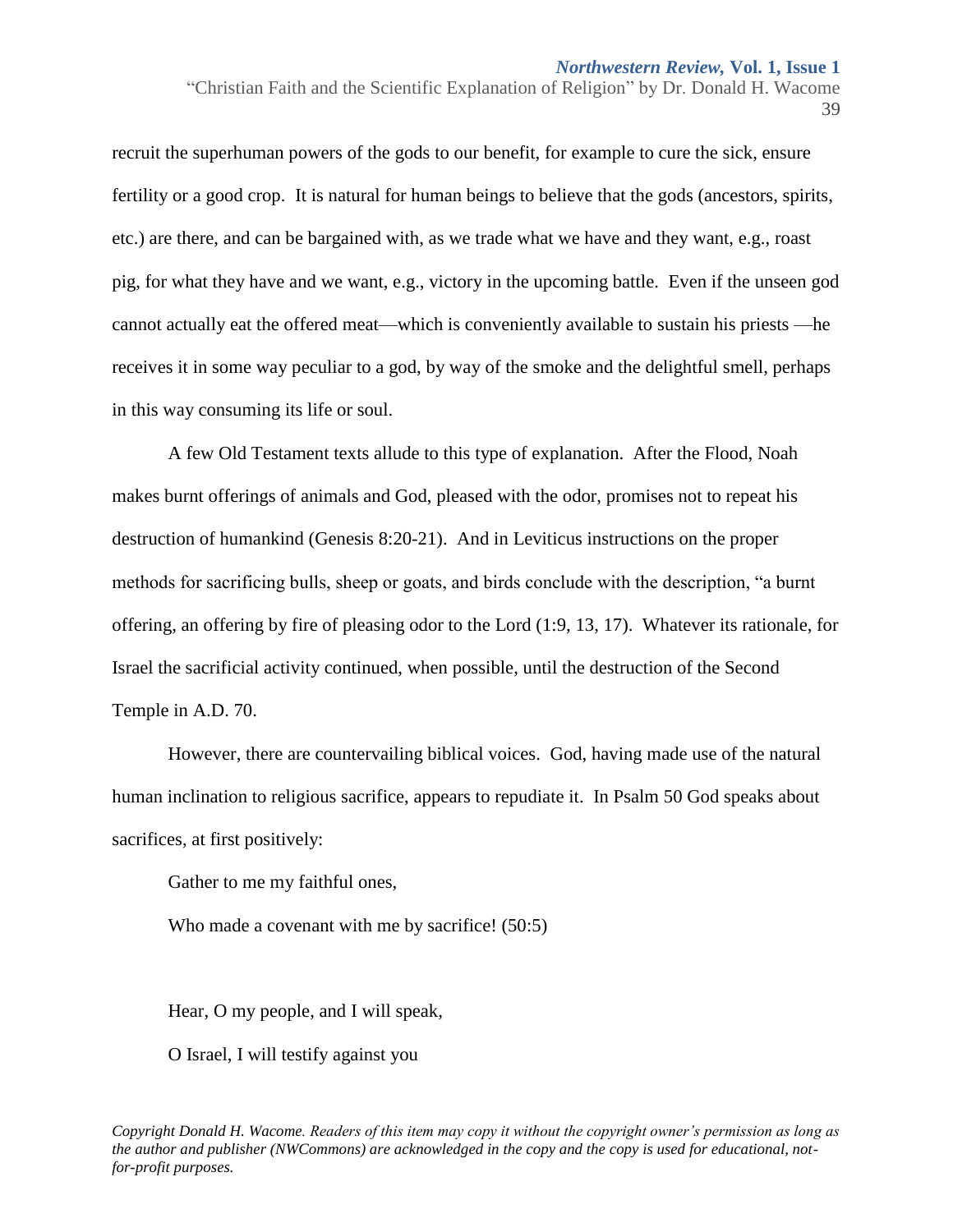recruit the superhuman powers of the gods to our benefit, for example to cure the sick, ensure fertility or a good crop. It is natural for human beings to believe that the gods (ancestors, spirits, etc.) are there, and can be bargained with, as we trade what we have and they want, e.g., roast pig, for what they have and we want, e.g., victory in the upcoming battle. Even if the unseen god cannot actually eat the offered meat—which is conveniently available to sustain his priests —he receives it in some way peculiar to a god, by way of the smoke and the delightful smell, perhaps in this way consuming its life or soul.

A few Old Testament texts allude to this type of explanation. After the Flood, Noah makes burnt offerings of animals and God, pleased with the odor, promises not to repeat his destruction of humankind (Genesis 8:20-21). And in Leviticus instructions on the proper methods for sacrificing bulls, sheep or goats, and birds conclude with the description, "a burnt offering, an offering by fire of pleasing odor to the Lord (1:9, 13, 17). Whatever its rationale, for Israel the sacrificial activity continued, when possible, until the destruction of the Second Temple in A.D. 70.

However, there are countervailing biblical voices. God, having made use of the natural human inclination to religious sacrifice, appears to repudiate it. In Psalm 50 God speaks about sacrifices, at first positively:

> Gather to me my faithful ones,
>
> Who made a covenant with me by sacrifice! (50:5)
>
> Hear, O my people, and I will speak,
>
> O Israel, I will testify against you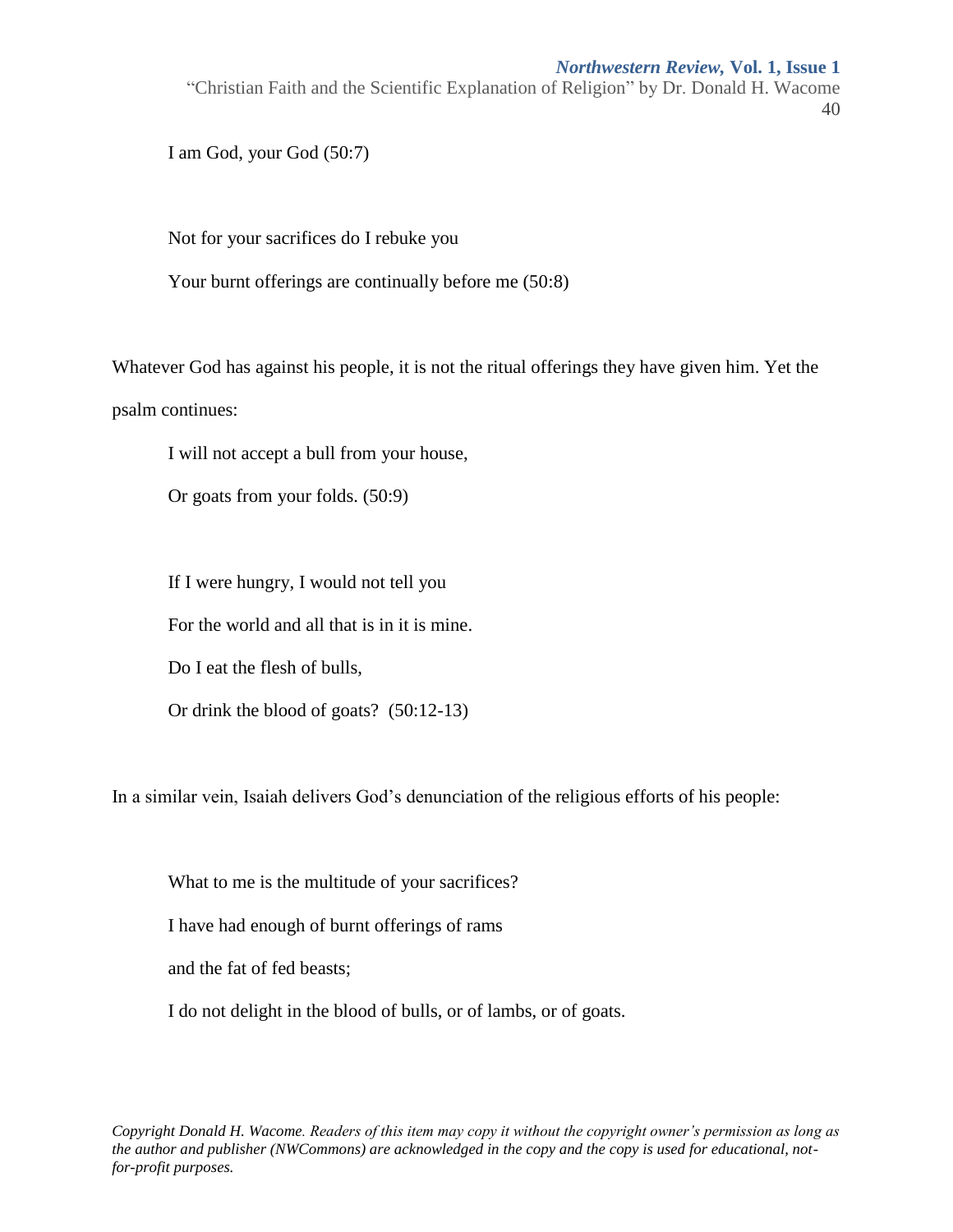I am God, your God (50:7)

Not for your sacrifices do I rebuke you

Your burnt offerings are continually before me (50:8)

Whatever God has against his people, it is not the ritual offerings they have given him. Yet the psalm continues:

I will not accept a bull from your house,

Or goats from your folds. (50:9)

If I were hungry, I would not tell you

For the world and all that is in it is mine.

Do I eat the flesh of bulls,

Or drink the blood of goats? (50:12-13)

In a similar vein, Isaiah delivers God's denunciation of the religious efforts of his people:

What to me is the multitude of your sacrifices?

I have had enough of burnt offerings of rams

and the fat of fed beasts;

I do not delight in the blood of bulls, or of lambs, or of goats.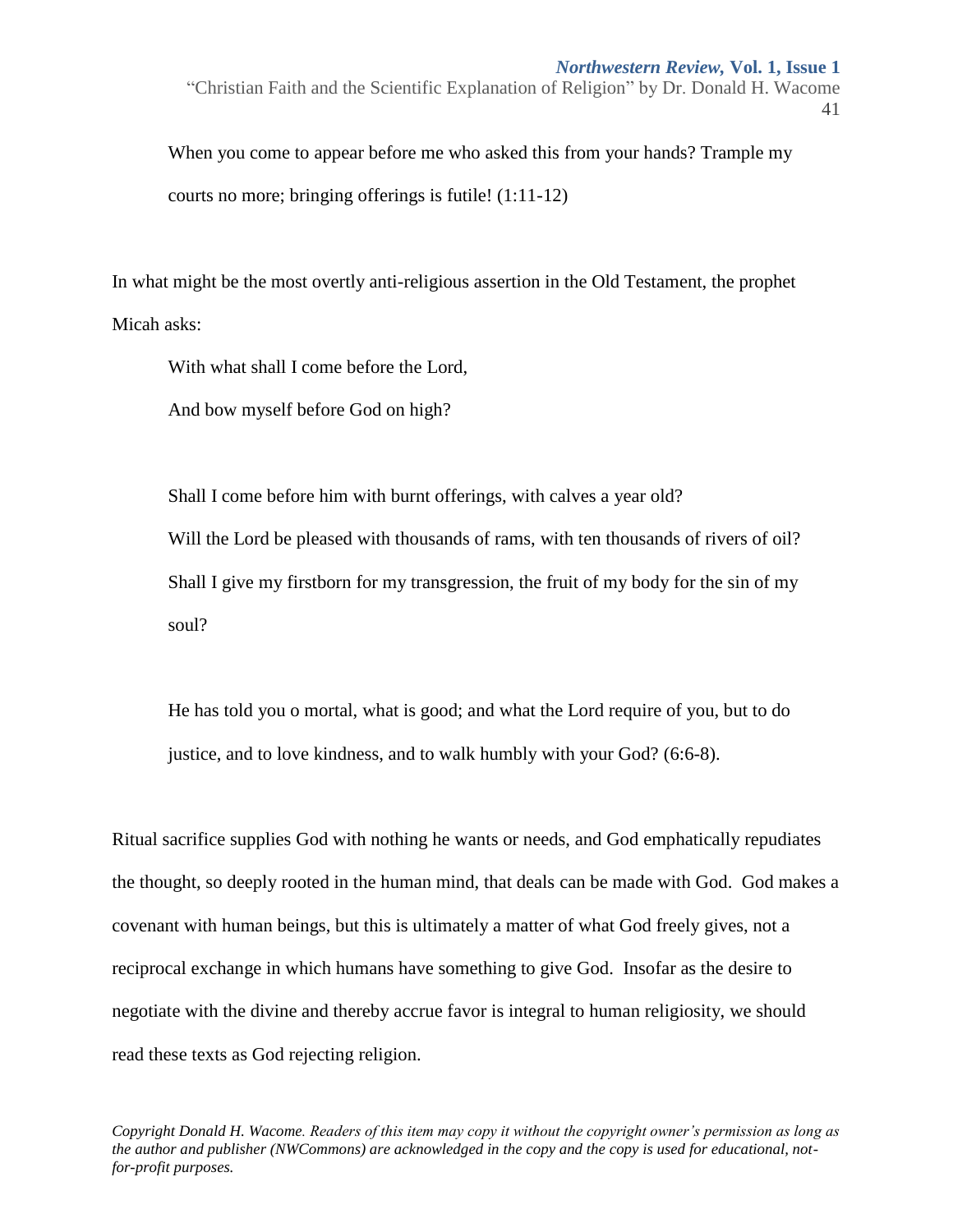> When you come to appear before me who asked this from your hands? Trample my courts no more; bringing offerings is futile! (1:11-12)

In what might be the most overtly anti-religious assertion in the Old Testament, the prophet Micah asks:

> With what shall I come before the Lord,
> And bow myself before God on high?
>
> Shall I come before him with burnt offerings, with calves a year old?
> Will the Lord be pleased with thousands of rams, with ten thousands of rivers of oil?
> Shall I give my firstborn for my transgression, the fruit of my body for the sin of my soul?
>
> He has told you o mortal, what is good; and what the Lord require of you, but to do justice, and to love kindness, and to walk humbly with your God? (6:6-8).

Ritual sacrifice supplies God with nothing he wants or needs, and God emphatically repudiates the thought, so deeply rooted in the human mind, that deals can be made with God. God makes a covenant with human beings, but this is ultimately a matter of what God freely gives, not a reciprocal exchange in which humans have something to give God. Insofar as the desire to negotiate with the divine and thereby accrue favor is integral to human religiosity, we should read these texts as God rejecting religion.

*Copyright Donald H. Wacome. Readers of this item may copy it without the copyright owner's permission as long as the author and publisher (NWCommons) are acknowledged in the copy and the copy is used for educational, not-for-profit purposes.*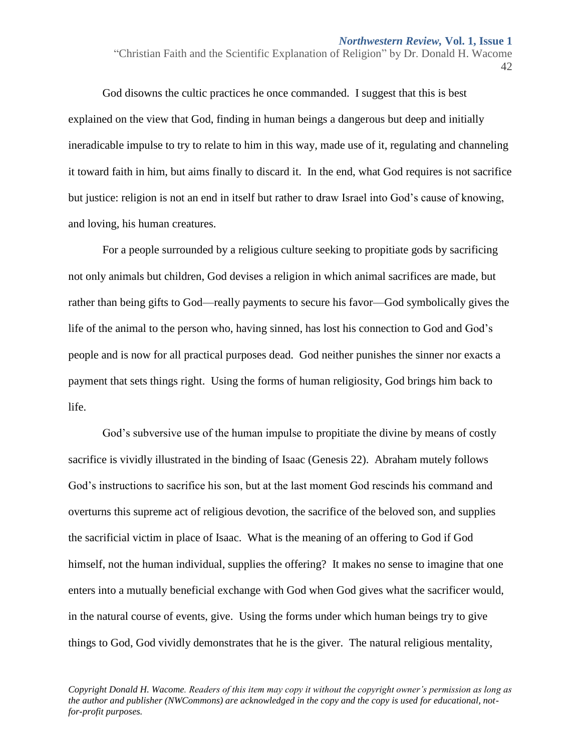God disowns the cultic practices he once commanded. I suggest that this is best explained on the view that God, finding in human beings a dangerous but deep and initially ineradicable impulse to try to relate to him in this way, made use of it, regulating and channeling it toward faith in him, but aims finally to discard it. In the end, what God requires is not sacrifice but justice: religion is not an end in itself but rather to draw Israel into God's cause of knowing, and loving, his human creatures.

For a people surrounded by a religious culture seeking to propitiate gods by sacrificing not only animals but children, God devises a religion in which animal sacrifices are made, but rather than being gifts to God—really payments to secure his favor—God symbolically gives the life of the animal to the person who, having sinned, has lost his connection to God and God's people and is now for all practical purposes dead. God neither punishes the sinner nor exacts a payment that sets things right. Using the forms of human religiosity, God brings him back to life.

God's subversive use of the human impulse to propitiate the divine by means of costly sacrifice is vividly illustrated in the binding of Isaac (Genesis 22). Abraham mutely follows God's instructions to sacrifice his son, but at the last moment God rescinds his command and overturns this supreme act of religious devotion, the sacrifice of the beloved son, and supplies the sacrificial victim in place of Isaac. What is the meaning of an offering to God if God himself, not the human individual, supplies the offering? It makes no sense to imagine that one enters into a mutually beneficial exchange with God when God gives what the sacrificer would, in the natural course of events, give. Using the forms under which human beings try to give things to God, God vividly demonstrates that he is the giver. The natural religious mentality,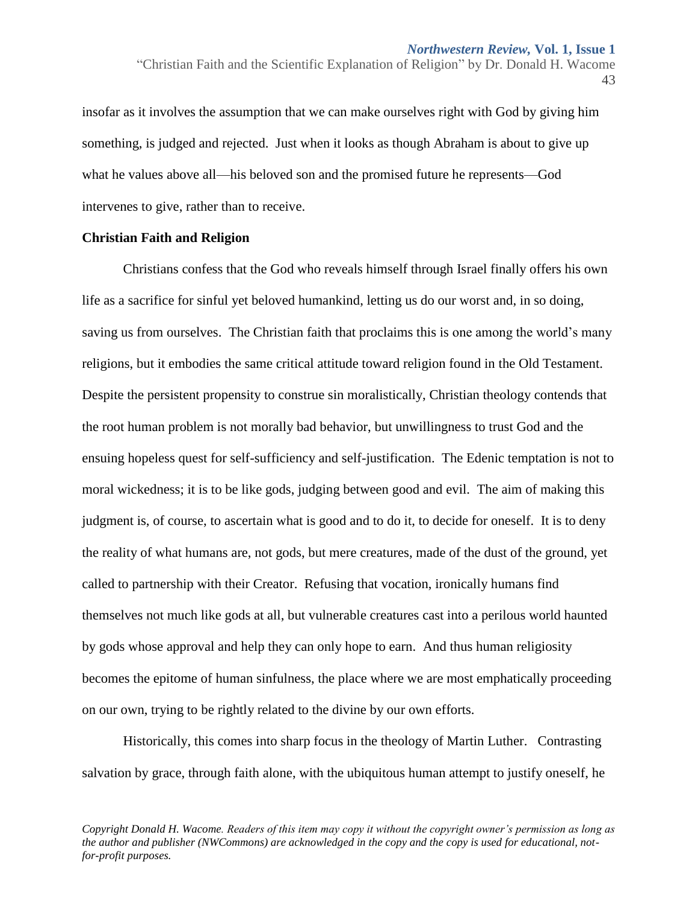insofar as it involves the assumption that we can make ourselves right with God by giving him something, is judged and rejected. Just when it looks as though Abraham is about to give up what he values above all—his beloved son and the promised future he represents—God intervenes to give, rather than to receive.

**Christian Faith and Religion**

Christians confess that the God who reveals himself through Israel finally offers his own life as a sacrifice for sinful yet beloved humankind, letting us do our worst and, in so doing, saving us from ourselves. The Christian faith that proclaims this is one among the world's many religions, but it embodies the same critical attitude toward religion found in the Old Testament. Despite the persistent propensity to construe sin moralistically, Christian theology contends that the root human problem is not morally bad behavior, but unwillingness to trust God and the ensuing hopeless quest for self-sufficiency and self-justification. The Edenic temptation is not to moral wickedness; it is to be like gods, judging between good and evil. The aim of making this judgment is, of course, to ascertain what is good and to do it, to decide for oneself. It is to deny the reality of what humans are, not gods, but mere creatures, made of the dust of the ground, yet called to partnership with their Creator. Refusing that vocation, ironically humans find themselves not much like gods at all, but vulnerable creatures cast into a perilous world haunted by gods whose approval and help they can only hope to earn. And thus human religiosity becomes the epitome of human sinfulness, the place where we are most emphatically proceeding on our own, trying to be rightly related to the divine by our own efforts.

Historically, this comes into sharp focus in the theology of Martin Luther. Contrasting salvation by grace, through faith alone, with the ubiquitous human attempt to justify oneself, he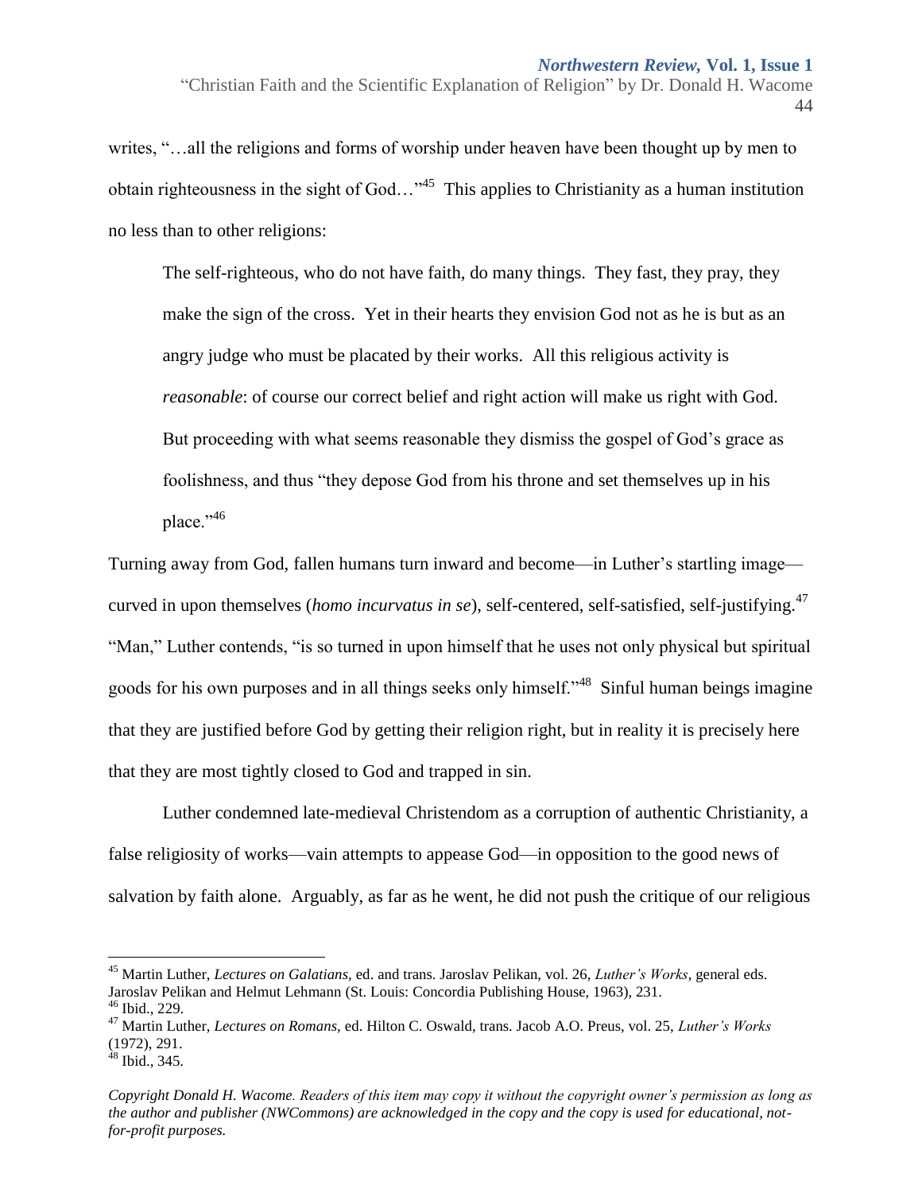writes, "…all the religions and forms of worship under heaven have been thought up by men to obtain righteousness in the sight of God…"[45] This applies to Christianity as a human institution no less than to other religions:

> The self-righteous, who do not have faith, do many things. They fast, they pray, they make the sign of the cross. Yet in their hearts they envision God not as he is but as an angry judge who must be placated by their works. All this religious activity is *reasonable*: of course our correct belief and right action will make us right with God. But proceeding with what seems reasonable they dismiss the gospel of God's grace as foolishness, and thus "they depose God from his throne and set themselves up in his place."[46]

Turning away from God, fallen humans turn inward and become—in Luther's startling image—curved in upon themselves (*homo incurvatus in se*), self-centered, self-satisfied, self-justifying.[47] "Man," Luther contends, "is so turned in upon himself that he uses not only physical but spiritual goods for his own purposes and in all things seeks only himself."[48] Sinful human beings imagine that they are justified before God by getting their religion right, but in reality it is precisely here that they are most tightly closed to God and trapped in sin.

Luther condemned late-medieval Christendom as a corruption of authentic Christianity, a false religiosity of works—vain attempts to appease God—in opposition to the good news of salvation by faith alone. Arguably, as far as he went, he did not push the critique of our religious

---

[45] Martin Luther, *Lectures on Galatians*, ed. and trans. Jaroslav Pelikan, vol. 26, *Luther's Works*, general eds. Jaroslav Pelikan and Helmut Lehmann (St. Louis: Concordia Publishing House, 1963), 231.

[46] Ibid., 229.

[47] Martin Luther, *Lectures on Romans,* ed. Hilton C. Oswald, trans. Jacob A.O. Preus, vol. 25, *Luther's Works* (1972), 291.

[48] Ibid., 345.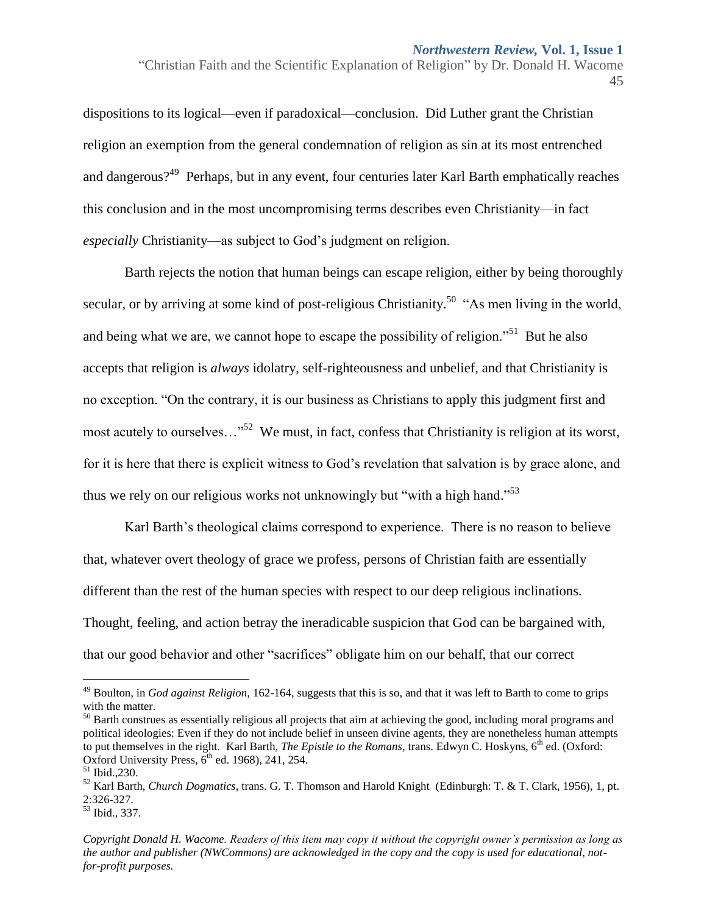dispositions to its logical—even if paradoxical—conclusion. Did Luther grant the Christian religion an exemption from the general condemnation of religion as sin at its most entrenched and dangerous?[49] Perhaps, but in any event, four centuries later Karl Barth emphatically reaches this conclusion and in the most uncompromising terms describes even Christianity—in fact *especially* Christianity—as subject to God's judgment on religion.

Barth rejects the notion that human beings can escape religion, either by being thoroughly secular, or by arriving at some kind of post-religious Christianity.[50] "As men living in the world, and being what we are, we cannot hope to escape the possibility of religion."[51] But he also accepts that religion is *always* idolatry, self-righteousness and unbelief, and that Christianity is no exception. "On the contrary, it is our business as Christians to apply this judgment first and most acutely to ourselves…"[52] We must, in fact, confess that Christianity is religion at its worst, for it is here that there is explicit witness to God's revelation that salvation is by grace alone, and thus we rely on our religious works not unknowingly but "with a high hand."[53]

Karl Barth's theological claims correspond to experience. There is no reason to believe that, whatever overt theology of grace we profess, persons of Christian faith are essentially different than the rest of the human species with respect to our deep religious inclinations. Thought, feeling, and action betray the ineradicable suspicion that God can be bargained with, that our good behavior and other "sacrifices" obligate him on our behalf, that our correct

---

[49] Boulton, in *God against Religion,* 162-164, suggests that this is so, and that it was left to Barth to come to grips with the matter.

[50] Barth construes as essentially religious all projects that aim at achieving the good, including moral programs and political ideologies: Even if they do not include belief in unseen divine agents, they are nonetheless human attempts to put themselves in the right. Karl Barth, *The Epistle to the Romans*, trans. Edwyn C. Hoskyns, 6th ed. (Oxford: Oxford University Press, 6th ed. 1968), 241, 254.

[51] Ibid.,230.

[52] Karl Barth, *Church Dogmatics*, trans. G. T. Thomson and Harold Knight (Edinburgh: T. & T. Clark, 1956), 1, pt. 2:326-327.

[53] Ibid., 337.

*Copyright Donald H. Wacome. Readers of this item may copy it without the copyright owner's permission as long as the author and publisher (NWCommons) are acknowledged in the copy and the copy is used for educational, not-for-profit purposes.*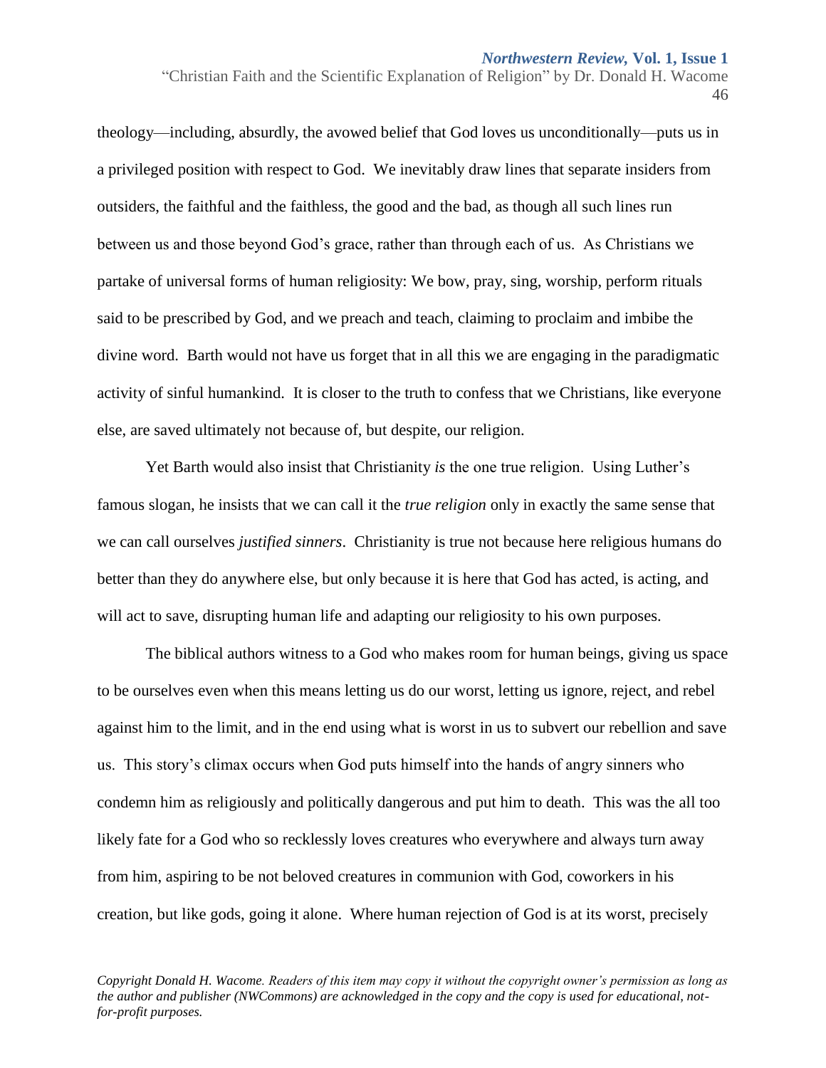theology—including, absurdly, the avowed belief that God loves us unconditionally—puts us in a privileged position with respect to God. We inevitably draw lines that separate insiders from outsiders, the faithful and the faithless, the good and the bad, as though all such lines run between us and those beyond God's grace, rather than through each of us. As Christians we partake of universal forms of human religiosity: We bow, pray, sing, worship, perform rituals said to be prescribed by God, and we preach and teach, claiming to proclaim and imbibe the divine word. Barth would not have us forget that in all this we are engaging in the paradigmatic activity of sinful humankind. It is closer to the truth to confess that we Christians, like everyone else, are saved ultimately not because of, but despite, our religion.

Yet Barth would also insist that Christianity *is* the one true religion. Using Luther's famous slogan, he insists that we can call it the *true religion* only in exactly the same sense that we can call ourselves *justified sinners*. Christianity is true not because here religious humans do better than they do anywhere else, but only because it is here that God has acted, is acting, and will act to save, disrupting human life and adapting our religiosity to his own purposes.

The biblical authors witness to a God who makes room for human beings, giving us space to be ourselves even when this means letting us do our worst, letting us ignore, reject, and rebel against him to the limit, and in the end using what is worst in us to subvert our rebellion and save us. This story's climax occurs when God puts himself into the hands of angry sinners who condemn him as religiously and politically dangerous and put him to death. This was the all too likely fate for a God who so recklessly loves creatures who everywhere and always turn away from him, aspiring to be not beloved creatures in communion with God, coworkers in his creation, but like gods, going it alone. Where human rejection of God is at its worst, precisely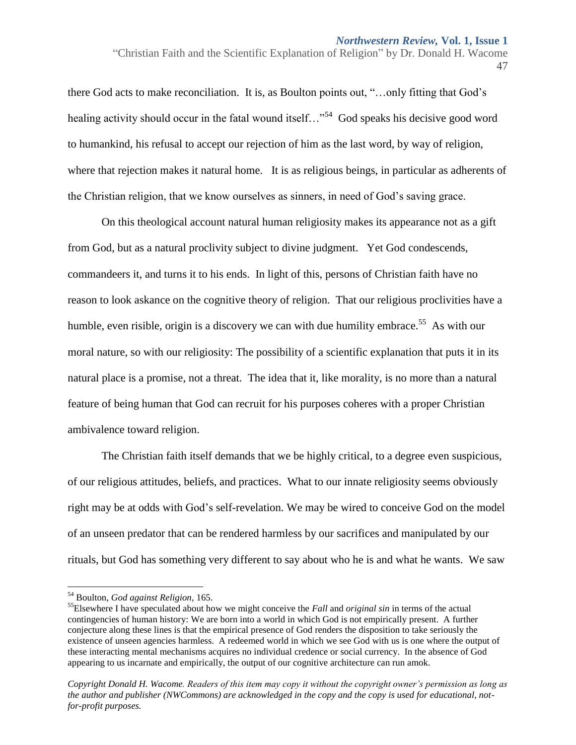there God acts to make reconciliation. It is, as Boulton points out, "…only fitting that God's healing activity should occur in the fatal wound itself…"[54] God speaks his decisive good word to humankind, his refusal to accept our rejection of him as the last word, by way of religion, where that rejection makes it natural home. It is as religious beings, in particular as adherents of the Christian religion, that we know ourselves as sinners, in need of God's saving grace.

On this theological account natural human religiosity makes its appearance not as a gift from God, but as a natural proclivity subject to divine judgment. Yet God condescends, commandeers it, and turns it to his ends. In light of this, persons of Christian faith have no reason to look askance on the cognitive theory of religion. That our religious proclivities have a humble, even risible, origin is a discovery we can with due humility embrace.[55] As with our moral nature, so with our religiosity: The possibility of a scientific explanation that puts it in its natural place is a promise, not a threat. The idea that it, like morality, is no more than a natural feature of being human that God can recruit for his purposes coheres with a proper Christian ambivalence toward religion.

The Christian faith itself demands that we be highly critical, to a degree even suspicious, of our religious attitudes, beliefs, and practices. What to our innate religiosity seems obviously right may be at odds with God's self-revelation. We may be wired to conceive God on the model of an unseen predator that can be rendered harmless by our sacrifices and manipulated by our rituals, but God has something very different to say about who he is and what he wants. We saw

---

[54] Boulton, *God against Religion*, 165.

[55] Elsewhere I have speculated about how we might conceive the *Fall* and *original sin* in terms of the actual contingencies of human history: We are born into a world in which God is not empirically present. A further conjecture along these lines is that the empirical presence of God renders the disposition to take seriously the existence of unseen agencies harmless. A redeemed world in which we see God with us is one where the output of these interacting mental mechanisms acquires no individual credence or social currency. In the absence of God appearing to us incarnate and empirically, the output of our cognitive architecture can run amok.

*Copyright Donald H. Wacome. Readers of this item may copy it without the copyright owner's permission as long as the author and publisher (NWCommons) are acknowledged in the copy and the copy is used for educational, not-for-profit purposes.*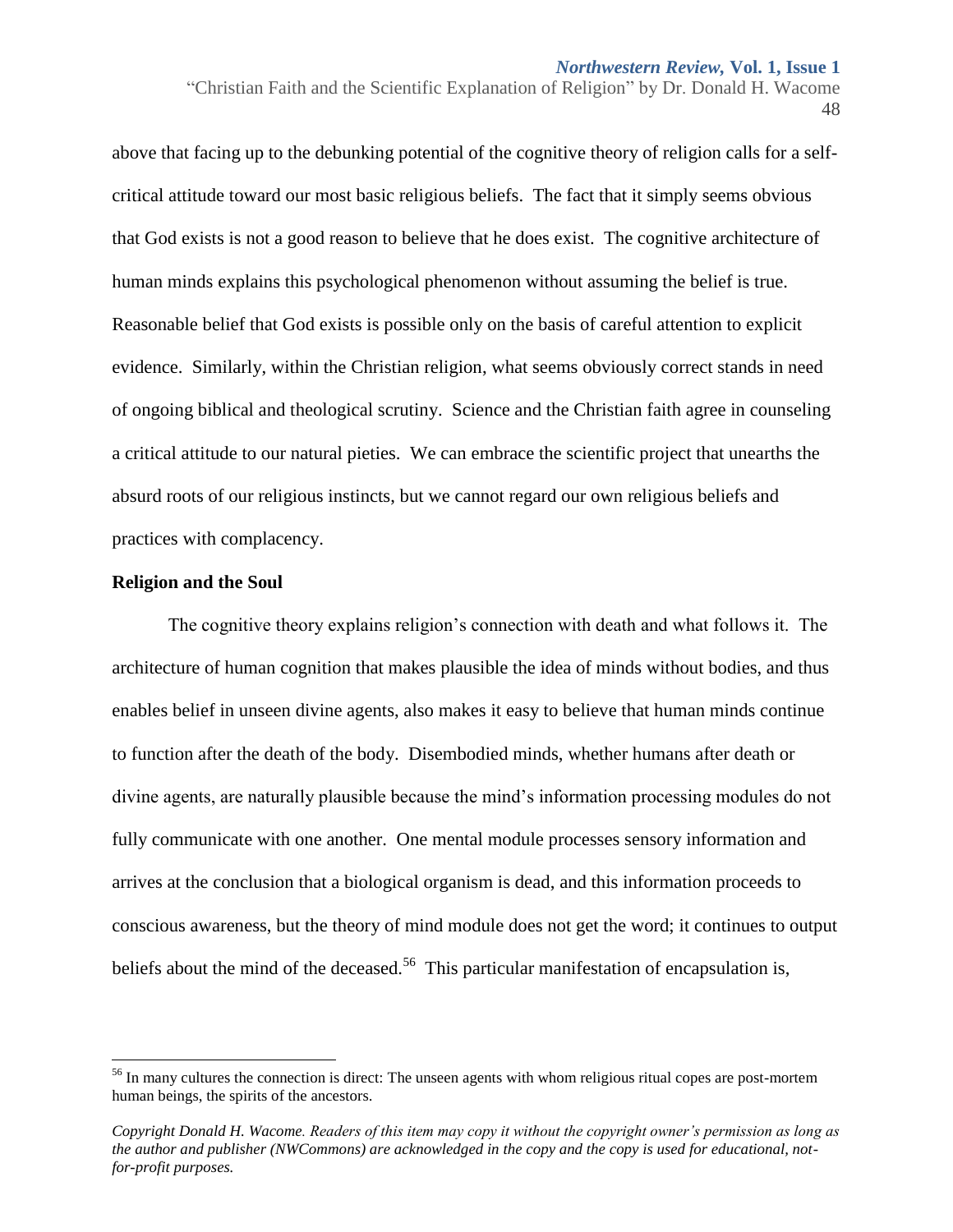above that facing up to the debunking potential of the cognitive theory of religion calls for a self-critical attitude toward our most basic religious beliefs. The fact that it simply seems obvious that God exists is not a good reason to believe that he does exist. The cognitive architecture of human minds explains this psychological phenomenon without assuming the belief is true. Reasonable belief that God exists is possible only on the basis of careful attention to explicit evidence. Similarly, within the Christian religion, what seems obviously correct stands in need of ongoing biblical and theological scrutiny. Science and the Christian faith agree in counseling a critical attitude to our natural pieties. We can embrace the scientific project that unearths the absurd roots of our religious instincts, but we cannot regard our own religious beliefs and practices with complacency.

**Religion and the Soul**

The cognitive theory explains religion's connection with death and what follows it. The architecture of human cognition that makes plausible the idea of minds without bodies, and thus enables belief in unseen divine agents, also makes it easy to believe that human minds continue to function after the death of the body. Disembodied minds, whether humans after death or divine agents, are naturally plausible because the mind's information processing modules do not fully communicate with one another. One mental module processes sensory information and arrives at the conclusion that a biological organism is dead, and this information proceeds to conscious awareness, but the theory of mind module does not get the word; it continues to output beliefs about the mind of the deceased.[56] This particular manifestation of encapsulation is,

[56] In many cultures the connection is direct: The unseen agents with whom religious ritual copes are post-mortem human beings, the spirits of the ancestors.

*Copyright Donald H. Wacome. Readers of this item may copy it without the copyright owner's permission as long as the author and publisher (NWCommons) are acknowledged in the copy and the copy is used for educational, not-for-profit purposes.*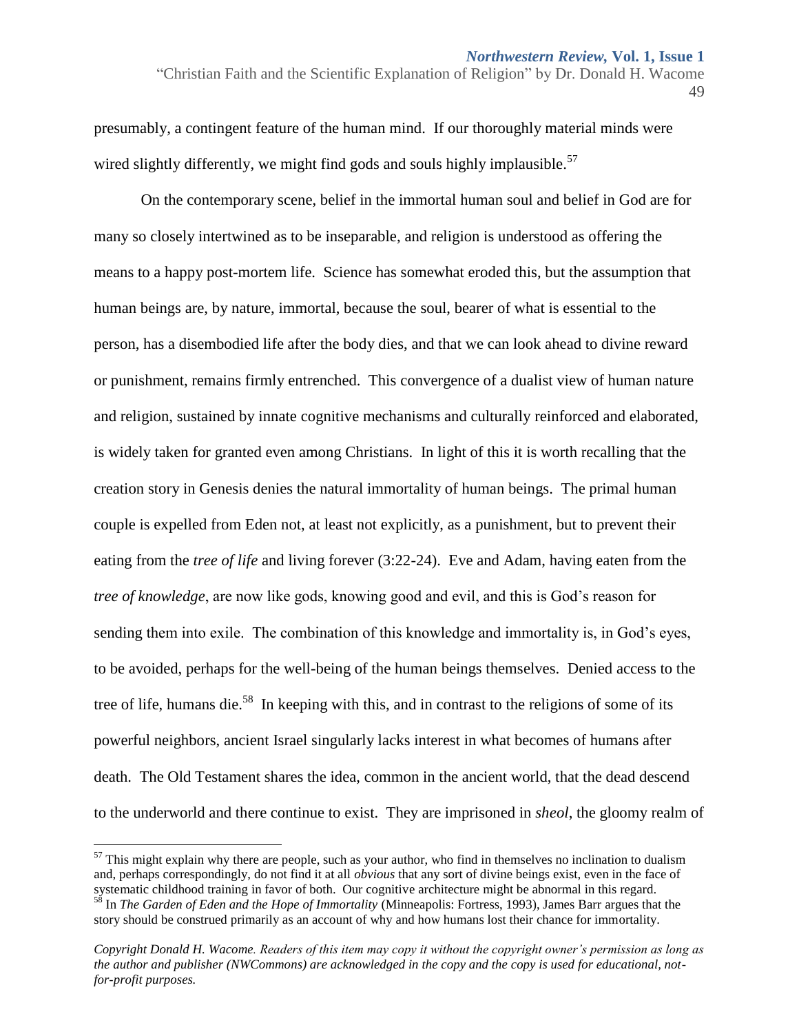presumably, a contingent feature of the human mind. If our thoroughly material minds were wired slightly differently, we might find gods and souls highly implausible.[57]

On the contemporary scene, belief in the immortal human soul and belief in God are for many so closely intertwined as to be inseparable, and religion is understood as offering the means to a happy post-mortem life. Science has somewhat eroded this, but the assumption that human beings are, by nature, immortal, because the soul, bearer of what is essential to the person, has a disembodied life after the body dies, and that we can look ahead to divine reward or punishment, remains firmly entrenched. This convergence of a dualist view of human nature and religion, sustained by innate cognitive mechanisms and culturally reinforced and elaborated, is widely taken for granted even among Christians. In light of this it is worth recalling that the creation story in Genesis denies the natural immortality of human beings. The primal human couple is expelled from Eden not, at least not explicitly, as a punishment, but to prevent their eating from the *tree of life* and living forever (3:22-24). Eve and Adam, having eaten from the *tree of knowledge*, are now like gods, knowing good and evil, and this is God's reason for sending them into exile. The combination of this knowledge and immortality is, in God's eyes, to be avoided, perhaps for the well-being of the human beings themselves. Denied access to the tree of life, humans die.[58] In keeping with this, and in contrast to the religions of some of its powerful neighbors, ancient Israel singularly lacks interest in what becomes of humans after death. The Old Testament shares the idea, common in the ancient world, that the dead descend to the underworld and there continue to exist. They are imprisoned in *sheol*, the gloomy realm of

---

[57] This might explain why there are people, such as your author, who find in themselves no inclination to dualism and, perhaps correspondingly, do not find it at all *obvious* that any sort of divine beings exist, even in the face of systematic childhood training in favor of both. Our cognitive architecture might be abnormal in this regard.

[58] In *The Garden of Eden and the Hope of Immortality* (Minneapolis: Fortress, 1993), James Barr argues that the story should be construed primarily as an account of why and how humans lost their chance for immortality.

*Copyright Donald H. Wacome. Readers of this item may copy it without the copyright owner's permission as long as the author and publisher (NWCommons) are acknowledged in the copy and the copy is used for educational, not-for-profit purposes.*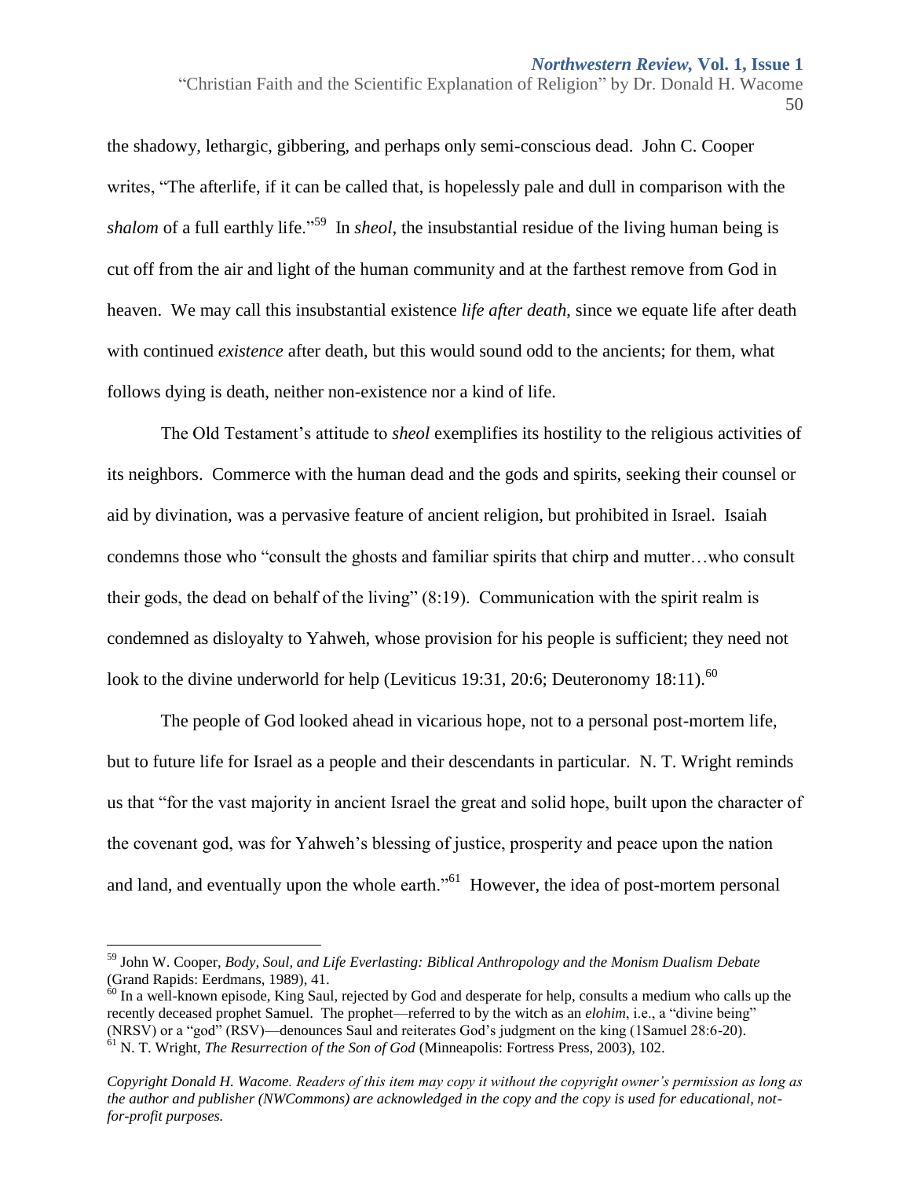the shadowy, lethargic, gibbering, and perhaps only semi-conscious dead. John C. Cooper writes, "The afterlife, if it can be called that, is hopelessly pale and dull in comparison with the *shalom* of a full earthly life."[59] In *sheol*, the insubstantial residue of the living human being is cut off from the air and light of the human community and at the farthest remove from God in heaven. We may call this insubstantial existence *life after death*, since we equate life after death with continued *existence* after death, but this would sound odd to the ancients; for them, what follows dying is death, neither non-existence nor a kind of life.

The Old Testament's attitude to *sheol* exemplifies its hostility to the religious activities of its neighbors. Commerce with the human dead and the gods and spirits, seeking their counsel or aid by divination, was a pervasive feature of ancient religion, but prohibited in Israel. Isaiah condemns those who "consult the ghosts and familiar spirits that chirp and mutter…who consult their gods, the dead on behalf of the living" (8:19). Communication with the spirit realm is condemned as disloyalty to Yahweh, whose provision for his people is sufficient; they need not look to the divine underworld for help (Leviticus 19:31, 20:6; Deuteronomy 18:11).[60]

The people of God looked ahead in vicarious hope, not to a personal post-mortem life, but to future life for Israel as a people and their descendants in particular. N. T. Wright reminds us that "for the vast majority in ancient Israel the great and solid hope, built upon the character of the covenant god, was for Yahweh's blessing of justice, prosperity and peace upon the nation and land, and eventually upon the whole earth."[61] However, the idea of post-mortem personal

---

[59] John W. Cooper, *Body, Soul, and Life Everlasting: Biblical Anthropology and the Monism Dualism Debate* (Grand Rapids: Eerdmans, 1989), 41.

[60] In a well-known episode, King Saul, rejected by God and desperate for help, consults a medium who calls up the recently deceased prophet Samuel. The prophet—referred to by the witch as an *elohim*, i.e., a "divine being" (NRSV) or a "god" (RSV)—denounces Saul and reiterates God's judgment on the king (1Samuel 28:6-20).

[61] N. T. Wright, *The Resurrection of the Son of God* (Minneapolis: Fortress Press, 2003), 102.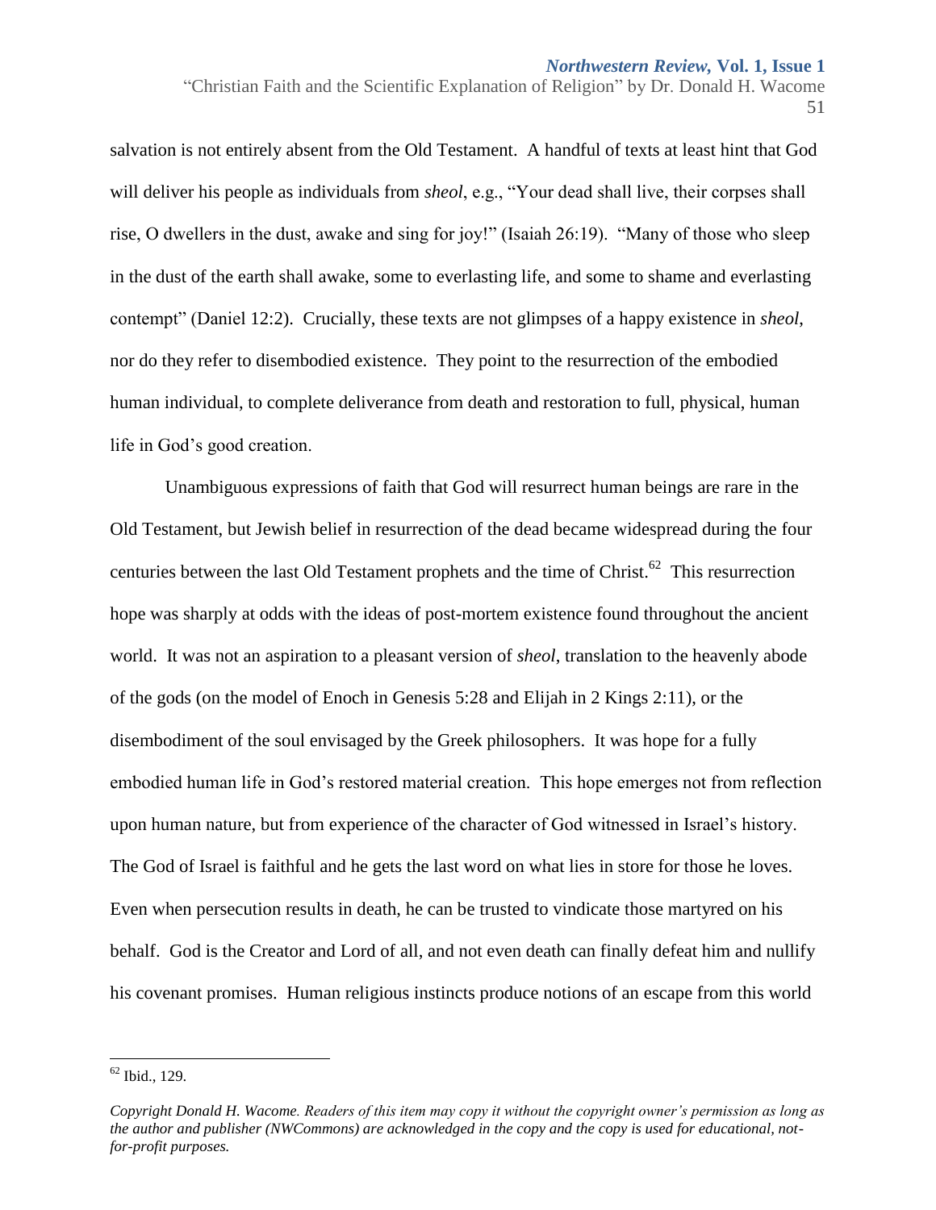salvation is not entirely absent from the Old Testament. A handful of texts at least hint that God will deliver his people as individuals from *sheol*, e.g., "Your dead shall live, their corpses shall rise, O dwellers in the dust, awake and sing for joy!" (Isaiah 26:19). "Many of those who sleep in the dust of the earth shall awake, some to everlasting life, and some to shame and everlasting contempt" (Daniel 12:2). Crucially, these texts are not glimpses of a happy existence in *sheol*, nor do they refer to disembodied existence. They point to the resurrection of the embodied human individual, to complete deliverance from death and restoration to full, physical, human life in God's good creation.

Unambiguous expressions of faith that God will resurrect human beings are rare in the Old Testament, but Jewish belief in resurrection of the dead became widespread during the four centuries between the last Old Testament prophets and the time of Christ.[62] This resurrection hope was sharply at odds with the ideas of post-mortem existence found throughout the ancient world. It was not an aspiration to a pleasant version of *sheol*, translation to the heavenly abode of the gods (on the model of Enoch in Genesis 5:28 and Elijah in 2 Kings 2:11), or the disembodiment of the soul envisaged by the Greek philosophers. It was hope for a fully embodied human life in God's restored material creation. This hope emerges not from reflection upon human nature, but from experience of the character of God witnessed in Israel's history. The God of Israel is faithful and he gets the last word on what lies in store for those he loves. Even when persecution results in death, he can be trusted to vindicate those martyred on his behalf. God is the Creator and Lord of all, and not even death can finally defeat him and nullify his covenant promises. Human religious instincts produce notions of an escape from this world

[62] Ibid., 129.

*Copyright Donald H. Wacome. Readers of this item may copy it without the copyright owner's permission as long as the author and publisher (NWCommons) are acknowledged in the copy and the copy is used for educational, not-for-profit purposes.*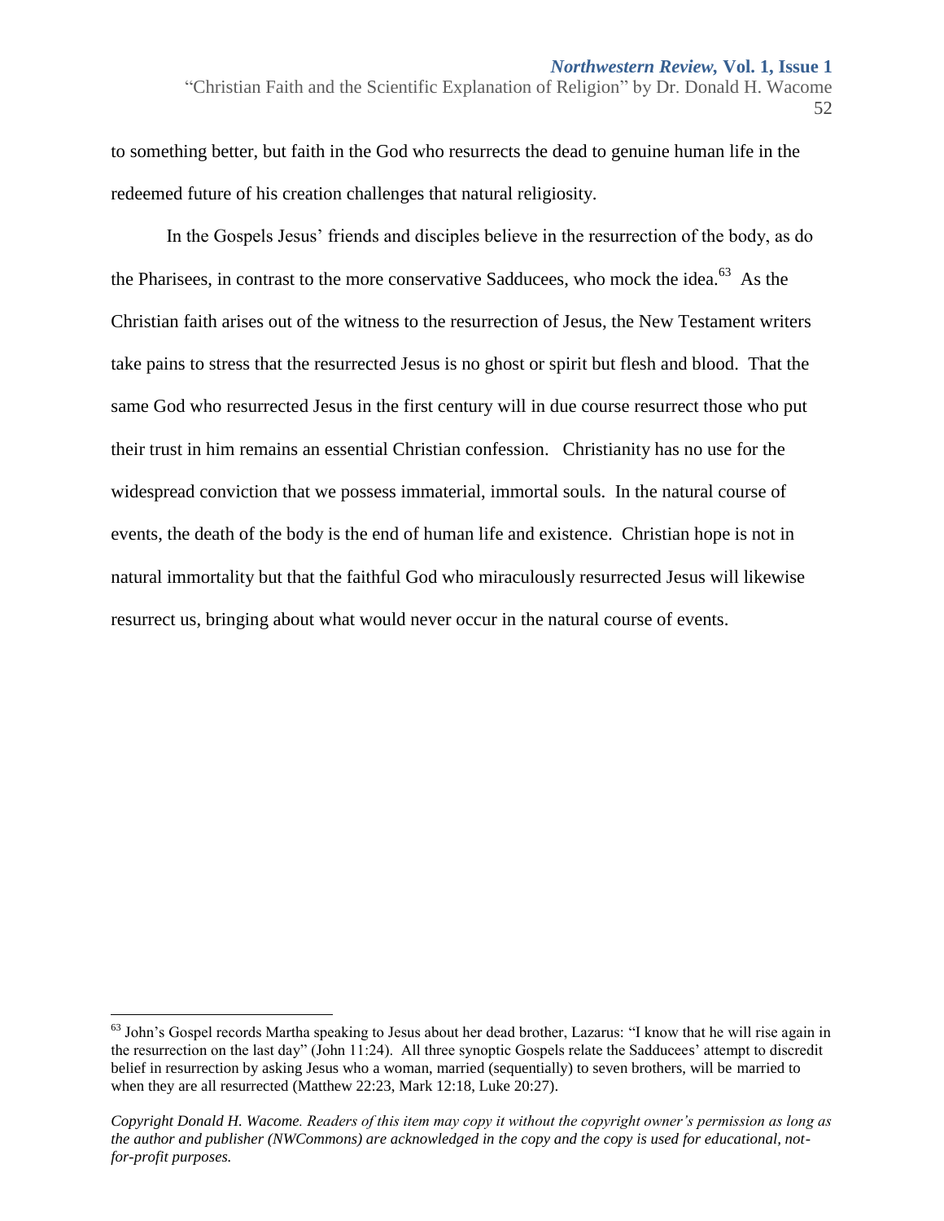to something better, but faith in the God who resurrects the dead to genuine human life in the redeemed future of his creation challenges that natural religiosity.

In the Gospels Jesus' friends and disciples believe in the resurrection of the body, as do the Pharisees, in contrast to the more conservative Sadducees, who mock the idea.[63] As the Christian faith arises out of the witness to the resurrection of Jesus, the New Testament writers take pains to stress that the resurrected Jesus is no ghost or spirit but flesh and blood. That the same God who resurrected Jesus in the first century will in due course resurrect those who put their trust in him remains an essential Christian confession. Christianity has no use for the widespread conviction that we possess immaterial, immortal souls. In the natural course of events, the death of the body is the end of human life and existence. Christian hope is not in natural immortality but that the faithful God who miraculously resurrected Jesus will likewise resurrect us, bringing about what would never occur in the natural course of events.

---

[63] John's Gospel records Martha speaking to Jesus about her dead brother, Lazarus: "I know that he will rise again in the resurrection on the last day" (John 11:24). All three synoptic Gospels relate the Sadducees' attempt to discredit belief in resurrection by asking Jesus who a woman, married (sequentially) to seven brothers, will be married to when they are all resurrected (Matthew 22:23, Mark 12:18, Luke 20:27).

*Copyright Donald H. Wacome. Readers of this item may copy it without the copyright owner's permission as long as the author and publisher (NWCommons) are acknowledged in the copy and the copy is used for educational, not-for-profit purposes.*